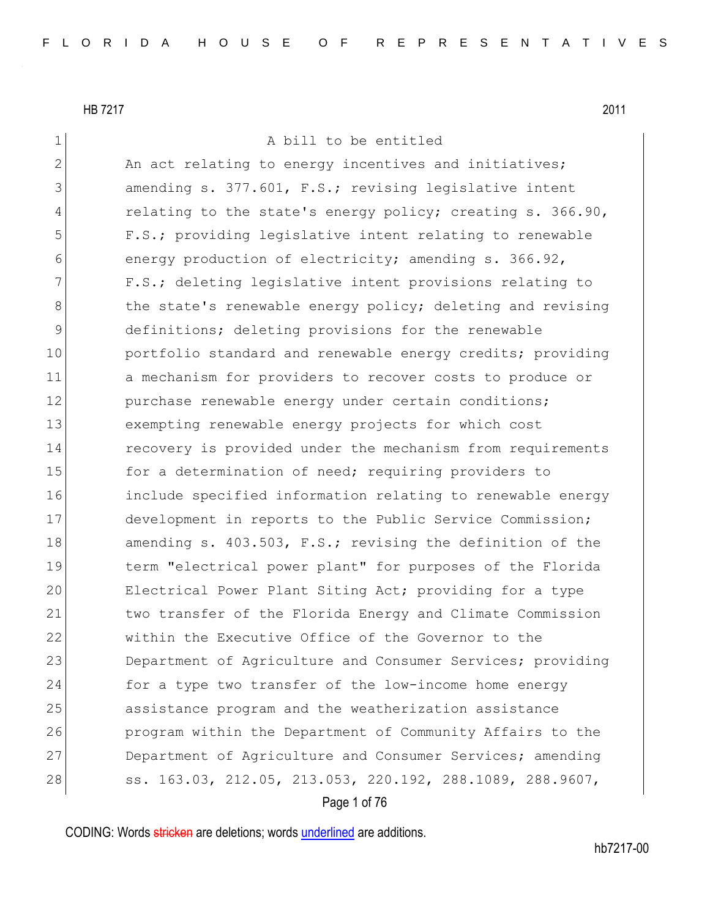HB 7217 2011

1 A bill to be entitled
2 An act relating to energy incentives and initiatives;
3 amending s. 377.601, F.S.; revising legislative intent
4 relating to the state's energy policy; creating s. 366.90,
5 F.S.; providing legislative intent relating to renewable
6 energy production of electricity; amending s. 366.92,
7 F.S.; deleting legislative intent provisions relating to
8 the state's renewable energy policy; deleting and revising
9 definitions; deleting provisions for the renewable
10 portfolio standard and renewable energy credits; providing
11 a mechanism for providers to recover costs to produce or
12 purchase renewable energy under certain conditions;
13 exempting renewable energy projects for which cost
14 recovery is provided under the mechanism from requirements
15 for a determination of need; requiring providers to
16 include specified information relating to renewable energy
17 development in reports to the Public Service Commission;
18 amending s. 403.503, F.S.; revising the definition of the
19 term "electrical power plant" for purposes of the Florida
20 Electrical Power Plant Siting Act; providing for a type
21 two transfer of the Florida Energy and Climate Commission
22 within the Executive Office of the Governor to the
23 Department of Agriculture and Consumer Services; providing
24 for a type two transfer of the low-income home energy
25 assistance program and the weatherization assistance
26 program within the Department of Community Affairs to the
27 Department of Agriculture and Consumer Services; amending
28 ss. 163.03, 212.05, 213.053, 220.192, 288.1089, 288.9607,

CODING: Words stricken are deletions; words underlined are additions.

hb7217-00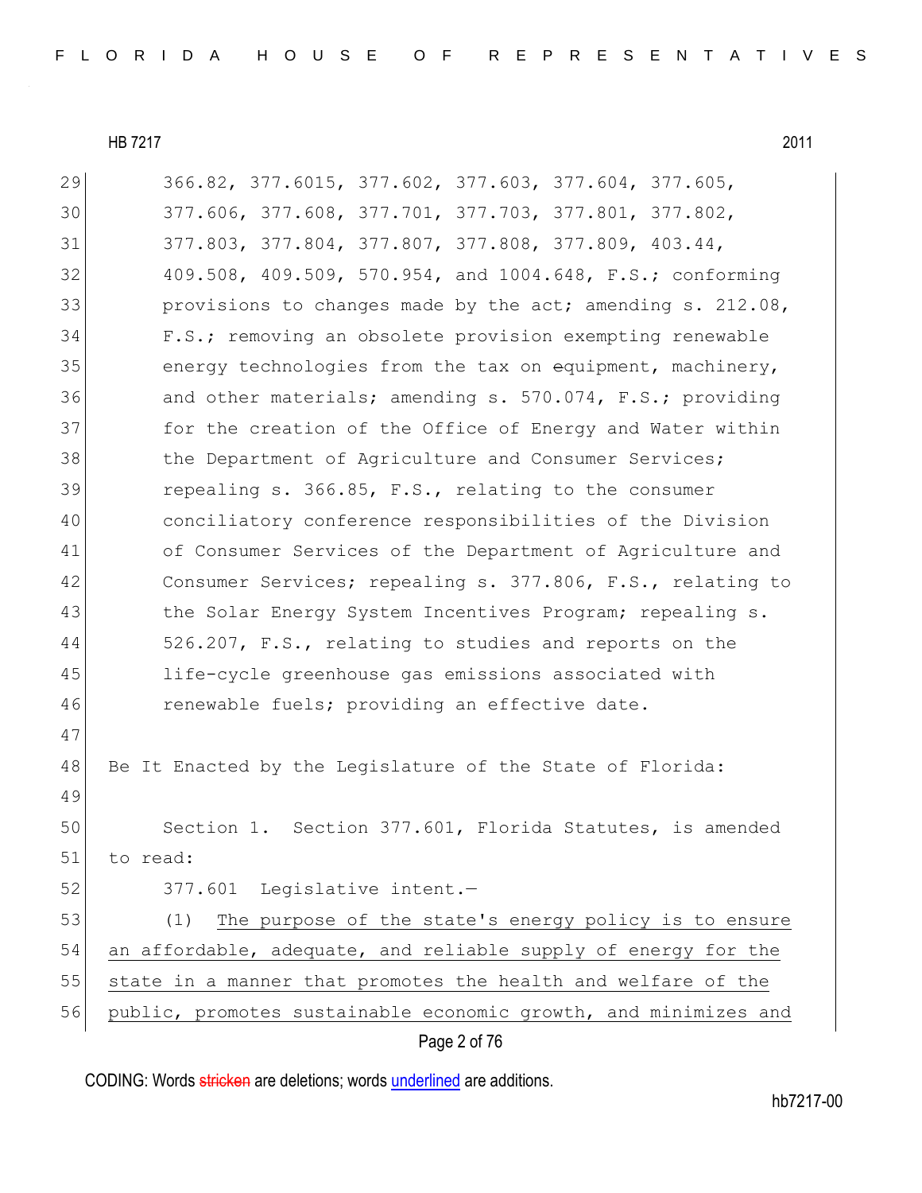366.82, 377.6015, 377.602, 377.603, 377.604, 377.605, 377.606, 377.608, 377.701, 377.703, 377.801, 377.802, 377.803, 377.804, 377.807, 377.808, 377.809, 403.44, 409.508, 409.509, 570.954, and 1004.648, F.S.; conforming provisions to changes made by the act; amending s. 212.08, F.S.; removing an obsolete provision exempting renewable energy technologies from the tax on equipment, machinery, and other materials; amending s. 570.074, F.S.; providing for the creation of the Office of Energy and Water within the Department of Agriculture and Consumer Services; repealing s. 366.85, F.S., relating to the consumer conciliatory conference responsibilities of the Division of Consumer Services of the Department of Agriculture and Consumer Services; repealing s. 377.806, F.S., relating to the Solar Energy System Incentives Program; repealing s. 526.207, F.S., relating to studies and reports on the life-cycle greenhouse gas emissions associated with renewable fuels; providing an effective date.

Be It Enacted by the Legislature of the State of Florida:

Section 1. Section 377.601, Florida Statutes, is amended to read:

377.601 Legislative intent.—

(1) <u>The purpose of the state's energy policy is to ensure an affordable, adequate, and reliable supply of energy for the state in a manner that promotes the health and welfare of the public, promotes sustainable economic growth, and minimizes and</u>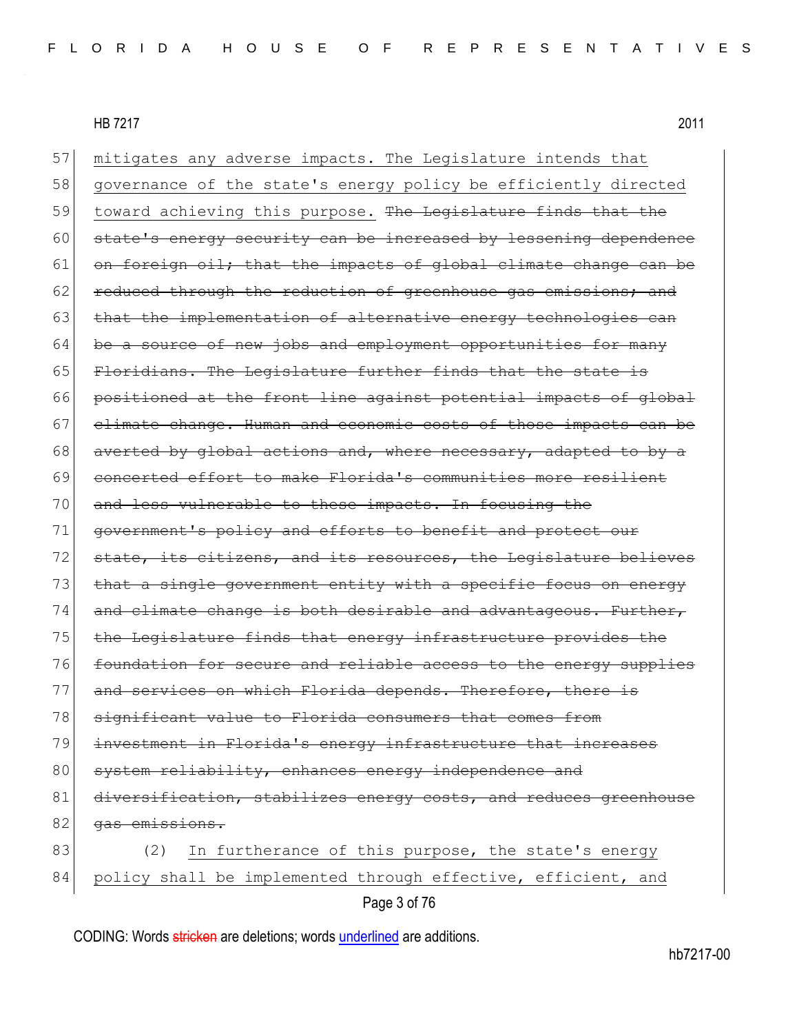57 mitigates any adverse impacts. The Legislature intends that
58 governance of the state's energy policy be efficiently directed
59 toward achieving this purpose. ~~The Legislature finds that the~~
60 ~~state's energy security can be increased by lessening dependence~~
61 ~~on foreign oil; that the impacts of global climate change can be~~
62 ~~reduced through the reduction of greenhouse gas emissions; and~~
63 ~~that the implementation of alternative energy technologies can~~
64 ~~be a source of new jobs and employment opportunities for many~~
65 ~~Floridians. The Legislature further finds that the state is~~
66 ~~positioned at the front line against potential impacts of global~~
67 ~~climate change. Human and economic costs of those impacts can be~~
68 ~~averted by global actions and, where necessary, adapted to by a~~
69 ~~concerted effort to make Florida's communities more resilient~~
70 ~~and less vulnerable to these impacts. In focusing the~~
71 ~~government's policy and efforts to benefit and protect our~~
72 ~~state, its citizens, and its resources, the Legislature believes~~
73 ~~that a single government entity with a specific focus on energy~~
74 ~~and climate change is both desirable and advantageous. Further,~~
75 ~~the Legislature finds that energy infrastructure provides the~~
76 ~~foundation for secure and reliable access to the energy supplies~~
77 ~~and services on which Florida depends. Therefore, there is~~
78 ~~significant value to Florida consumers that comes from~~
79 ~~investment in Florida's energy infrastructure that increases~~
80 ~~system reliability, enhances energy independence and~~
81 ~~diversification, stabilizes energy costs, and reduces greenhouse~~
82 ~~gas emissions.~~
83 (2) In furtherance of this purpose, the state's energy
84 policy shall be implemented through effective, efficient, and

CODING: Words ~~stricken~~ are deletions; words underlined are additions.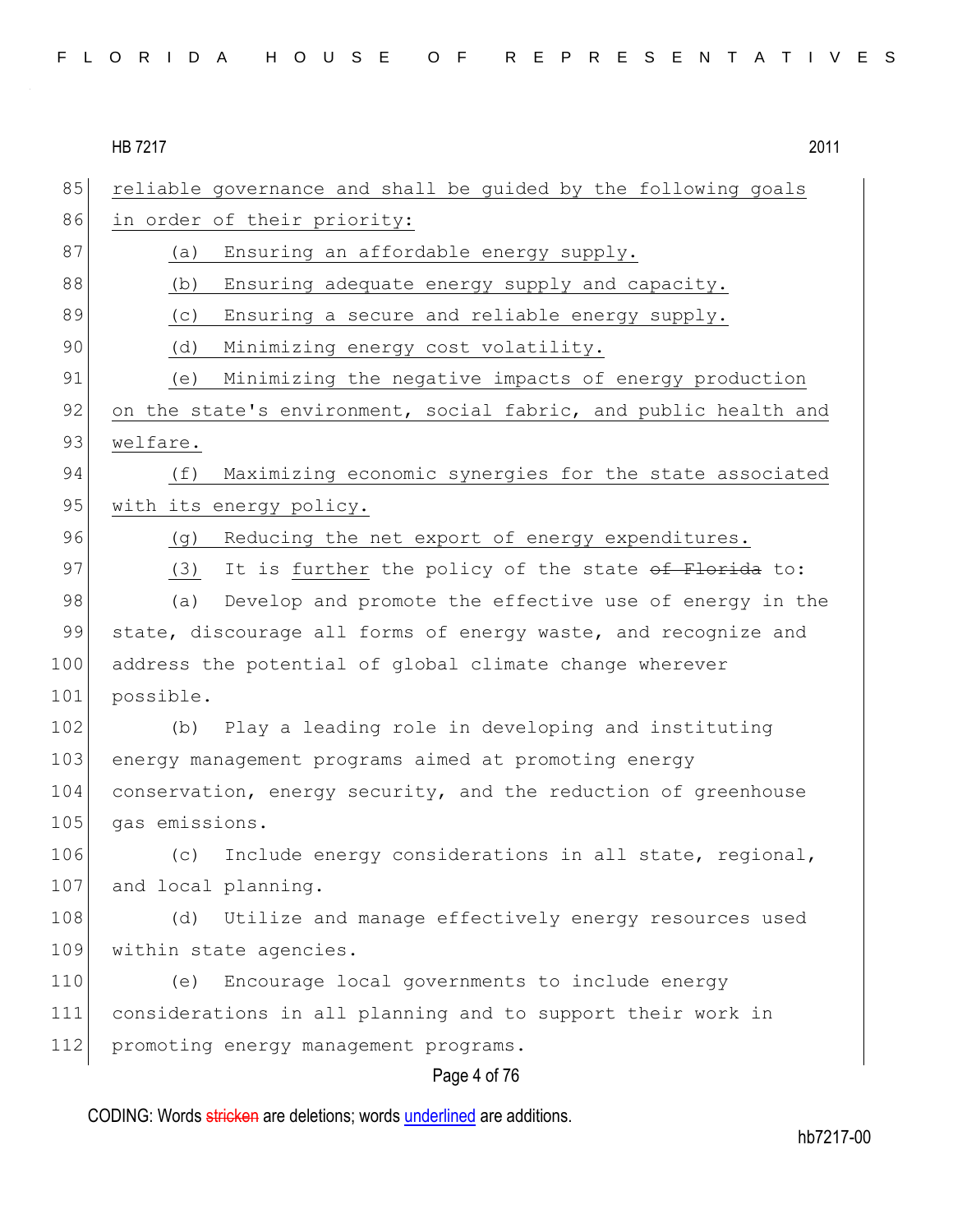reliable governance and shall be guided by the following goals in order of their priority:

(a) Ensuring an affordable energy supply.

(b) Ensuring adequate energy supply and capacity.

(c) Ensuring a secure and reliable energy supply.

(d) Minimizing energy cost volatility.

(e) Minimizing the negative impacts of energy production on the state's environment, social fabric, and public health and welfare.

(f) Maximizing economic synergies for the state associated with its energy policy.

(g) Reducing the net export of energy expenditures.

(3) It is further the policy of the state ~~of Florida~~ to:

(a) Develop and promote the effective use of energy in the state, discourage all forms of energy waste, and recognize and address the potential of global climate change wherever possible.

(b) Play a leading role in developing and instituting energy management programs aimed at promoting energy conservation, energy security, and the reduction of greenhouse gas emissions.

(c) Include energy considerations in all state, regional, and local planning.

(d) Utilize and manage effectively energy resources used within state agencies.

(e) Encourage local governments to include energy considerations in all planning and to support their work in promoting energy management programs.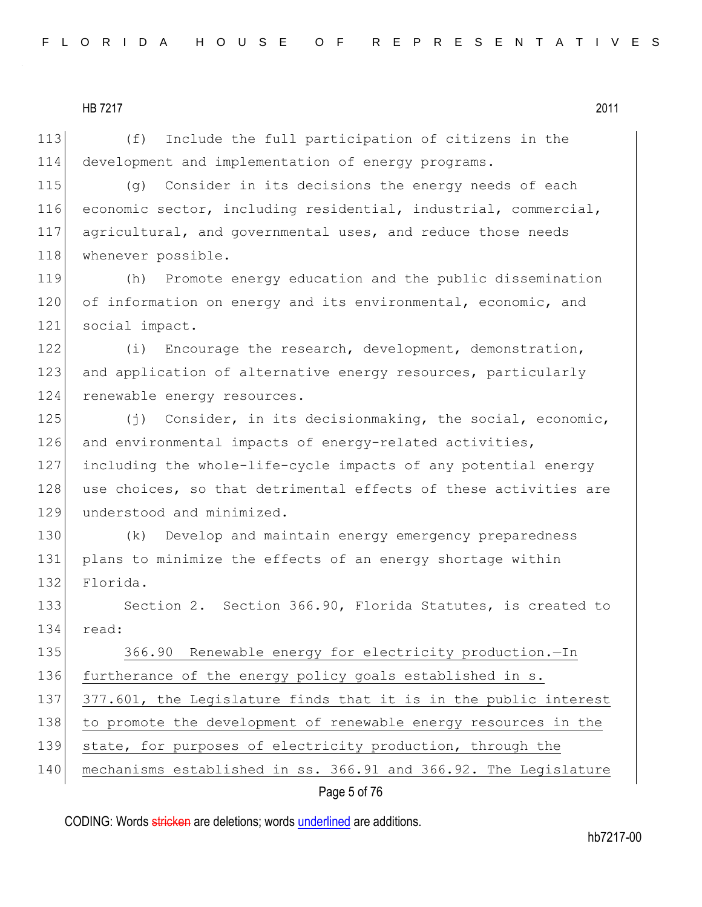(f) Include the full participation of citizens in the development and implementation of energy programs.

(g) Consider in its decisions the energy needs of each economic sector, including residential, industrial, commercial, agricultural, and governmental uses, and reduce those needs whenever possible.

(h) Promote energy education and the public dissemination of information on energy and its environmental, economic, and social impact.

(i) Encourage the research, development, demonstration, and application of alternative energy resources, particularly renewable energy resources.

(j) Consider, in its decisionmaking, the social, economic, and environmental impacts of energy-related activities, including the whole-life-cycle impacts of any potential energy use choices, so that detrimental effects of these activities are understood and minimized.

(k) Develop and maintain energy emergency preparedness plans to minimize the effects of an energy shortage within Florida.

Section 2. Section 366.90, Florida Statutes, is created to read:

366.90 Renewable energy for electricity production.—In furtherance of the energy policy goals established in s. 377.601, the Legislature finds that it is in the public interest to promote the development of renewable energy resources in the state, for purposes of electricity production, through the mechanisms established in ss. 366.91 and 366.92. The Legislature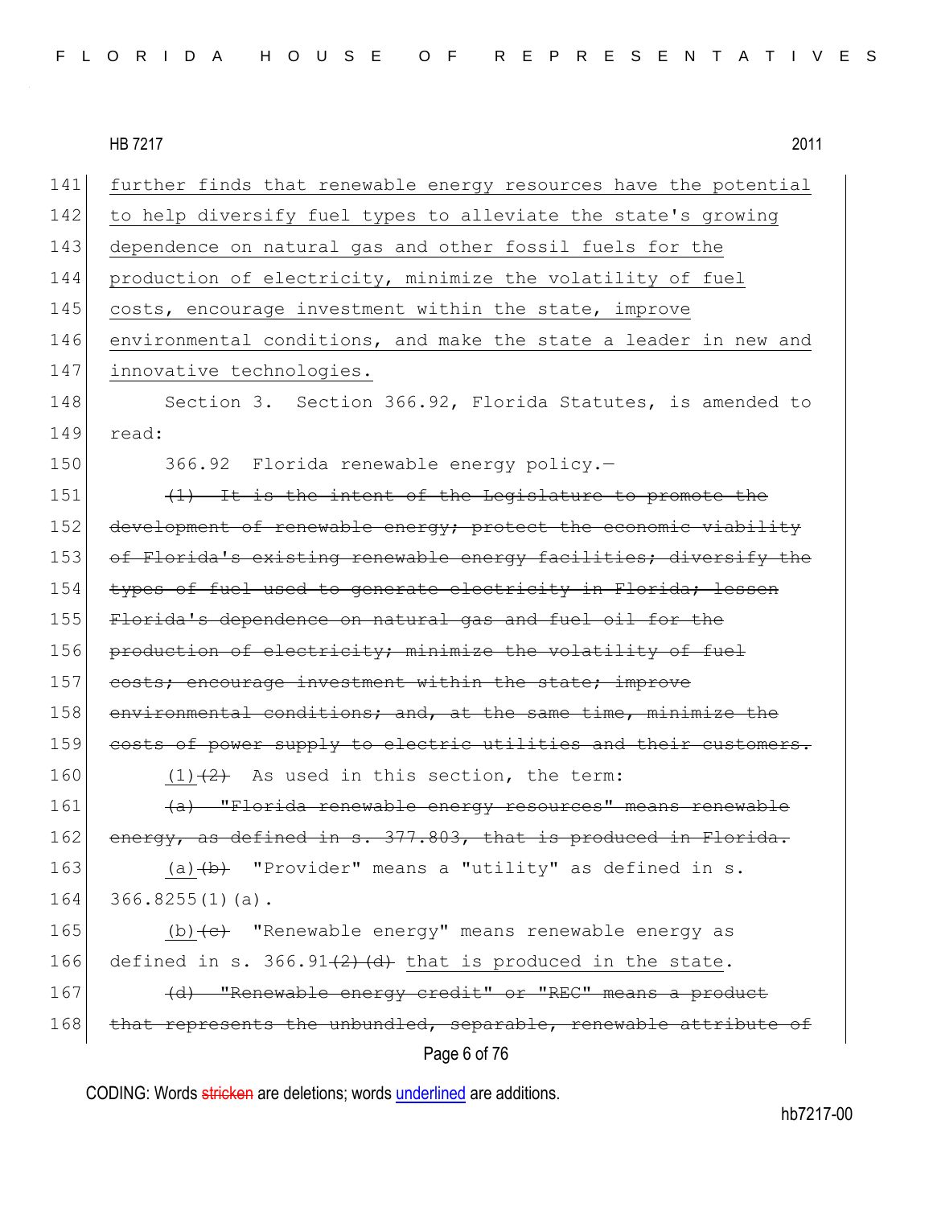141 further finds that renewable energy resources have the potential
142 to help diversify fuel types to alleviate the state's growing
143 dependence on natural gas and other fossil fuels for the
144 production of electricity, minimize the volatility of fuel
145 costs, encourage investment within the state, improve
146 environmental conditions, and make the state a leader in new and
147 innovative technologies.

148 Section 3. Section 366.92, Florida Statutes, is amended to
149 read:

150 366.92 Florida renewable energy policy.—

151 ~~(1) It is the intent of the Legislature to promote the~~
152 ~~development of renewable energy; protect the economic viability~~
153 ~~of Florida's existing renewable energy facilities; diversify the~~
154 ~~types of fuel used to generate electricity in Florida; lessen~~
155 ~~Florida's dependence on natural gas and fuel oil for the~~
156 ~~production of electricity; minimize the volatility of fuel~~
157 ~~costs; encourage investment within the state; improve~~
158 ~~environmental conditions; and, at the same time, minimize the~~
159 ~~costs of power supply to electric utilities and their customers.~~

160 (1)~~(2)~~ As used in this section, the term:

161 ~~(a) "Florida renewable energy resources" means renewable~~
162 ~~energy, as defined in s. 377.803, that is produced in Florida.~~

163 (a)~~(b)~~ "Provider" means a "utility" as defined in s.
164 366.8255(1)(a).

165 (b)~~(c)~~ "Renewable energy" means renewable energy as
166 defined in s. 366.91~~(2)(d)~~ that is produced in the state.

167 ~~(d) "Renewable energy credit" or "REC" means a product~~
168 ~~that represents the unbundled, separable, renewable attribute of~~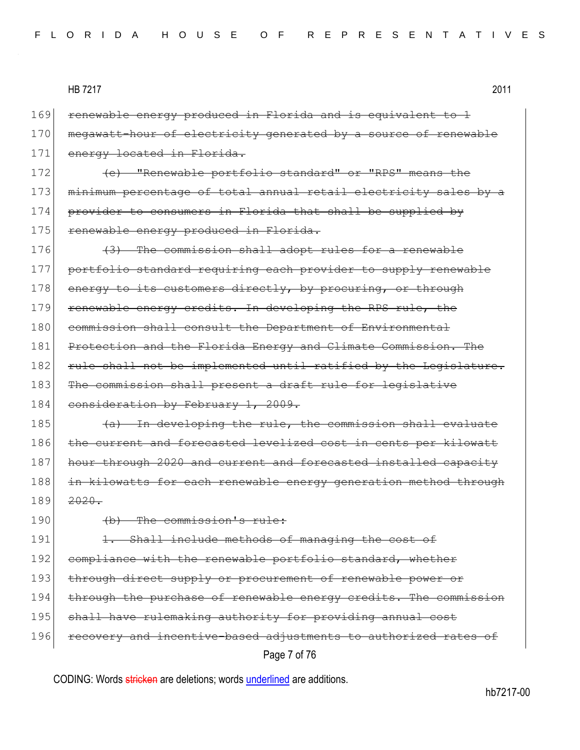169 ~~renewable energy produced in Florida and is equivalent to 1~~
170 ~~megawatt-hour of electricity generated by a source of renewable~~
171 ~~energy located in Florida.~~

172 ~~(e) "Renewable portfolio standard" or "RPS" means the~~
173 ~~minimum percentage of total annual retail electricity sales by a~~
174 ~~provider to consumers in Florida that shall be supplied by~~
175 ~~renewable energy produced in Florida.~~

176 ~~(3) The commission shall adopt rules for a renewable~~
177 ~~portfolio standard requiring each provider to supply renewable~~
178 ~~energy to its customers directly, by procuring, or through~~
179 ~~renewable energy credits. In developing the RPS rule, the~~
180 ~~commission shall consult the Department of Environmental~~
181 ~~Protection and the Florida Energy and Climate Commission. The~~
182 ~~rule shall not be implemented until ratified by the Legislature.~~
183 ~~The commission shall present a draft rule for legislative~~
184 ~~consideration by February 1, 2009.~~

185 ~~(a) In developing the rule, the commission shall evaluate~~
186 ~~the current and forecasted levelized cost in cents per kilowatt~~
187 ~~hour through 2020 and current and forecasted installed capacity~~
188 ~~in kilowatts for each renewable energy generation method through~~
189 ~~2020.~~

190 ~~(b) The commission's rule:~~

191 ~~1. Shall include methods of managing the cost of~~
192 ~~compliance with the renewable portfolio standard, whether~~
193 ~~through direct supply or procurement of renewable power or~~
194 ~~through the purchase of renewable energy credits. The commission~~
195 ~~shall have rulemaking authority for providing annual cost~~
196 ~~recovery and incentive-based adjustments to authorized rates of~~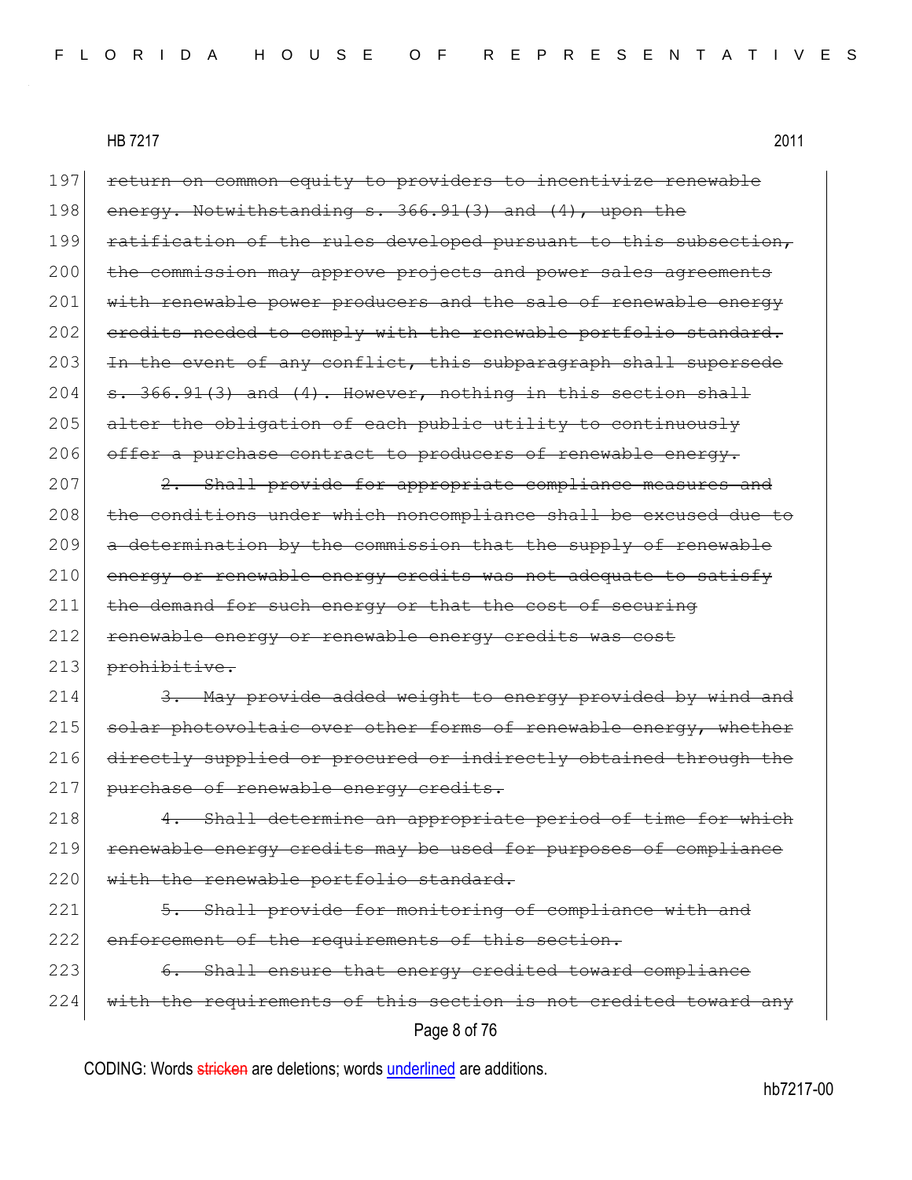~~return on common equity to providers to incentivize renewable energy. Notwithstanding s. 366.91(3) and (4), upon the ratification of the rules developed pursuant to this subsection, the commission may approve projects and power sales agreements with renewable power producers and the sale of renewable energy credits needed to comply with the renewable portfolio standard. In the event of any conflict, this subparagraph shall supersede s. 366.91(3) and (4). However, nothing in this section shall alter the obligation of each public utility to continuously offer a purchase contract to producers of renewable energy.~~

~~2. Shall provide for appropriate compliance measures and the conditions under which noncompliance shall be excused due to a determination by the commission that the supply of renewable energy or renewable energy credits was not adequate to satisfy the demand for such energy or that the cost of securing renewable energy or renewable energy credits was cost prohibitive.~~

~~3. May provide added weight to energy provided by wind and solar photovoltaic over other forms of renewable energy, whether directly supplied or procured or indirectly obtained through the purchase of renewable energy credits.~~

~~4. Shall determine an appropriate period of time for which renewable energy credits may be used for purposes of compliance with the renewable portfolio standard.~~

~~5. Shall provide for monitoring of compliance with and enforcement of the requirements of this section.~~

~~6. Shall ensure that energy credited toward compliance with the requirements of this section is not credited toward any~~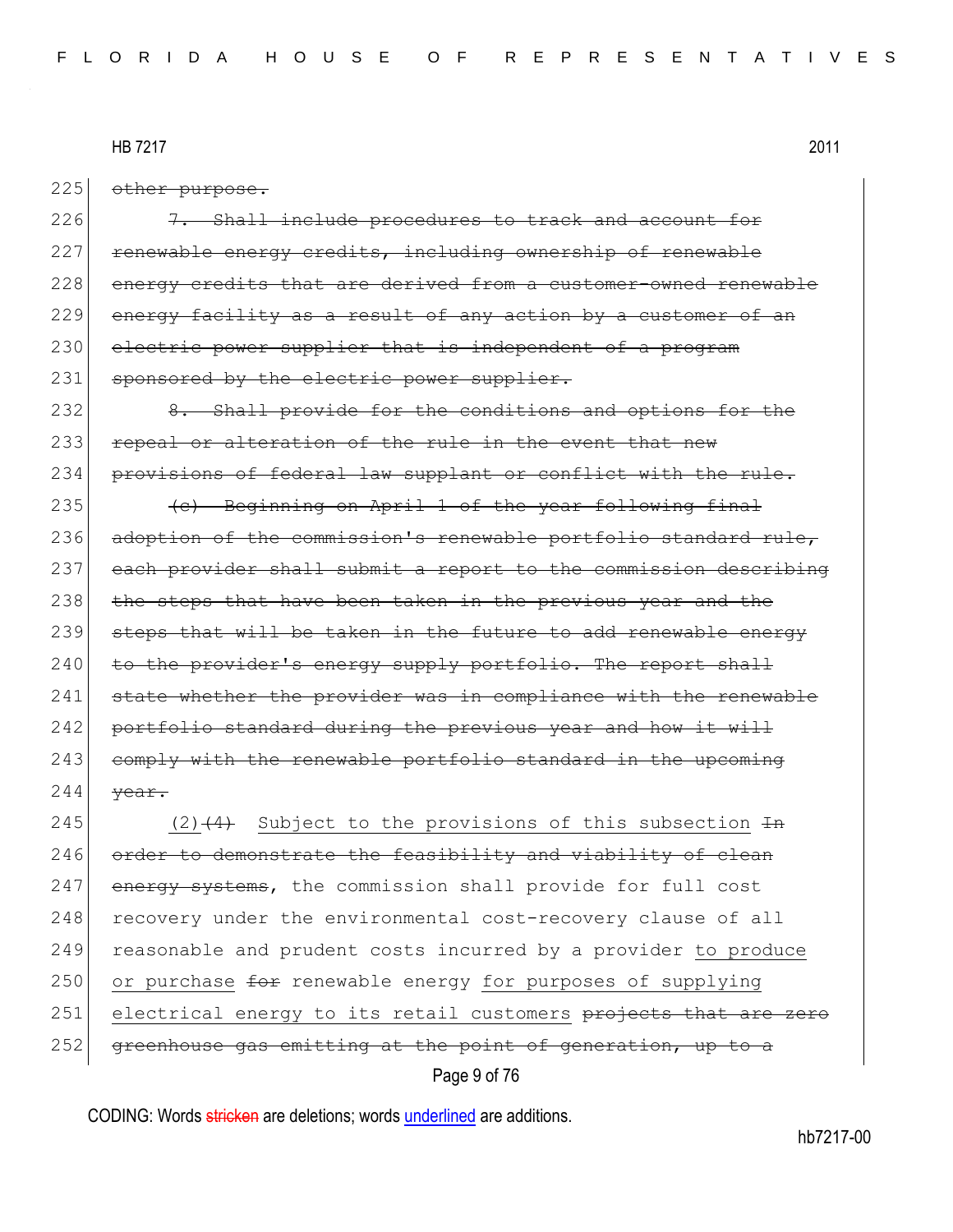225 ~~other purpose.~~

226 ~~7. Shall include procedures to track and account for~~
227 ~~renewable energy credits, including ownership of renewable~~
228 ~~energy credits that are derived from a customer-owned renewable~~
229 ~~energy facility as a result of any action by a customer of an~~
230 ~~electric power supplier that is independent of a program~~
231 ~~sponsored by the electric power supplier.~~

232 ~~8. Shall provide for the conditions and options for the~~
233 ~~repeal or alteration of the rule in the event that new~~
234 ~~provisions of federal law supplant or conflict with the rule.~~

235 ~~(c) Beginning on April 1 of the year following final~~
236 ~~adoption of the commission's renewable portfolio standard rule,~~
237 ~~each provider shall submit a report to the commission describing~~
238 ~~the steps that have been taken in the previous year and the~~
239 ~~steps that will be taken in the future to add renewable energy~~
240 ~~to the provider's energy supply portfolio. The report shall~~
241 ~~state whether the provider was in compliance with the renewable~~
242 ~~portfolio standard during the previous year and how it will~~
243 ~~comply with the renewable portfolio standard in the upcoming~~
244 ~~year.~~

245 <u>(2)</u>~~(4)~~ <u>Subject to the provisions of this subsection</u> ~~In~~
246 ~~order to demonstrate the feasibility and viability of clean~~
247 ~~energy systems~~, the commission shall provide for full cost
248 recovery under the environmental cost-recovery clause of all
249 reasonable and prudent costs incurred by a provider <u>to produce</u>
250 <u>or purchase</u> ~~for~~ renewable energy <u>for purposes of supplying</u>
251 <u>electrical energy to its retail customers</u> ~~projects that are zero~~
252 ~~greenhouse gas emitting at the point of generation, up to a~~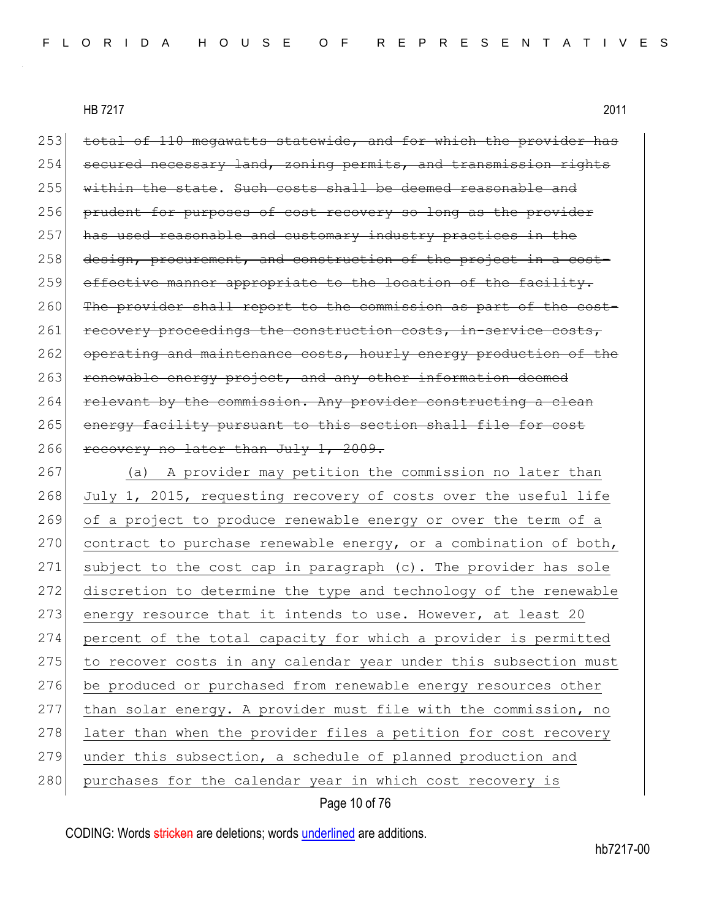~~total of 110 megawatts statewide, and for which the provider has secured necessary land, zoning permits, and transmission rights within the state. Such costs shall be deemed reasonable and prudent for purposes of cost recovery so long as the provider has used reasonable and customary industry practices in the design, procurement, and construction of the project in a cost-effective manner appropriate to the location of the facility. The provider shall report to the commission as part of the cost-recovery proceedings the construction costs, in-service costs, operating and maintenance costs, hourly energy production of the renewable energy project, and any other information deemed relevant by the commission. Any provider constructing a clean energy facility pursuant to this section shall file for cost recovery no later than July 1, 2009.~~

<u>(a) A provider may petition the commission no later than July 1, 2015, requesting recovery of costs over the useful life of a project to produce renewable energy or over the term of a contract to purchase renewable energy, or a combination of both, subject to the cost cap in paragraph (c). The provider has sole discretion to determine the type and technology of the renewable energy resource that it intends to use. However, at least 20 percent of the total capacity for which a provider is permitted to recover costs in any calendar year under this subsection must be produced or purchased from renewable energy resources other than solar energy. A provider must file with the commission, no later than when the provider files a petition for cost recovery under this subsection, a schedule of planned production and purchases for the calendar year in which cost recovery is</u>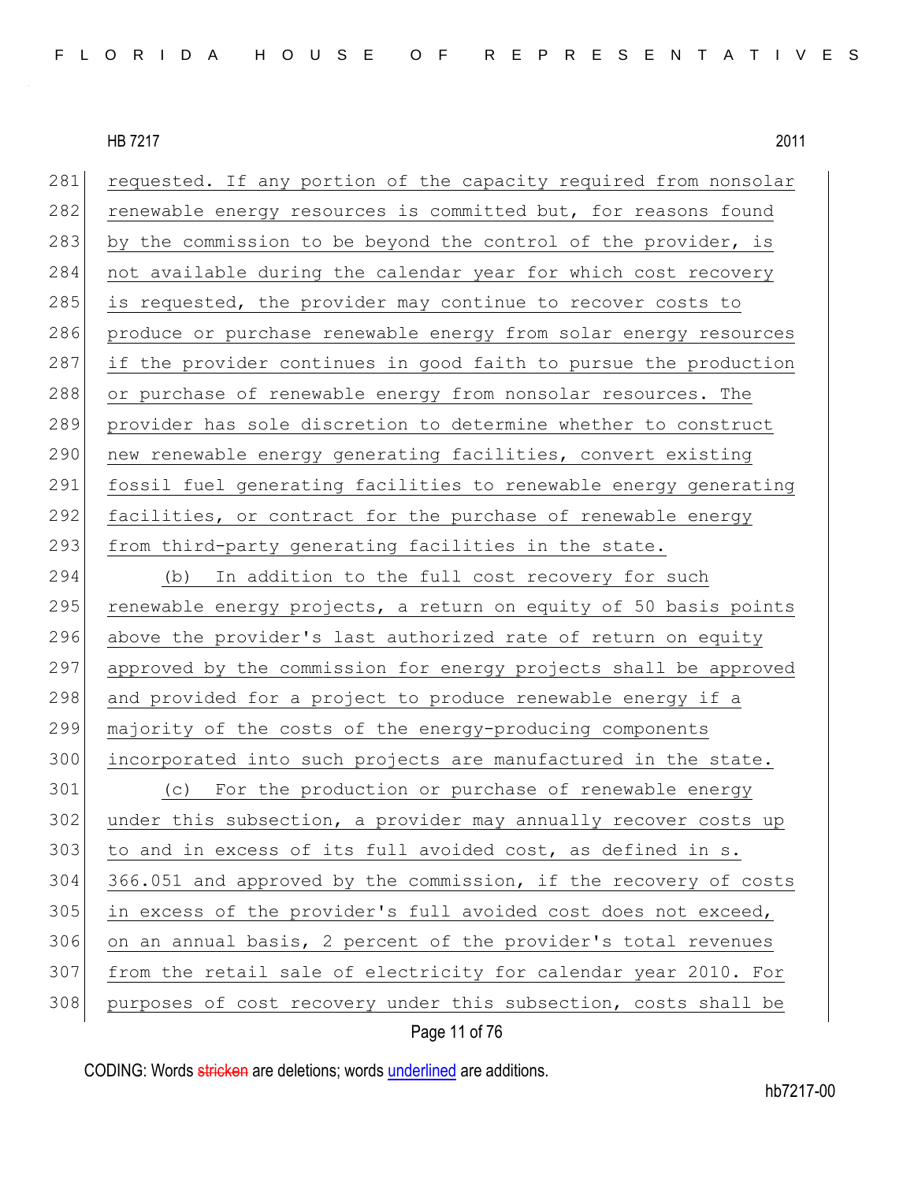requested. If any portion of the capacity required from nonsolar renewable energy resources is committed but, for reasons found by the commission to be beyond the control of the provider, is not available during the calendar year for which cost recovery is requested, the provider may continue to recover costs to produce or purchase renewable energy from solar energy resources if the provider continues in good faith to pursue the production or purchase of renewable energy from nonsolar resources. The provider has sole discretion to determine whether to construct new renewable energy generating facilities, convert existing fossil fuel generating facilities to renewable energy generating facilities, or contract for the purchase of renewable energy from third-party generating facilities in the state.

(b) In addition to the full cost recovery for such renewable energy projects, a return on equity of 50 basis points above the provider's last authorized rate of return on equity approved by the commission for energy projects shall be approved and provided for a project to produce renewable energy if a majority of the costs of the energy-producing components incorporated into such projects are manufactured in the state.

(c) For the production or purchase of renewable energy under this subsection, a provider may annually recover costs up to and in excess of its full avoided cost, as defined in s. 366.051 and approved by the commission, if the recovery of costs in excess of the provider's full avoided cost does not exceed, on an annual basis, 2 percent of the provider's total revenues from the retail sale of electricity for calendar year 2010. For purposes of cost recovery under this subsection, costs shall be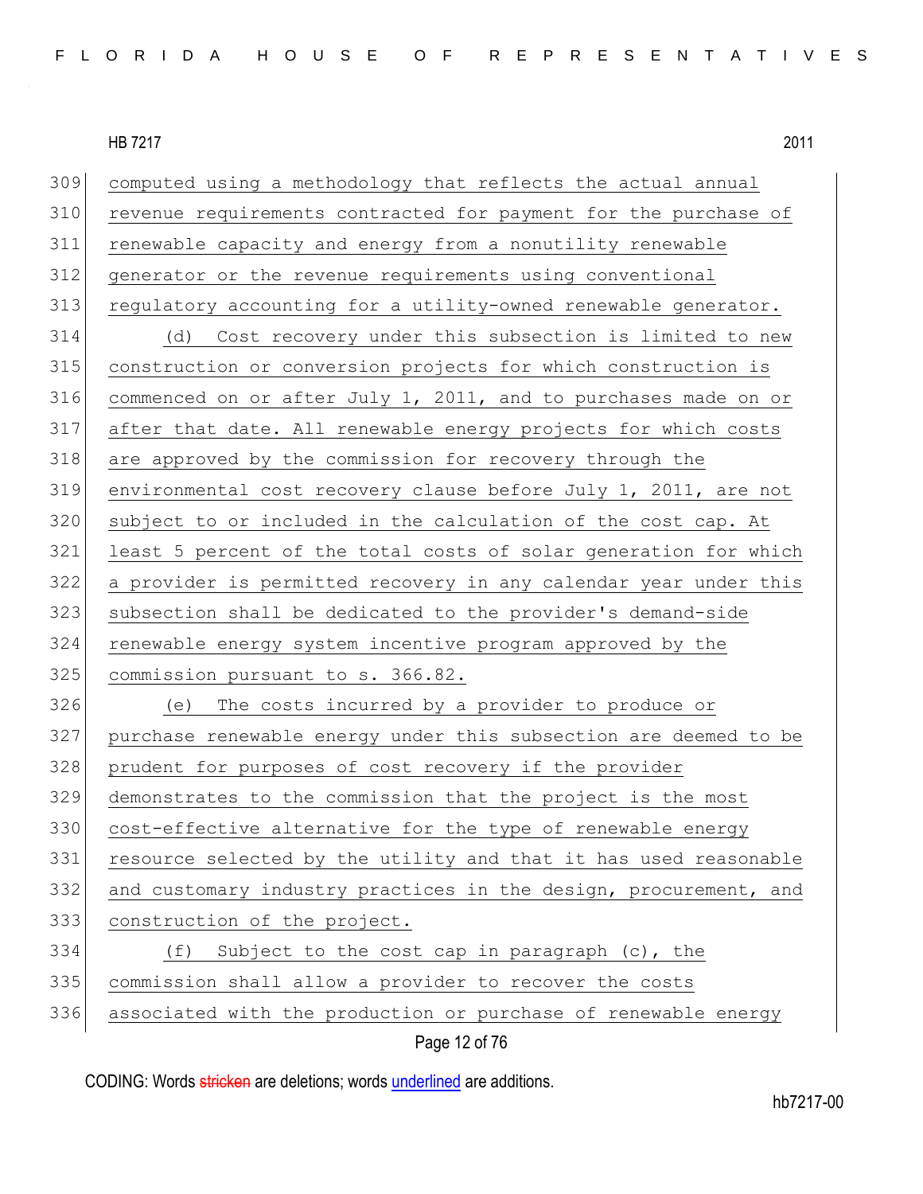computed using a methodology that reflects the actual annual revenue requirements contracted for payment for the purchase of renewable capacity and energy from a nonutility renewable generator or the revenue requirements using conventional regulatory accounting for a utility-owned renewable generator.

(d) Cost recovery under this subsection is limited to new construction or conversion projects for which construction is commenced on or after July 1, 2011, and to purchases made on or after that date. All renewable energy projects for which costs are approved by the commission for recovery through the environmental cost recovery clause before July 1, 2011, are not subject to or included in the calculation of the cost cap. At least 5 percent of the total costs of solar generation for which a provider is permitted recovery in any calendar year under this subsection shall be dedicated to the provider's demand-side renewable energy system incentive program approved by the commission pursuant to s. 366.82.

(e) The costs incurred by a provider to produce or purchase renewable energy under this subsection are deemed to be prudent for purposes of cost recovery if the provider demonstrates to the commission that the project is the most cost-effective alternative for the type of renewable energy resource selected by the utility and that it has used reasonable and customary industry practices in the design, procurement, and construction of the project.

(f) Subject to the cost cap in paragraph (c), the commission shall allow a provider to recover the costs associated with the production or purchase of renewable energy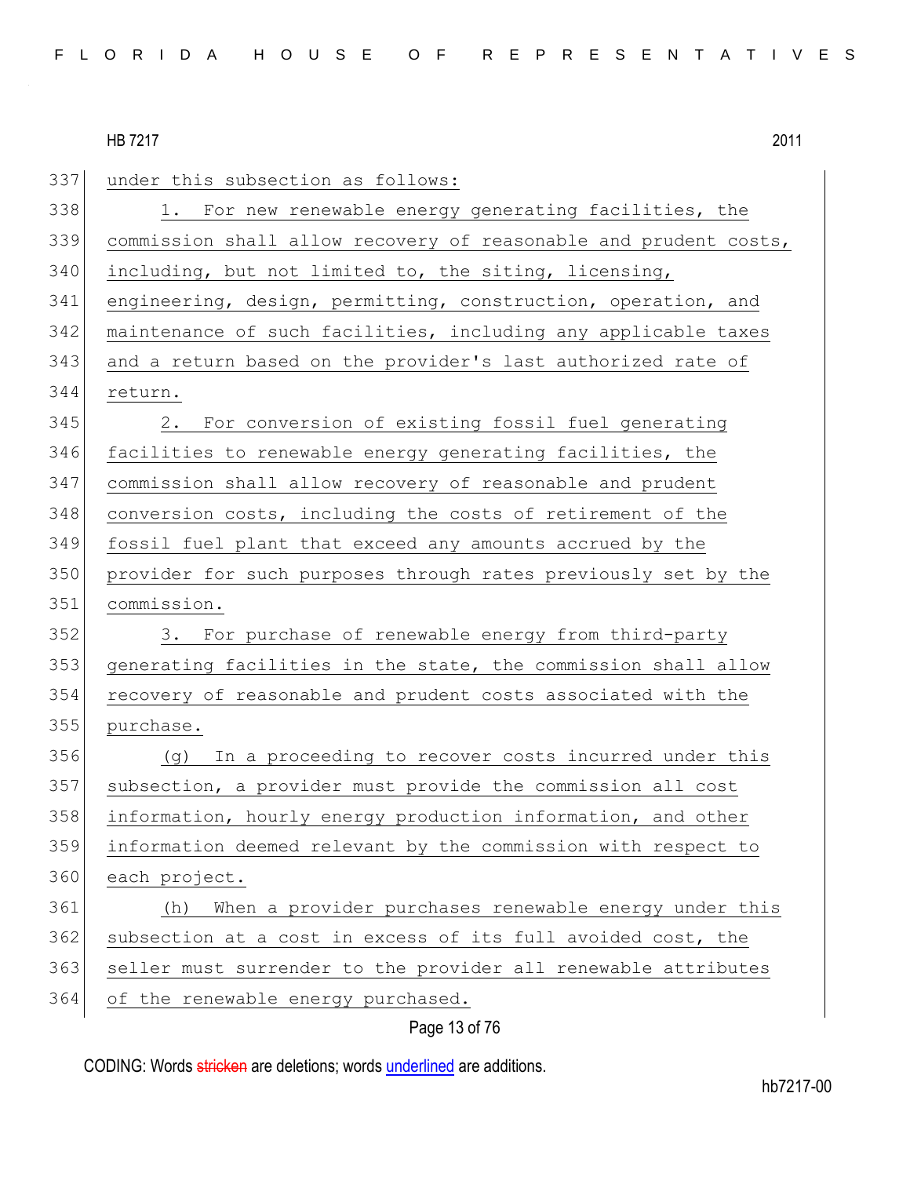under this subsection as follows:

1. For new renewable energy generating facilities, the commission shall allow recovery of reasonable and prudent costs, including, but not limited to, the siting, licensing, engineering, design, permitting, construction, operation, and maintenance of such facilities, including any applicable taxes and a return based on the provider's last authorized rate of return.

2. For conversion of existing fossil fuel generating facilities to renewable energy generating facilities, the commission shall allow recovery of reasonable and prudent conversion costs, including the costs of retirement of the fossil fuel plant that exceed any amounts accrued by the provider for such purposes through rates previously set by the commission.

3. For purchase of renewable energy from third-party generating facilities in the state, the commission shall allow recovery of reasonable and prudent costs associated with the purchase.

(g) In a proceeding to recover costs incurred under this subsection, a provider must provide the commission all cost information, hourly energy production information, and other information deemed relevant by the commission with respect to each project.

(h) When a provider purchases renewable energy under this subsection at a cost in excess of its full avoided cost, the seller must surrender to the provider all renewable attributes of the renewable energy purchased.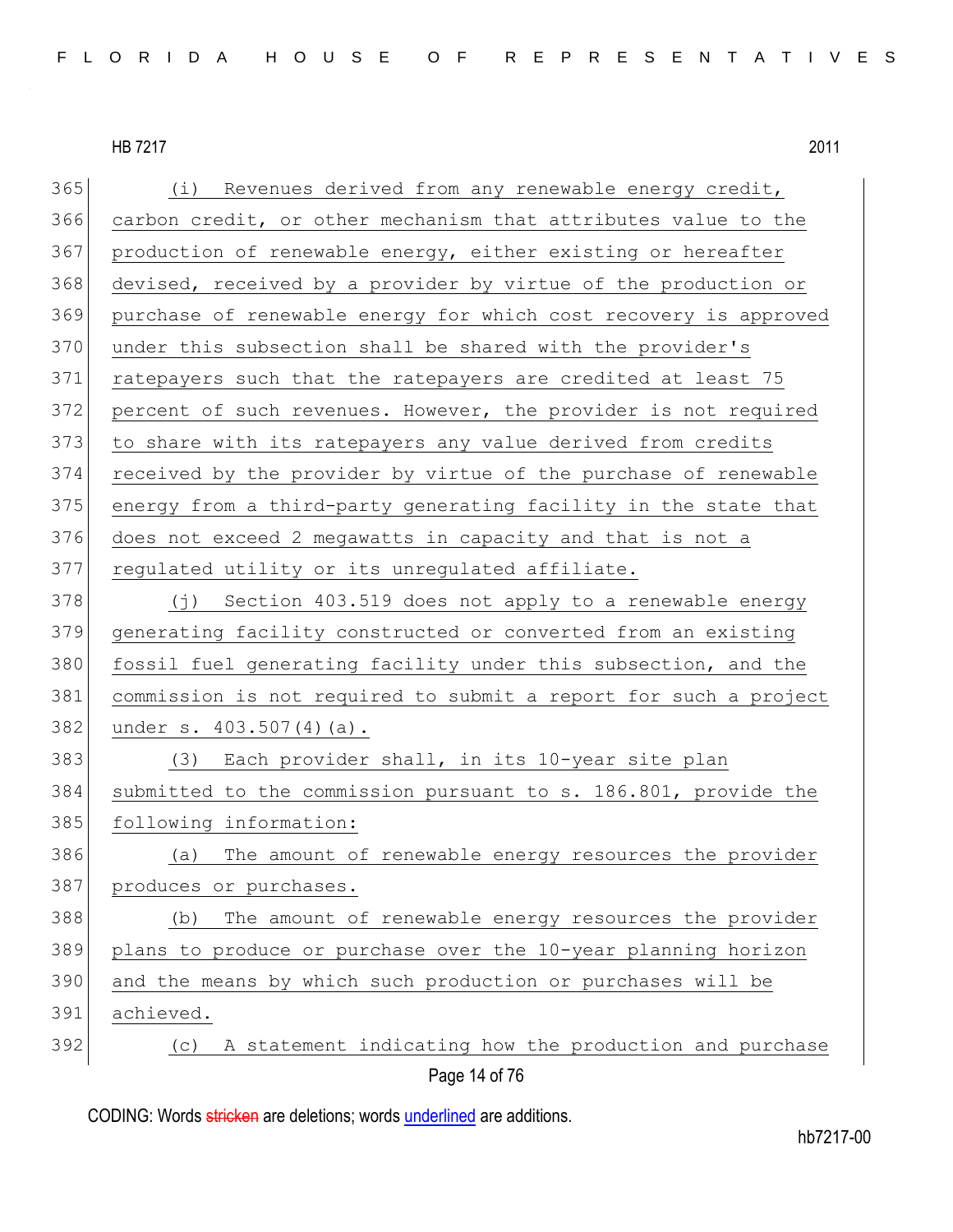(i) Revenues derived from any renewable energy credit, carbon credit, or other mechanism that attributes value to the production of renewable energy, either existing or hereafter devised, received by a provider by virtue of the production or purchase of renewable energy for which cost recovery is approved under this subsection shall be shared with the provider's ratepayers such that the ratepayers are credited at least 75 percent of such revenues. However, the provider is not required to share with its ratepayers any value derived from credits received by the provider by virtue of the purchase of renewable energy from a third-party generating facility in the state that does not exceed 2 megawatts in capacity and that is not a regulated utility or its unregulated affiliate.

(j) Section 403.519 does not apply to a renewable energy generating facility constructed or converted from an existing fossil fuel generating facility under this subsection, and the commission is not required to submit a report for such a project under s. 403.507(4)(a).

(3) Each provider shall, in its 10-year site plan submitted to the commission pursuant to s. 186.801, provide the following information:

(a) The amount of renewable energy resources the provider produces or purchases.

(b) The amount of renewable energy resources the provider plans to produce or purchase over the 10-year planning horizon and the means by which such production or purchases will be achieved.

(c) A statement indicating how the production and purchase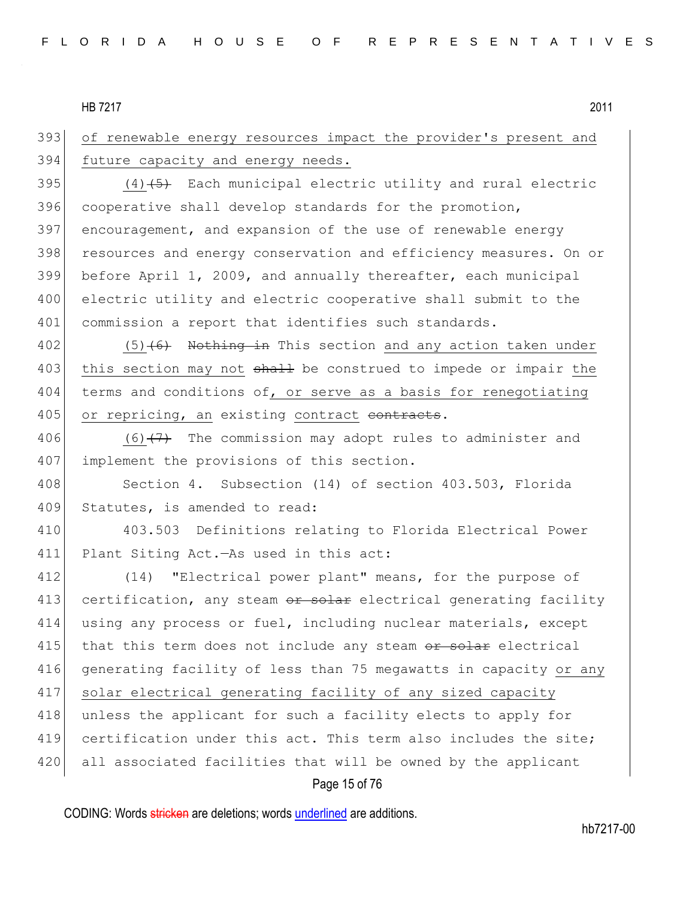of renewable energy resources impact the provider's present and future capacity and energy needs.

(4)~~(5)~~ Each municipal electric utility and rural electric cooperative shall develop standards for the promotion, encouragement, and expansion of the use of renewable energy resources and energy conservation and efficiency measures. On or before April 1, 2009, and annually thereafter, each municipal electric utility and electric cooperative shall submit to the commission a report that identifies such standards.

(5)~~(6)~~ ~~Nothing in~~ This section and any action taken under this section may not ~~shall~~ be construed to impede or impair the terms and conditions of, or serve as a basis for renegotiating or repricing, an existing contract ~~contracts~~.

(6)~~(7)~~ The commission may adopt rules to administer and implement the provisions of this section.

Section 4. Subsection (14) of section 403.503, Florida Statutes, is amended to read:

403.503 Definitions relating to Florida Electrical Power Plant Siting Act.—As used in this act:

(14) "Electrical power plant" means, for the purpose of certification, any steam ~~or solar~~ electrical generating facility using any process or fuel, including nuclear materials, except that this term does not include any steam ~~or solar~~ electrical generating facility of less than 75 megawatts in capacity or any solar electrical generating facility of any sized capacity unless the applicant for such a facility elects to apply for certification under this act. This term also includes the site; all associated facilities that will be owned by the applicant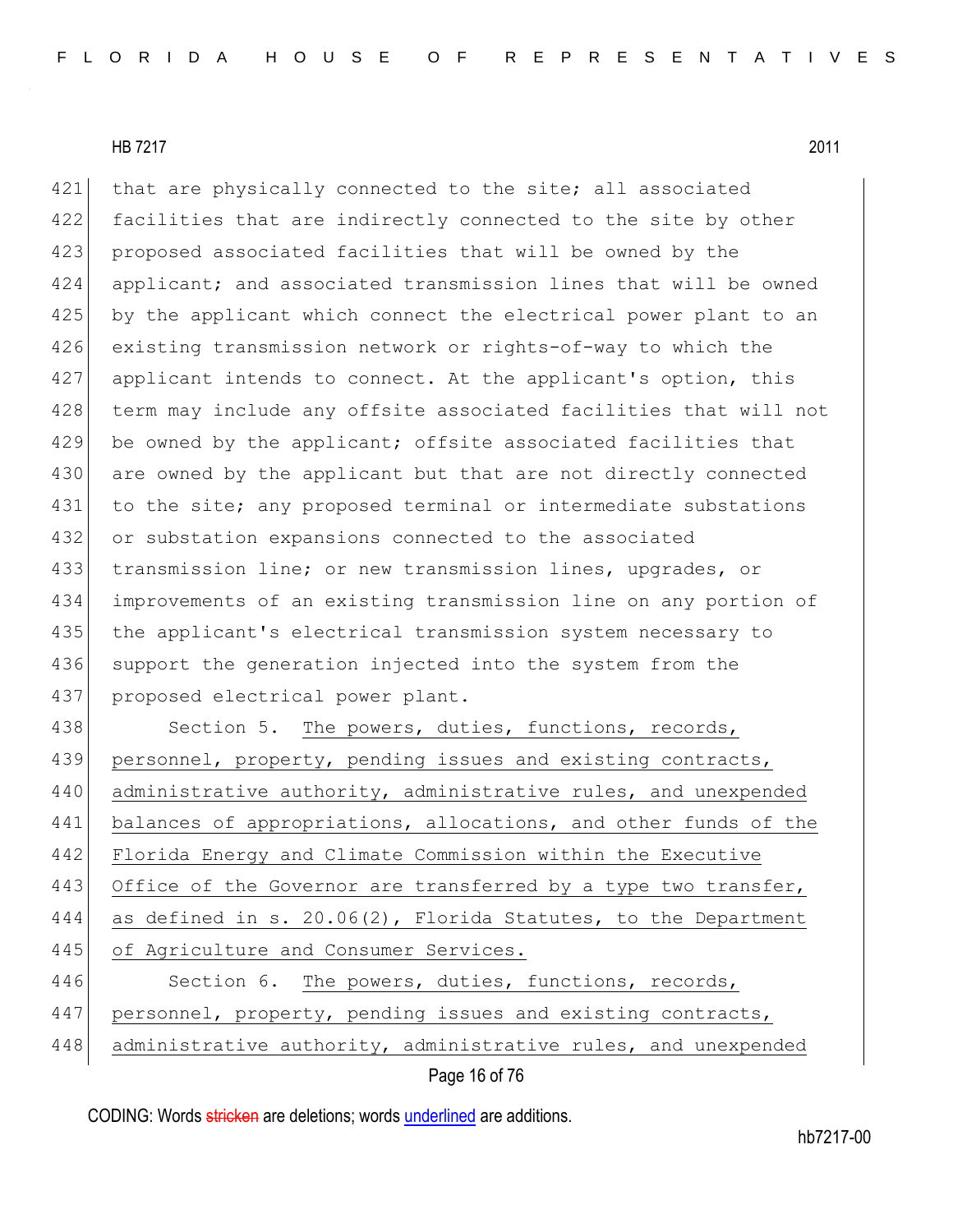that are physically connected to the site; all associated facilities that are indirectly connected to the site by other proposed associated facilities that will be owned by the applicant; and associated transmission lines that will be owned by the applicant which connect the electrical power plant to an existing transmission network or rights-of-way to which the applicant intends to connect. At the applicant's option, this term may include any offsite associated facilities that will not be owned by the applicant; offsite associated facilities that are owned by the applicant but that are not directly connected to the site; any proposed terminal or intermediate substations or substation expansions connected to the associated transmission line; or new transmission lines, upgrades, or improvements of an existing transmission line on any portion of the applicant's electrical transmission system necessary to support the generation injected into the system from the proposed electrical power plant.

Section 5. The powers, duties, functions, records, personnel, property, pending issues and existing contracts, administrative authority, administrative rules, and unexpended balances of appropriations, allocations, and other funds of the Florida Energy and Climate Commission within the Executive Office of the Governor are transferred by a type two transfer, as defined in s. 20.06(2), Florida Statutes, to the Department of Agriculture and Consumer Services.

Section 6. The powers, duties, functions, records, personnel, property, pending issues and existing contracts, administrative authority, administrative rules, and unexpended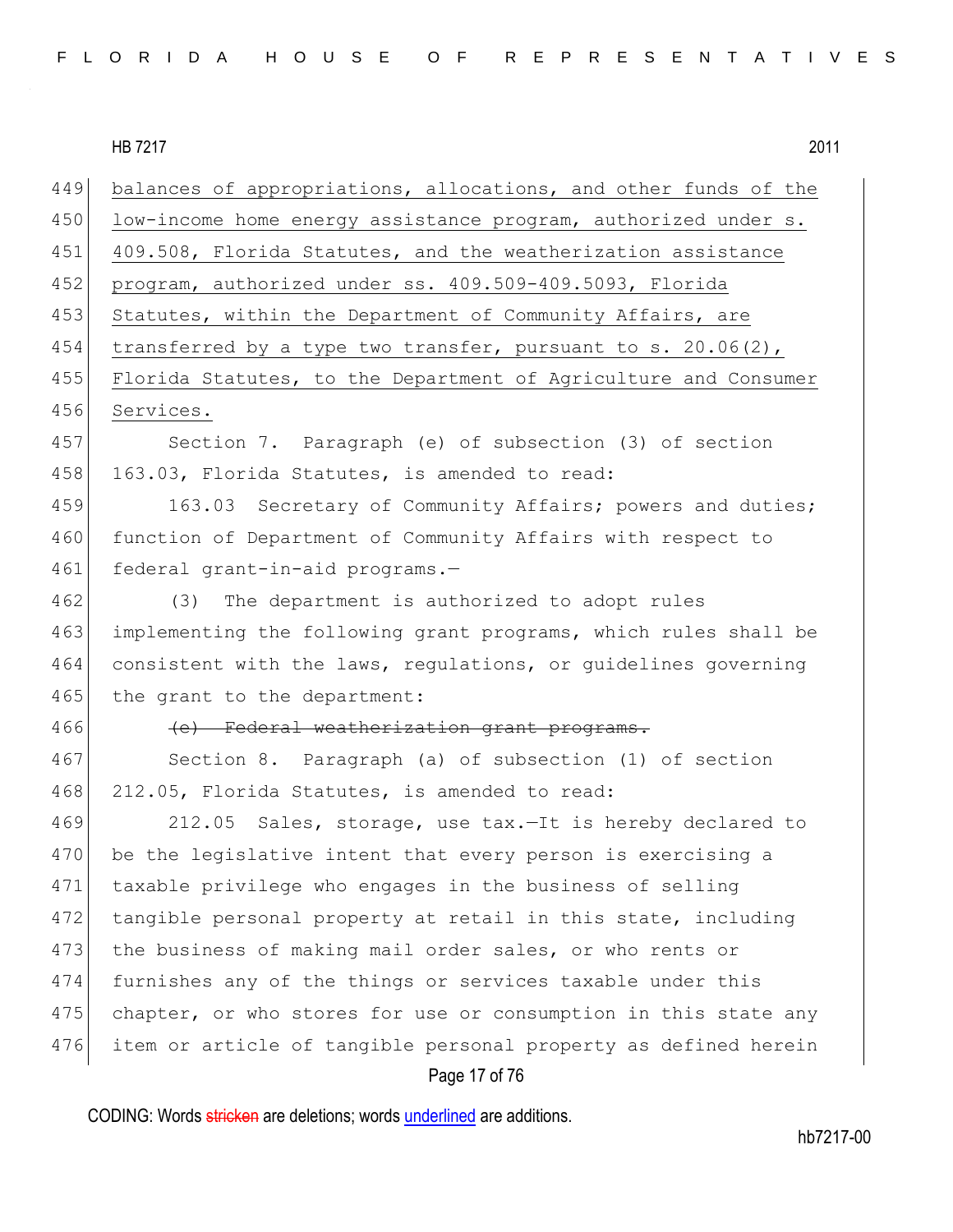449 balances of appropriations, allocations, and other funds of the
450 low-income home energy assistance program, authorized under s.
451 409.508, Florida Statutes, and the weatherization assistance
452 program, authorized under ss. 409.509-409.5093, Florida
453 Statutes, within the Department of Community Affairs, are
454 transferred by a type two transfer, pursuant to s. 20.06(2),
455 Florida Statutes, to the Department of Agriculture and Consumer
456 Services.

457 Section 7. Paragraph (e) of subsection (3) of section
458 163.03, Florida Statutes, is amended to read:

459 163.03 Secretary of Community Affairs; powers and duties;
460 function of Department of Community Affairs with respect to
461 federal grant-in-aid programs.—

462 (3) The department is authorized to adopt rules
463 implementing the following grant programs, which rules shall be
464 consistent with the laws, regulations, or guidelines governing
465 the grant to the department:

466 ~~(e) Federal weatherization grant programs.~~

467 Section 8. Paragraph (a) of subsection (1) of section
468 212.05, Florida Statutes, is amended to read:

469 212.05 Sales, storage, use tax.—It is hereby declared to
470 be the legislative intent that every person is exercising a
471 taxable privilege who engages in the business of selling
472 tangible personal property at retail in this state, including
473 the business of making mail order sales, or who rents or
474 furnishes any of the things or services taxable under this
475 chapter, or who stores for use or consumption in this state any
476 item or article of tangible personal property as defined herein

CODING: Words ~~stricken~~ are deletions; words underlined are additions.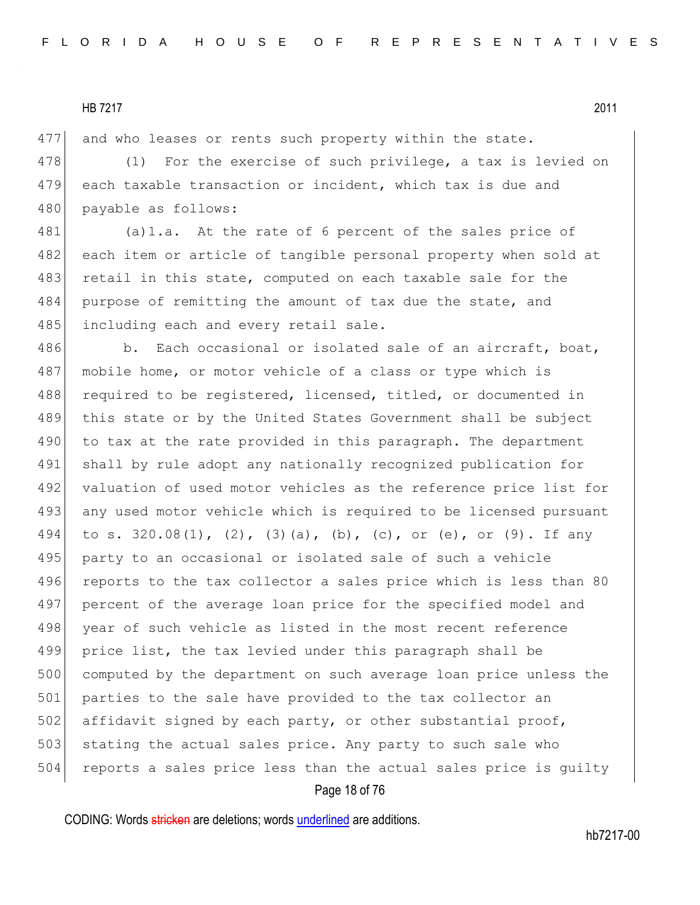and who leases or rents such property within the state.

(1) For the exercise of such privilege, a tax is levied on each taxable transaction or incident, which tax is due and payable as follows:

(a)1.a. At the rate of 6 percent of the sales price of each item or article of tangible personal property when sold at retail in this state, computed on each taxable sale for the purpose of remitting the amount of tax due the state, and including each and every retail sale.

b. Each occasional or isolated sale of an aircraft, boat, mobile home, or motor vehicle of a class or type which is required to be registered, licensed, titled, or documented in this state or by the United States Government shall be subject to tax at the rate provided in this paragraph. The department shall by rule adopt any nationally recognized publication for valuation of used motor vehicles as the reference price list for any used motor vehicle which is required to be licensed pursuant to s. 320.08(1), (2), (3)(a), (b), (c), or (e), or (9). If any party to an occasional or isolated sale of such a vehicle reports to the tax collector a sales price which is less than 80 percent of the average loan price for the specified model and year of such vehicle as listed in the most recent reference price list, the tax levied under this paragraph shall be computed by the department on such average loan price unless the parties to the sale have provided to the tax collector an affidavit signed by each party, or other substantial proof, stating the actual sales price. Any party to such sale who reports a sales price less than the actual sales price is guilty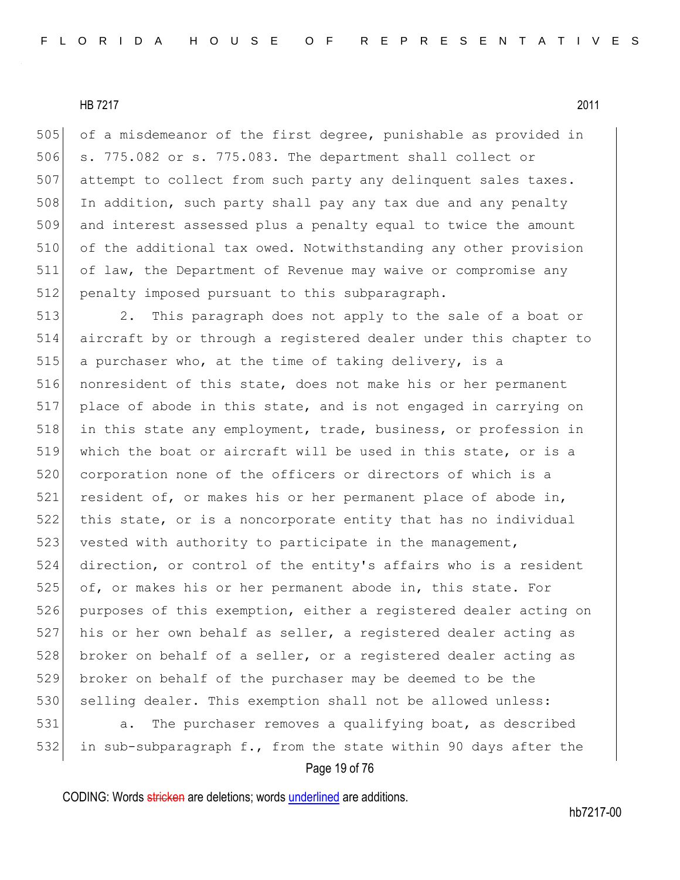of a misdemeanor of the first degree, punishable as provided in s. 775.082 or s. 775.083. The department shall collect or attempt to collect from such party any delinquent sales taxes. In addition, such party shall pay any tax due and any penalty and interest assessed plus a penalty equal to twice the amount of the additional tax owed. Notwithstanding any other provision of law, the Department of Revenue may waive or compromise any penalty imposed pursuant to this subparagraph.

2. This paragraph does not apply to the sale of a boat or aircraft by or through a registered dealer under this chapter to a purchaser who, at the time of taking delivery, is a nonresident of this state, does not make his or her permanent place of abode in this state, and is not engaged in carrying on in this state any employment, trade, business, or profession in which the boat or aircraft will be used in this state, or is a corporation none of the officers or directors of which is a resident of, or makes his or her permanent place of abode in, this state, or is a noncorporate entity that has no individual vested with authority to participate in the management, direction, or control of the entity's affairs who is a resident of, or makes his or her permanent abode in, this state. For purposes of this exemption, either a registered dealer acting on his or her own behalf as seller, a registered dealer acting as broker on behalf of a seller, or a registered dealer acting as broker on behalf of the purchaser may be deemed to be the selling dealer. This exemption shall not be allowed unless:

a. The purchaser removes a qualifying boat, as described in sub-subparagraph f., from the state within 90 days after the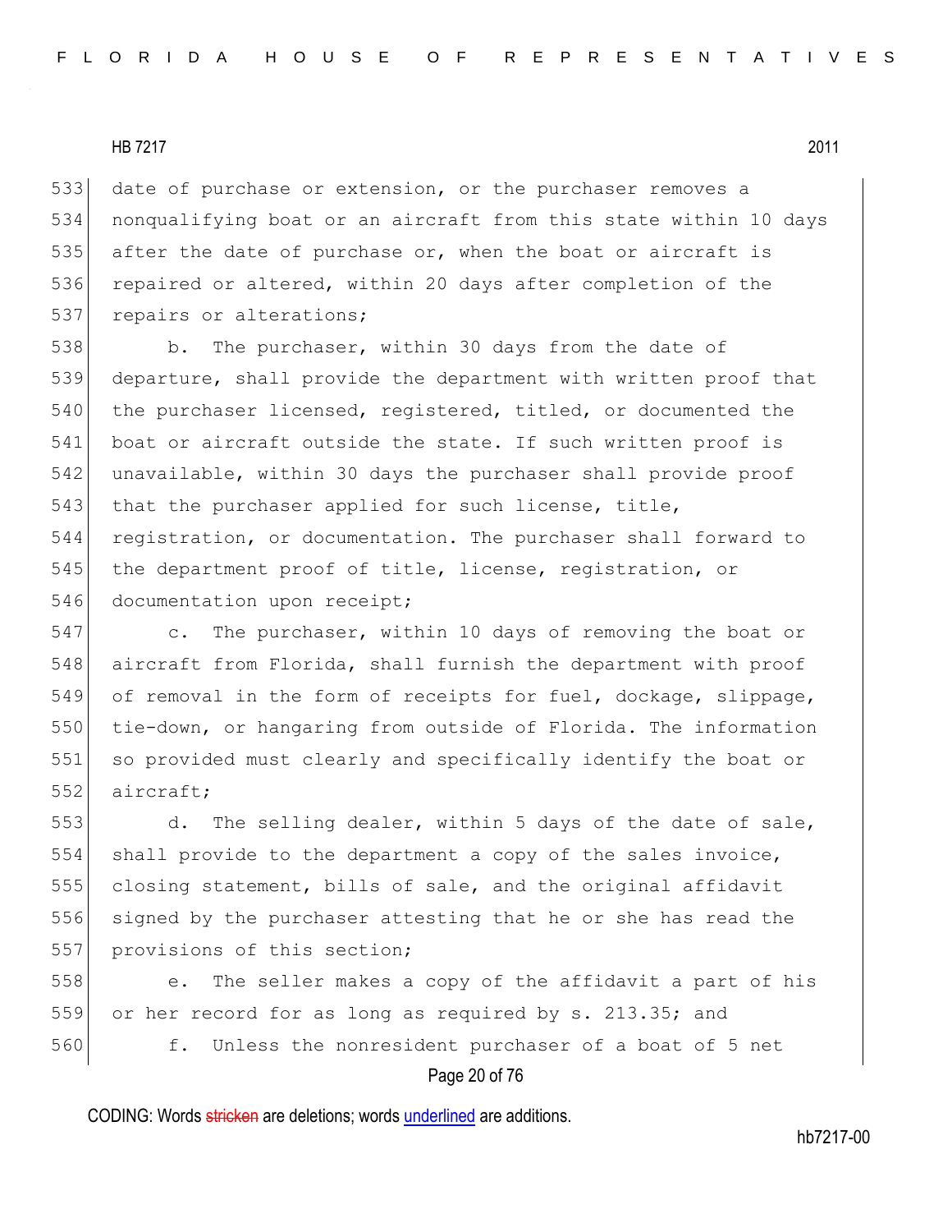date of purchase or extension, or the purchaser removes a nonqualifying boat or an aircraft from this state within 10 days after the date of purchase or, when the boat or aircraft is repaired or altered, within 20 days after completion of the repairs or alterations;

b. The purchaser, within 30 days from the date of departure, shall provide the department with written proof that the purchaser licensed, registered, titled, or documented the boat or aircraft outside the state. If such written proof is unavailable, within 30 days the purchaser shall provide proof that the purchaser applied for such license, title, registration, or documentation. The purchaser shall forward to the department proof of title, license, registration, or documentation upon receipt;

c. The purchaser, within 10 days of removing the boat or aircraft from Florida, shall furnish the department with proof of removal in the form of receipts for fuel, dockage, slippage, tie-down, or hangaring from outside of Florida. The information so provided must clearly and specifically identify the boat or aircraft;

d. The selling dealer, within 5 days of the date of sale, shall provide to the department a copy of the sales invoice, closing statement, bills of sale, and the original affidavit signed by the purchaser attesting that he or she has read the provisions of this section;

e. The seller makes a copy of the affidavit a part of his or her record for as long as required by s. 213.35; and

f. Unless the nonresident purchaser of a boat of 5 net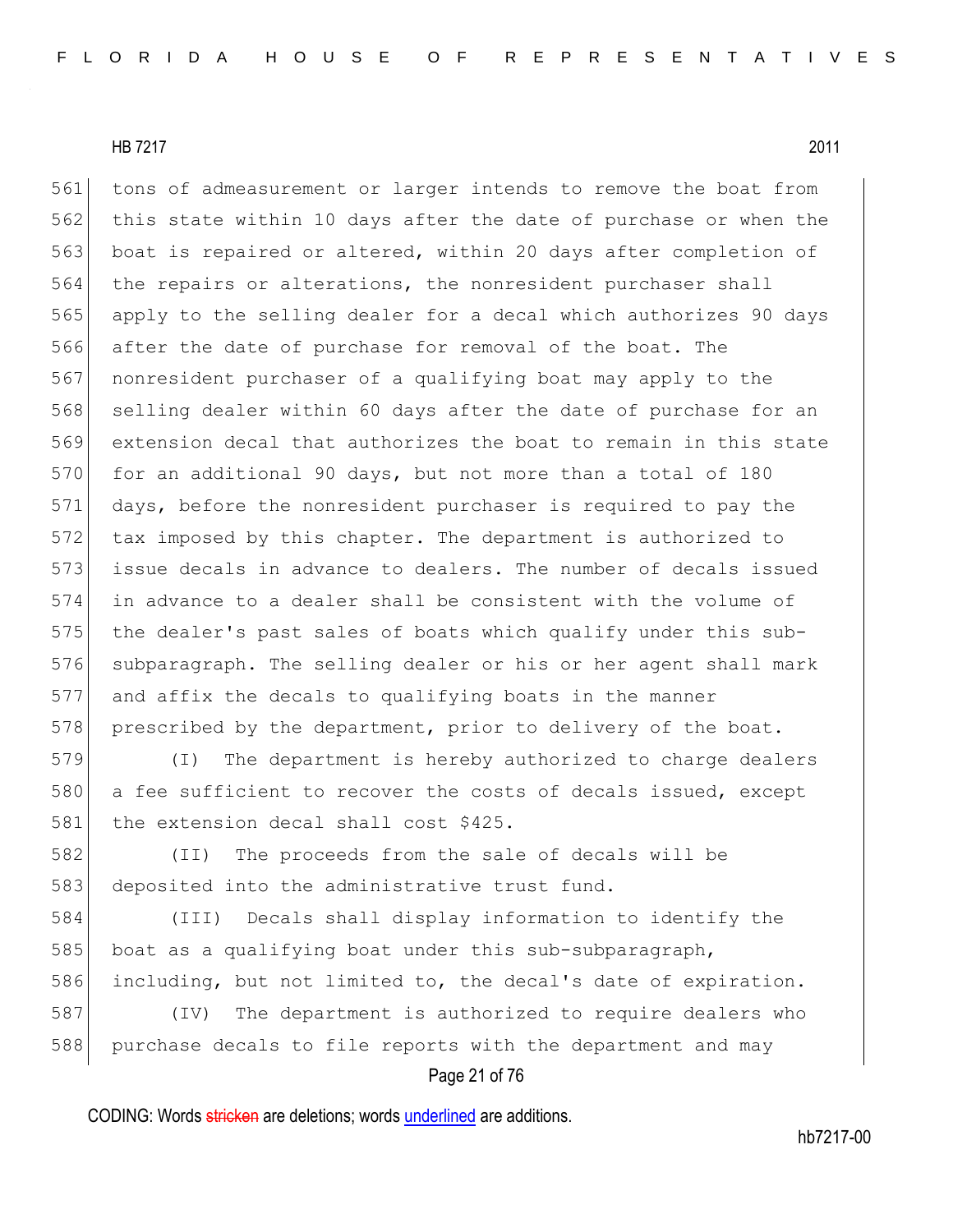561 tons of admeasurement or larger intends to remove the boat from
562 this state within 10 days after the date of purchase or when the
563 boat is repaired or altered, within 20 days after completion of
564 the repairs or alterations, the nonresident purchaser shall
565 apply to the selling dealer for a decal which authorizes 90 days
566 after the date of purchase for removal of the boat. The
567 nonresident purchaser of a qualifying boat may apply to the
568 selling dealer within 60 days after the date of purchase for an
569 extension decal that authorizes the boat to remain in this state
570 for an additional 90 days, but not more than a total of 180
571 days, before the nonresident purchaser is required to pay the
572 tax imposed by this chapter. The department is authorized to
573 issue decals in advance to dealers. The number of decals issued
574 in advance to a dealer shall be consistent with the volume of
575 the dealer's past sales of boats which qualify under this sub-
576 subparagraph. The selling dealer or his or her agent shall mark
577 and affix the decals to qualifying boats in the manner
578 prescribed by the department, prior to delivery of the boat.

579 (I) The department is hereby authorized to charge dealers
580 a fee sufficient to recover the costs of decals issued, except
581 the extension decal shall cost $425.

582 (II) The proceeds from the sale of decals will be
583 deposited into the administrative trust fund.

584 (III) Decals shall display information to identify the
585 boat as a qualifying boat under this sub-subparagraph,
586 including, but not limited to, the decal's date of expiration.

587 (IV) The department is authorized to require dealers who
588 purchase decals to file reports with the department and may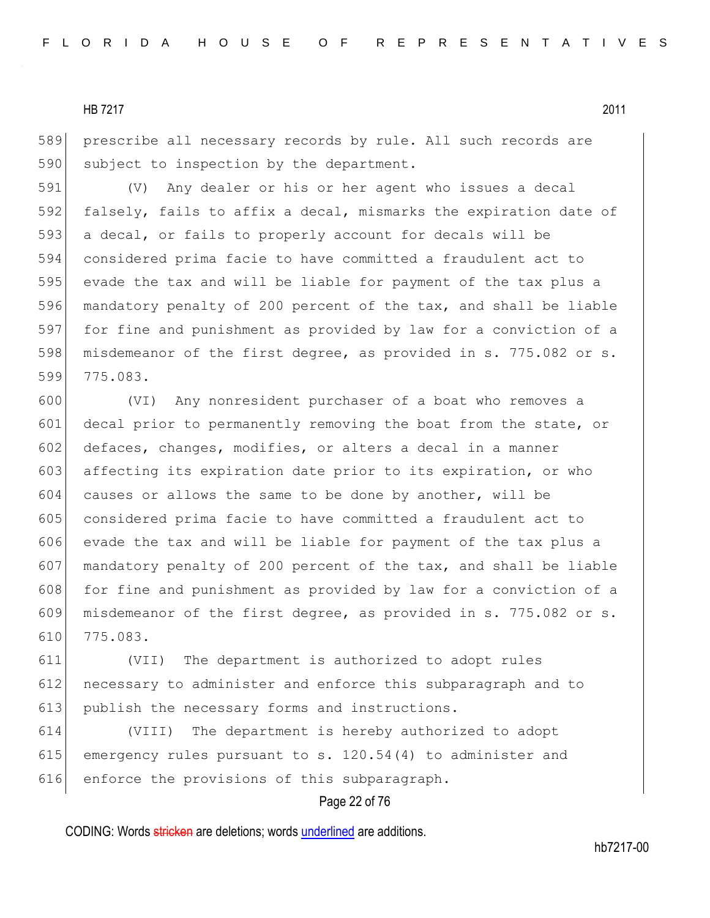prescribe all necessary records by rule. All such records are subject to inspection by the department.

(V) Any dealer or his or her agent who issues a decal falsely, fails to affix a decal, mismarks the expiration date of a decal, or fails to properly account for decals will be considered prima facie to have committed a fraudulent act to evade the tax and will be liable for payment of the tax plus a mandatory penalty of 200 percent of the tax, and shall be liable for fine and punishment as provided by law for a conviction of a misdemeanor of the first degree, as provided in s. 775.082 or s. 775.083.

(VI) Any nonresident purchaser of a boat who removes a decal prior to permanently removing the boat from the state, or defaces, changes, modifies, or alters a decal in a manner affecting its expiration date prior to its expiration, or who causes or allows the same to be done by another, will be considered prima facie to have committed a fraudulent act to evade the tax and will be liable for payment of the tax plus a mandatory penalty of 200 percent of the tax, and shall be liable for fine and punishment as provided by law for a conviction of a misdemeanor of the first degree, as provided in s. 775.082 or s. 775.083.

(VII) The department is authorized to adopt rules necessary to administer and enforce this subparagraph and to publish the necessary forms and instructions.

(VIII) The department is hereby authorized to adopt emergency rules pursuant to s. 120.54(4) to administer and enforce the provisions of this subparagraph.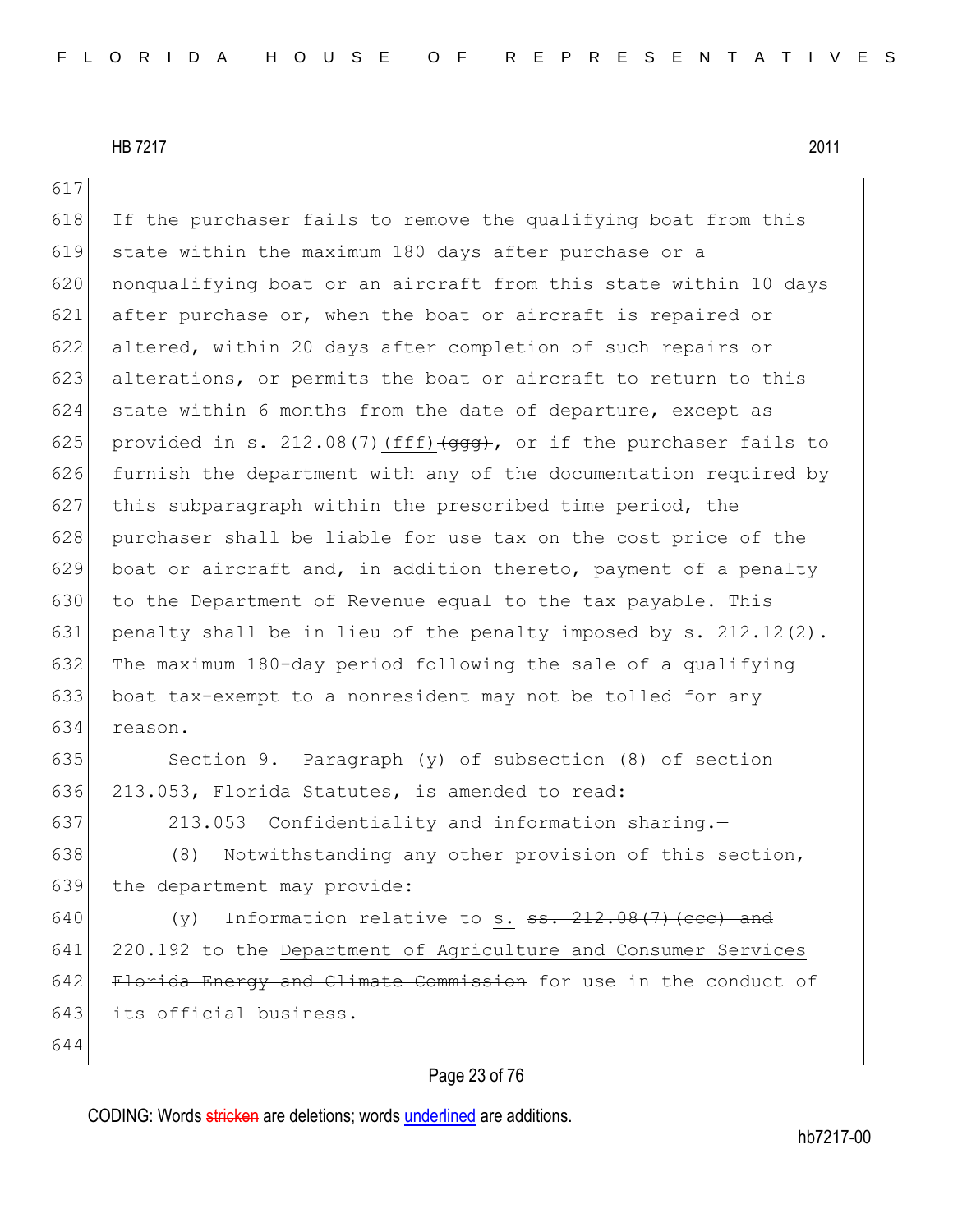If the purchaser fails to remove the qualifying boat from this state within the maximum 180 days after purchase or a nonqualifying boat or an aircraft from this state within 10 days after purchase or, when the boat or aircraft is repaired or altered, within 20 days after completion of such repairs or alterations, or permits the boat or aircraft to return to this state within 6 months from the date of departure, except as provided in s. 212.08(7)<ins>(fff)</ins><del>(ggg)</del>, or if the purchaser fails to furnish the department with any of the documentation required by this subparagraph within the prescribed time period, the purchaser shall be liable for use tax on the cost price of the boat or aircraft and, in addition thereto, payment of a penalty to the Department of Revenue equal to the tax payable. This penalty shall be in lieu of the penalty imposed by s. 212.12(2). The maximum 180-day period following the sale of a qualifying boat tax-exempt to a nonresident may not be tolled for any reason.

Section 9. Paragraph (y) of subsection (8) of section 213.053, Florida Statutes, is amended to read:

213.053 Confidentiality and information sharing.—

(8) Notwithstanding any other provision of this section, the department may provide:

(y) Information relative to <ins>s.</ins> <del>ss. 212.08(7)(ccc) and</del> 220.192 to the <ins>Department of Agriculture and Consumer Services</ins> <del>Florida Energy and Climate Commission</del> for use in the conduct of its official business.

CODING: Words <del>stricken</del> are deletions; words <ins>underlined</ins> are additions.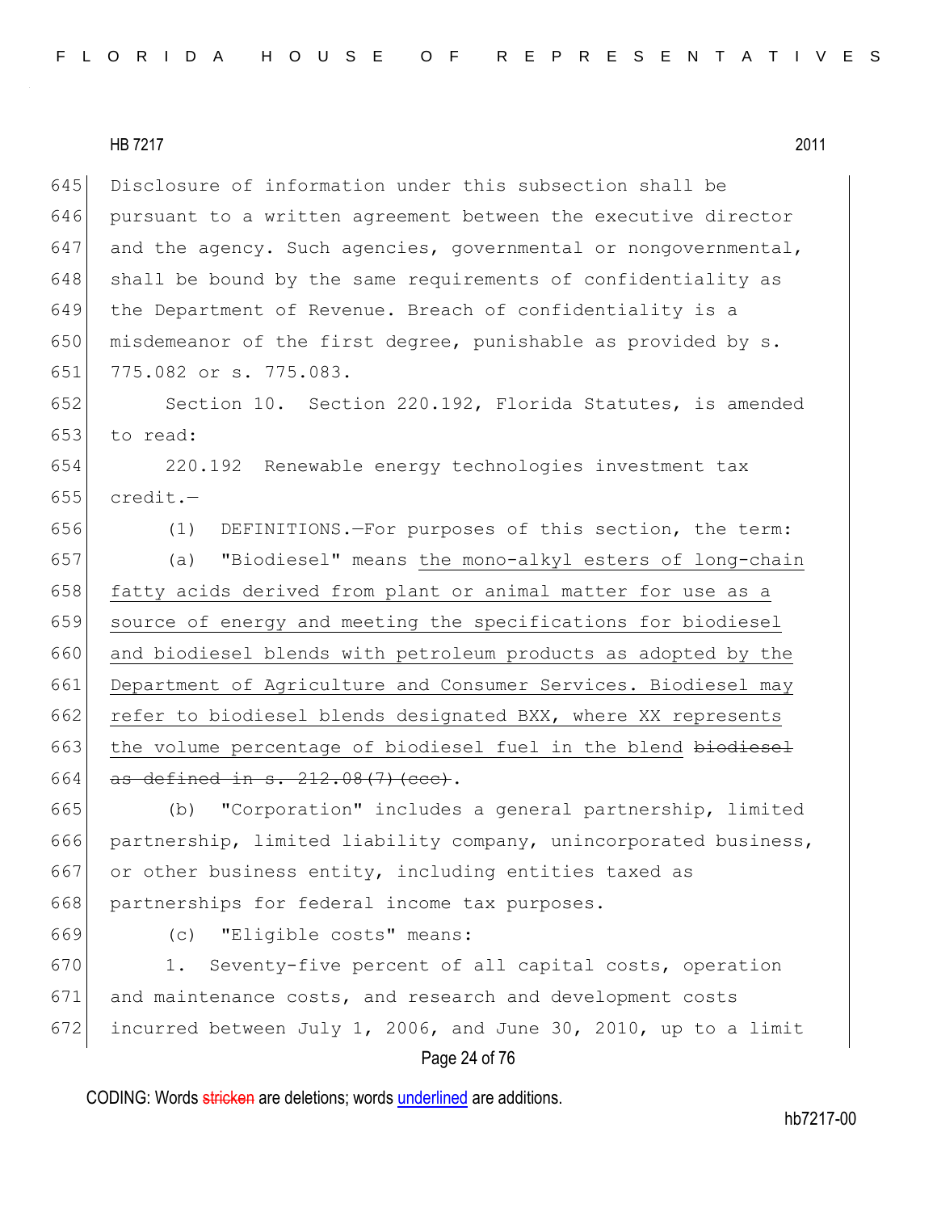Disclosure of information under this subsection shall be pursuant to a written agreement between the executive director and the agency. Such agencies, governmental or nongovernmental, shall be bound by the same requirements of confidentiality as the Department of Revenue. Breach of confidentiality is a misdemeanor of the first degree, punishable as provided by s. 775.082 or s. 775.083.

Section 10. Section 220.192, Florida Statutes, is amended to read:

220.192 Renewable energy technologies investment tax credit.—

(1) DEFINITIONS.—For purposes of this section, the term:

(a) "Biodiesel" means the mono-alkyl esters of long-chain fatty acids derived from plant or animal matter for use as a source of energy and meeting the specifications for biodiesel and biodiesel blends with petroleum products as adopted by the Department of Agriculture and Consumer Services. Biodiesel may refer to biodiesel blends designated BXX, where XX represents the volume percentage of biodiesel fuel in the blend ~~biodiesel as defined in s. 212.08(7)(ccc)~~.

(b) "Corporation" includes a general partnership, limited partnership, limited liability company, unincorporated business, or other business entity, including entities taxed as partnerships for federal income tax purposes.

(c) "Eligible costs" means:

1. Seventy-five percent of all capital costs, operation and maintenance costs, and research and development costs incurred between July 1, 2006, and June 30, 2010, up to a limit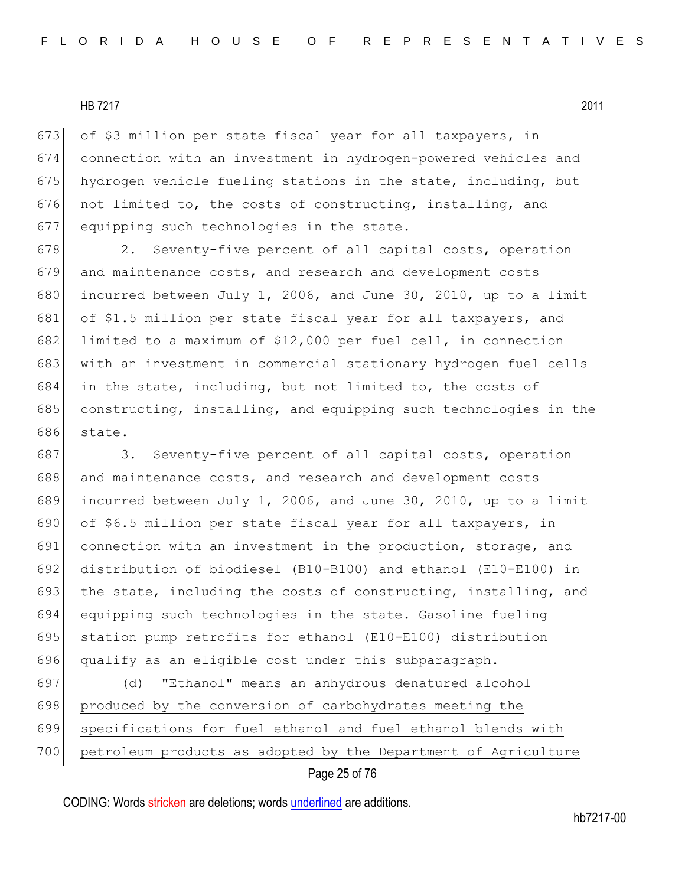of $3 million per state fiscal year for all taxpayers, in connection with an investment in hydrogen-powered vehicles and hydrogen vehicle fueling stations in the state, including, but not limited to, the costs of constructing, installing, and equipping such technologies in the state.

2. Seventy-five percent of all capital costs, operation and maintenance costs, and research and development costs incurred between July 1, 2006, and June 30, 2010, up to a limit of $1.5 million per state fiscal year for all taxpayers, and limited to a maximum of $12,000 per fuel cell, in connection with an investment in commercial stationary hydrogen fuel cells in the state, including, but not limited to, the costs of constructing, installing, and equipping such technologies in the state.

3. Seventy-five percent of all capital costs, operation and maintenance costs, and research and development costs incurred between July 1, 2006, and June 30, 2010, up to a limit of $6.5 million per state fiscal year for all taxpayers, in connection with an investment in the production, storage, and distribution of biodiesel (B10-B100) and ethanol (E10-E100) in the state, including the costs of constructing, installing, and equipping such technologies in the state. Gasoline fueling station pump retrofits for ethanol (E10-E100) distribution qualify as an eligible cost under this subparagraph.

(d) "Ethanol" means <u>an anhydrous denatured alcohol produced by the conversion of carbohydrates meeting the specifications for fuel ethanol and fuel ethanol blends with petroleum products as adopted by the Department of Agriculture</u>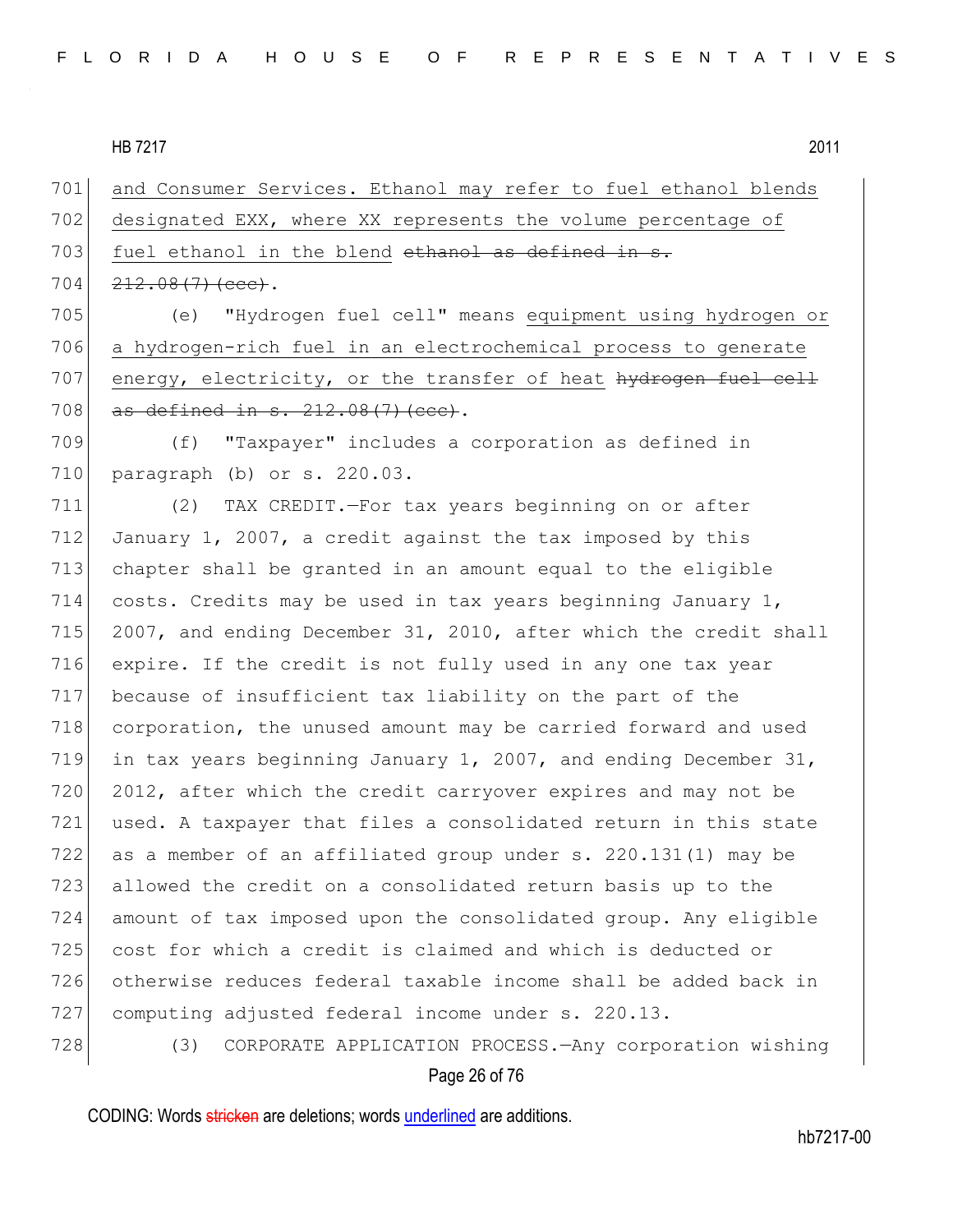and Consumer Services. Ethanol may refer to fuel ethanol blends designated EXX, where XX represents the volume percentage of fuel ethanol in the blend ~~ethanol as defined in s. 212.08(7)(ccc)~~.

(e) "Hydrogen fuel cell" means equipment using hydrogen or a hydrogen-rich fuel in an electrochemical process to generate energy, electricity, or the transfer of heat ~~hydrogen fuel cell as defined in s. 212.08(7)(ccc)~~.

(f) "Taxpayer" includes a corporation as defined in paragraph (b) or s. 220.03.

(2) TAX CREDIT.—For tax years beginning on or after January 1, 2007, a credit against the tax imposed by this chapter shall be granted in an amount equal to the eligible costs. Credits may be used in tax years beginning January 1, 2007, and ending December 31, 2010, after which the credit shall expire. If the credit is not fully used in any one tax year because of insufficient tax liability on the part of the corporation, the unused amount may be carried forward and used in tax years beginning January 1, 2007, and ending December 31, 2012, after which the credit carryover expires and may not be used. A taxpayer that files a consolidated return in this state as a member of an affiliated group under s. 220.131(1) may be allowed the credit on a consolidated return basis up to the amount of tax imposed upon the consolidated group. Any eligible cost for which a credit is claimed and which is deducted or otherwise reduces federal taxable income shall be added back in computing adjusted federal income under s. 220.13.

(3) CORPORATE APPLICATION PROCESS.—Any corporation wishing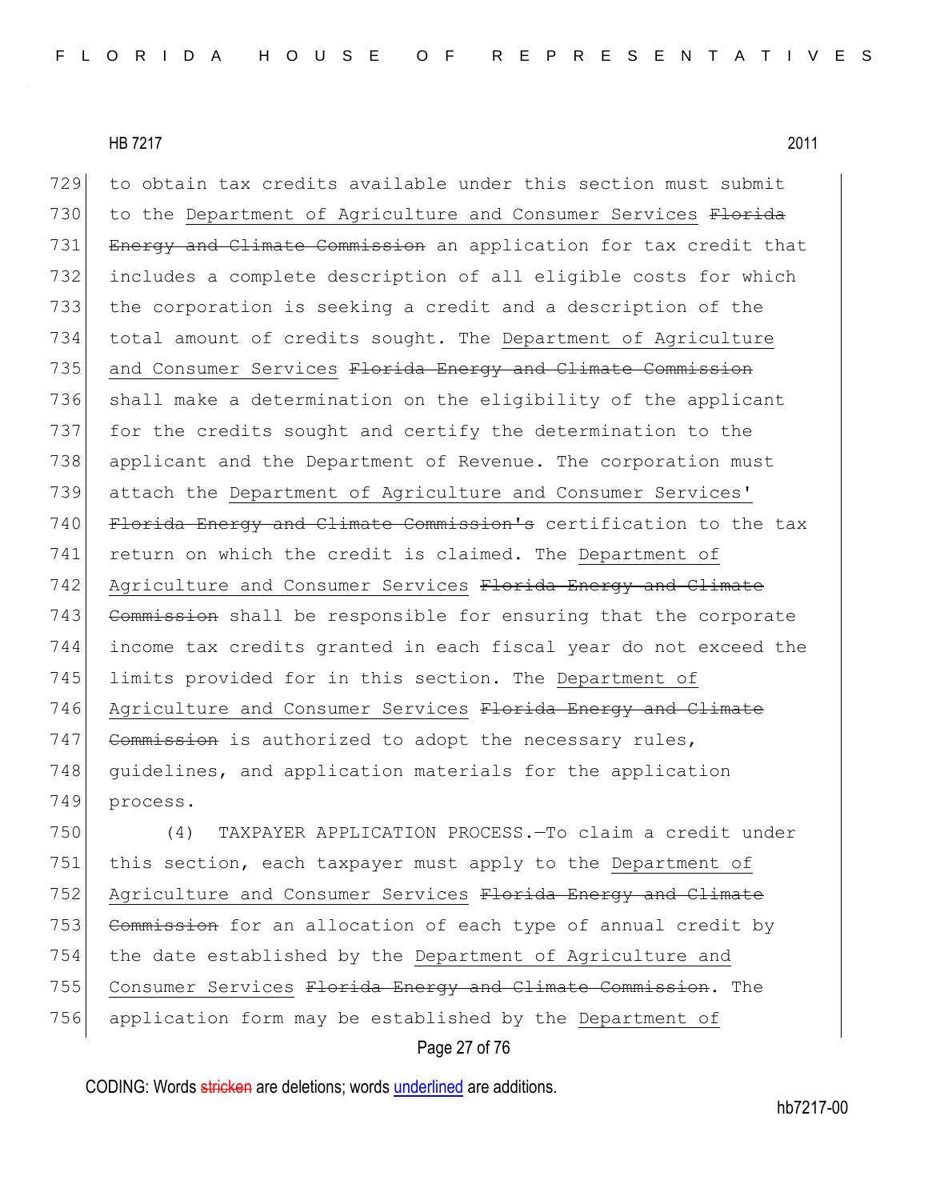to obtain tax credits available under this section must submit to the Department of Agriculture and Consumer Services ~~Florida Energy and Climate Commission~~ an application for tax credit that includes a complete description of all eligible costs for which the corporation is seeking a credit and a description of the total amount of credits sought. The Department of Agriculture and Consumer Services ~~Florida Energy and Climate Commission~~ shall make a determination on the eligibility of the applicant for the credits sought and certify the determination to the applicant and the Department of Revenue. The corporation must attach the Department of Agriculture and Consumer Services' ~~Florida Energy and Climate Commission's~~ certification to the tax return on which the credit is claimed. The Department of Agriculture and Consumer Services ~~Florida Energy and Climate Commission~~ shall be responsible for ensuring that the corporate income tax credits granted in each fiscal year do not exceed the limits provided for in this section. The Department of Agriculture and Consumer Services ~~Florida Energy and Climate Commission~~ is authorized to adopt the necessary rules, guidelines, and application materials for the application process.

(4) TAXPAYER APPLICATION PROCESS.—To claim a credit under this section, each taxpayer must apply to the Department of Agriculture and Consumer Services ~~Florida Energy and Climate Commission~~ for an allocation of each type of annual credit by the date established by the Department of Agriculture and Consumer Services ~~Florida Energy and Climate Commission~~. The application form may be established by the Department of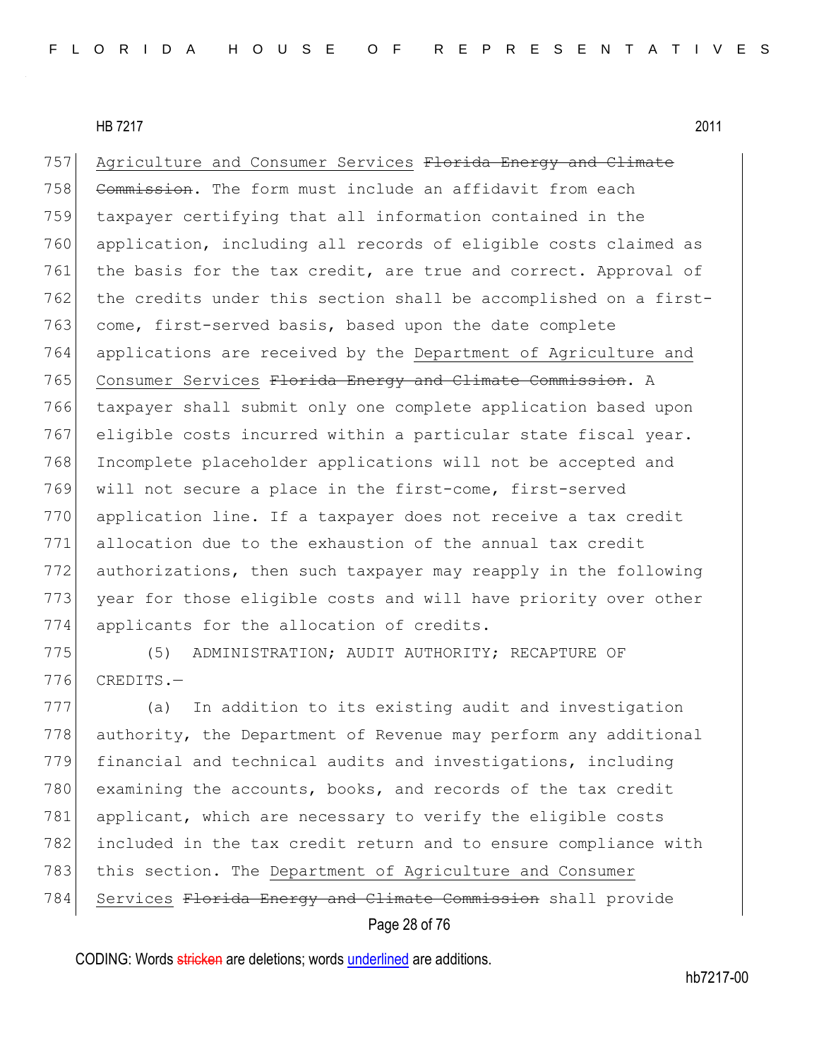HB 7217 2011

Agriculture and Consumer Services ~~Florida Energy and Climate Commission~~. The form must include an affidavit from each taxpayer certifying that all information contained in the application, including all records of eligible costs claimed as the basis for the tax credit, are true and correct. Approval of the credits under this section shall be accomplished on a first-come, first-served basis, based upon the date complete applications are received by the Department of Agriculture and Consumer Services ~~Florida Energy and Climate Commission~~. A taxpayer shall submit only one complete application based upon eligible costs incurred within a particular state fiscal year. Incomplete placeholder applications will not be accepted and will not secure a place in the first-come, first-served application line. If a taxpayer does not receive a tax credit allocation due to the exhaustion of the annual tax credit authorizations, then such taxpayer may reapply in the following year for those eligible costs and will have priority over other applicants for the allocation of credits.

(5) ADMINISTRATION; AUDIT AUTHORITY; RECAPTURE OF CREDITS.—

(a) In addition to its existing audit and investigation authority, the Department of Revenue may perform any additional financial and technical audits and investigations, including examining the accounts, books, and records of the tax credit applicant, which are necessary to verify the eligible costs included in the tax credit return and to ensure compliance with this section. The Department of Agriculture and Consumer Services ~~Florida Energy and Climate Commission~~ shall provide

CODING: Words ~~stricken~~ are deletions; words underlined are additions.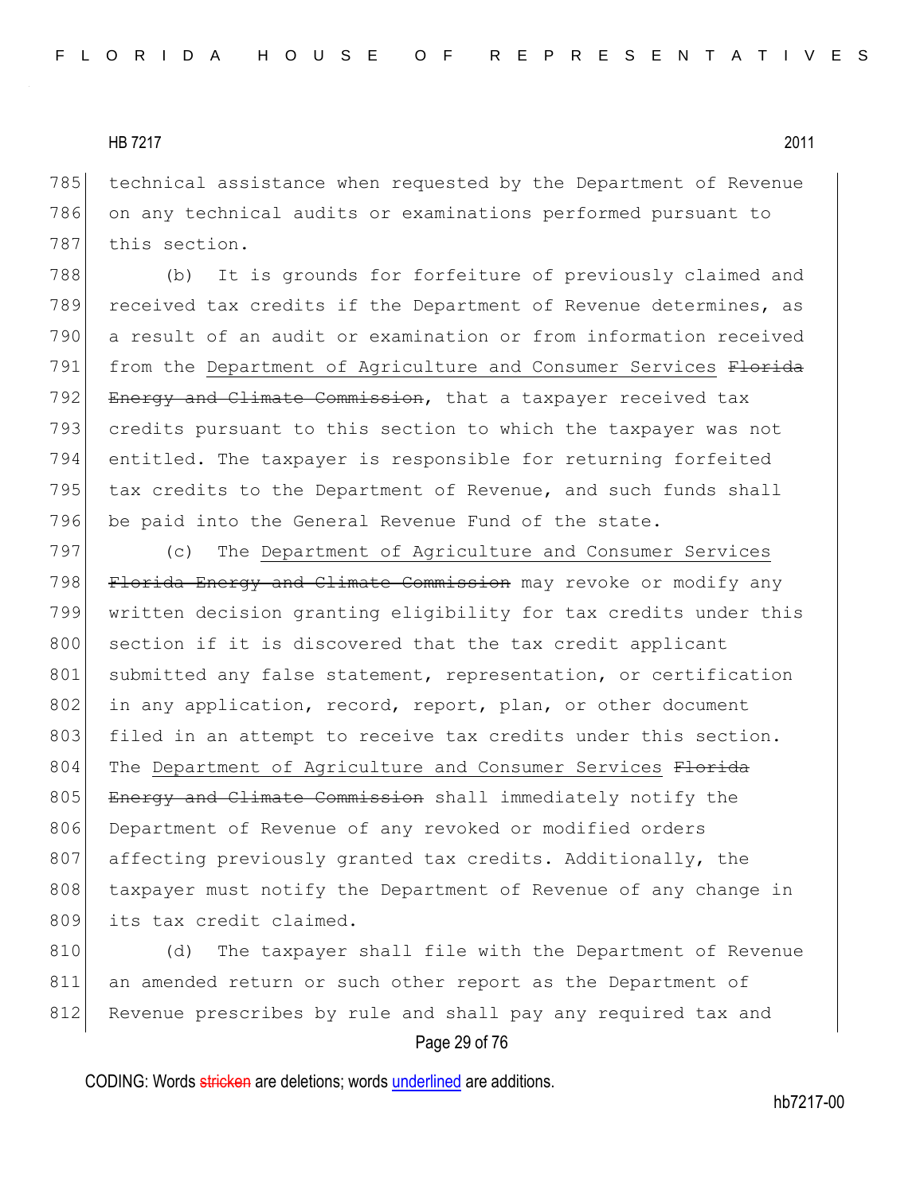technical assistance when requested by the Department of Revenue on any technical audits or examinations performed pursuant to this section.

(b) It is grounds for forfeiture of previously claimed and received tax credits if the Department of Revenue determines, as a result of an audit or examination or from information received from the <u>Department of Agriculture and Consumer Services</u> ~~Florida Energy and Climate Commission~~, that a taxpayer received tax credits pursuant to this section to which the taxpayer was not entitled. The taxpayer is responsible for returning forfeited tax credits to the Department of Revenue, and such funds shall be paid into the General Revenue Fund of the state.

(c) The <u>Department of Agriculture and Consumer Services</u> ~~Florida Energy and Climate Commission~~ may revoke or modify any written decision granting eligibility for tax credits under this section if it is discovered that the tax credit applicant submitted any false statement, representation, or certification in any application, record, report, plan, or other document filed in an attempt to receive tax credits under this section. The <u>Department of Agriculture and Consumer Services</u> ~~Florida Energy and Climate Commission~~ shall immediately notify the Department of Revenue of any revoked or modified orders affecting previously granted tax credits. Additionally, the taxpayer must notify the Department of Revenue of any change in its tax credit claimed.

(d) The taxpayer shall file with the Department of Revenue an amended return or such other report as the Department of Revenue prescribes by rule and shall pay any required tax and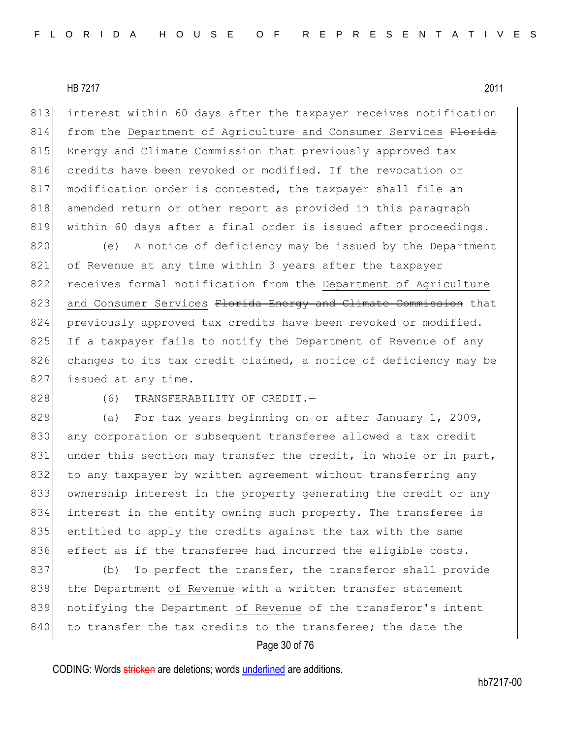interest within 60 days after the taxpayer receives notification from the <u>Department of Agriculture and Consumer Services</u> ~~Florida Energy and Climate Commission~~ that previously approved tax credits have been revoked or modified. If the revocation or modification order is contested, the taxpayer shall file an amended return or other report as provided in this paragraph within 60 days after a final order is issued after proceedings.

(e) A notice of deficiency may be issued by the Department of Revenue at any time within 3 years after the taxpayer receives formal notification from the <u>Department of Agriculture and Consumer Services</u> ~~Florida Energy and Climate Commission~~ that previously approved tax credits have been revoked or modified. If a taxpayer fails to notify the Department of Revenue of any changes to its tax credit claimed, a notice of deficiency may be issued at any time.

(6) TRANSFERABILITY OF CREDIT.—

(a) For tax years beginning on or after January 1, 2009, any corporation or subsequent transferee allowed a tax credit under this section may transfer the credit, in whole or in part, to any taxpayer by written agreement without transferring any ownership interest in the property generating the credit or any interest in the entity owning such property. The transferee is entitled to apply the credits against the tax with the same effect as if the transferee had incurred the eligible costs.

(b) To perfect the transfer, the transferor shall provide the Department <u>of Revenue</u> with a written transfer statement notifying the Department <u>of Revenue</u> of the transferor's intent to transfer the tax credits to the transferee; the date the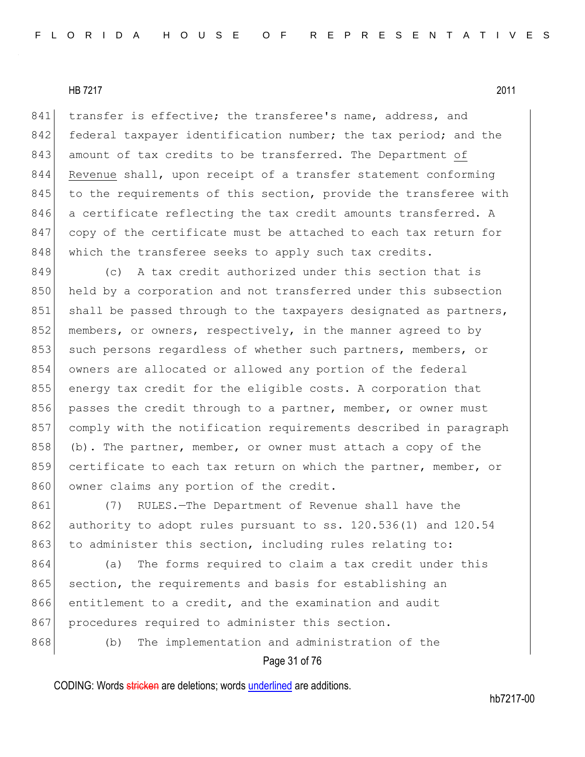transfer is effective; the transferee's name, address, and federal taxpayer identification number; the tax period; and the amount of tax credits to be transferred. The Department <u>of Revenue</u> shall, upon receipt of a transfer statement conforming to the requirements of this section, provide the transferee with a certificate reflecting the tax credit amounts transferred. A copy of the certificate must be attached to each tax return for which the transferee seeks to apply such tax credits.

(c) A tax credit authorized under this section that is held by a corporation and not transferred under this subsection shall be passed through to the taxpayers designated as partners, members, or owners, respectively, in the manner agreed to by such persons regardless of whether such partners, members, or owners are allocated or allowed any portion of the federal energy tax credit for the eligible costs. A corporation that passes the credit through to a partner, member, or owner must comply with the notification requirements described in paragraph (b). The partner, member, or owner must attach a copy of the certificate to each tax return on which the partner, member, or owner claims any portion of the credit.

(7) RULES.—The Department of Revenue shall have the authority to adopt rules pursuant to ss. 120.536(1) and 120.54 to administer this section, including rules relating to:

(a) The forms required to claim a tax credit under this section, the requirements and basis for establishing an entitlement to a credit, and the examination and audit procedures required to administer this section.

(b) The implementation and administration of the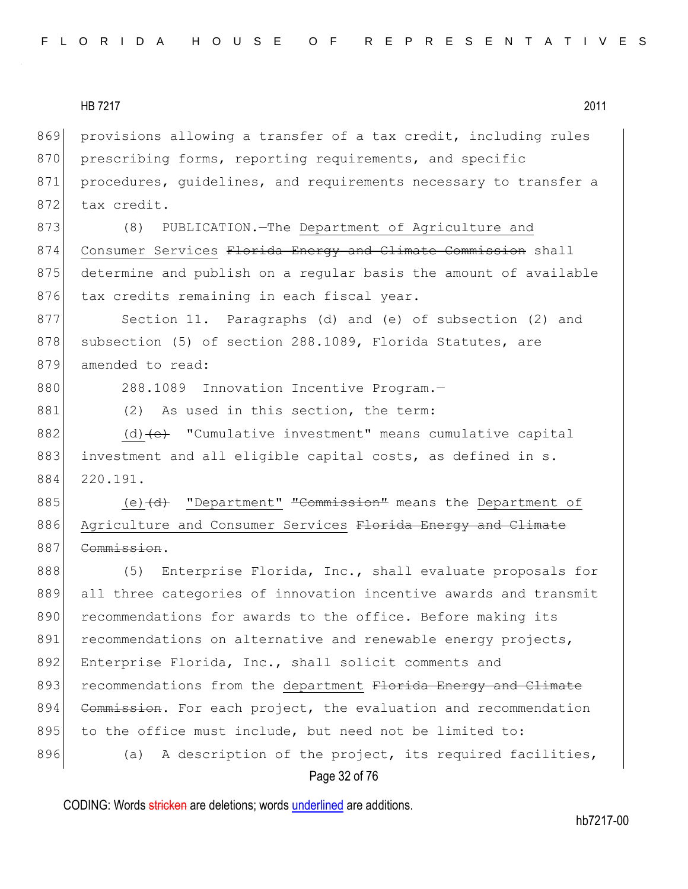869 provisions allowing a transfer of a tax credit, including rules
870 prescribing forms, reporting requirements, and specific
871 procedures, guidelines, and requirements necessary to transfer a
872 tax credit.

873 (8) PUBLICATION.—The <u>Department of Agriculture and</u>
874 <u>Consumer Services</u> ~~Florida Energy and Climate Commission~~ shall
875 determine and publish on a regular basis the amount of available
876 tax credits remaining in each fiscal year.

877 Section 11. Paragraphs (d) and (e) of subsection (2) and
878 subsection (5) of section 288.1089, Florida Statutes, are
879 amended to read:

880 288.1089 Innovation Incentive Program.—

881 (2) As used in this section, the term:

882 <u>(d)</u>~~(c)~~ "Cumulative investment" means cumulative capital
883 investment and all eligible capital costs, as defined in s.
884 220.191.

885 <u>(e)</u>~~(d)~~ <u>"Department"</u> ~~"Commission"~~ means the <u>Department of</u>
886 <u>Agriculture and Consumer Services</u> ~~Florida Energy and Climate~~
887 ~~Commission~~.

888 (5) Enterprise Florida, Inc., shall evaluate proposals for
889 all three categories of innovation incentive awards and transmit
890 recommendations for awards to the office. Before making its
891 recommendations on alternative and renewable energy projects,
892 Enterprise Florida, Inc., shall solicit comments and
893 recommendations from the <u>department</u> ~~Florida Energy and Climate~~
894 ~~Commission~~. For each project, the evaluation and recommendation
895 to the office must include, but need not be limited to:

896 (a) A description of the project, its required facilities,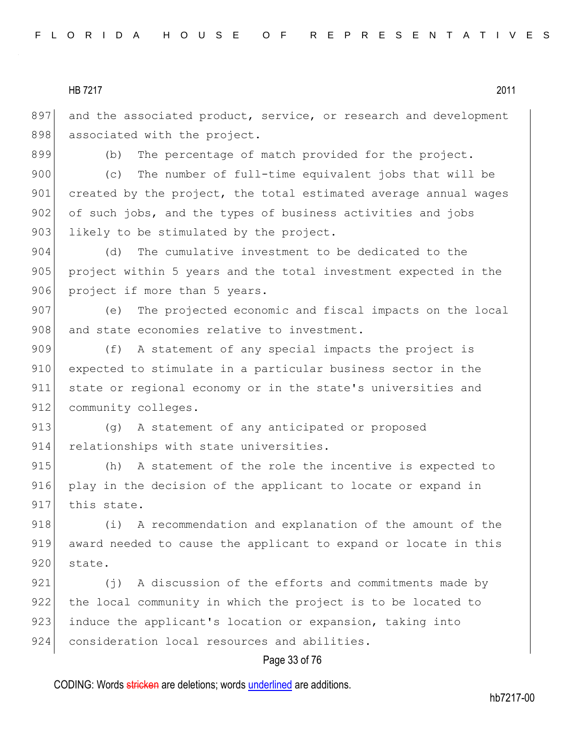and the associated product, service, or research and development associated with the project.

(b) The percentage of match provided for the project.

(c) The number of full-time equivalent jobs that will be created by the project, the total estimated average annual wages of such jobs, and the types of business activities and jobs likely to be stimulated by the project.

(d) The cumulative investment to be dedicated to the project within 5 years and the total investment expected in the project if more than 5 years.

(e) The projected economic and fiscal impacts on the local and state economies relative to investment.

(f) A statement of any special impacts the project is expected to stimulate in a particular business sector in the state or regional economy or in the state's universities and community colleges.

(g) A statement of any anticipated or proposed relationships with state universities.

(h) A statement of the role the incentive is expected to play in the decision of the applicant to locate or expand in this state.

(i) A recommendation and explanation of the amount of the award needed to cause the applicant to expand or locate in this state.

(j) A discussion of the efforts and commitments made by the local community in which the project is to be located to induce the applicant's location or expansion, taking into consideration local resources and abilities.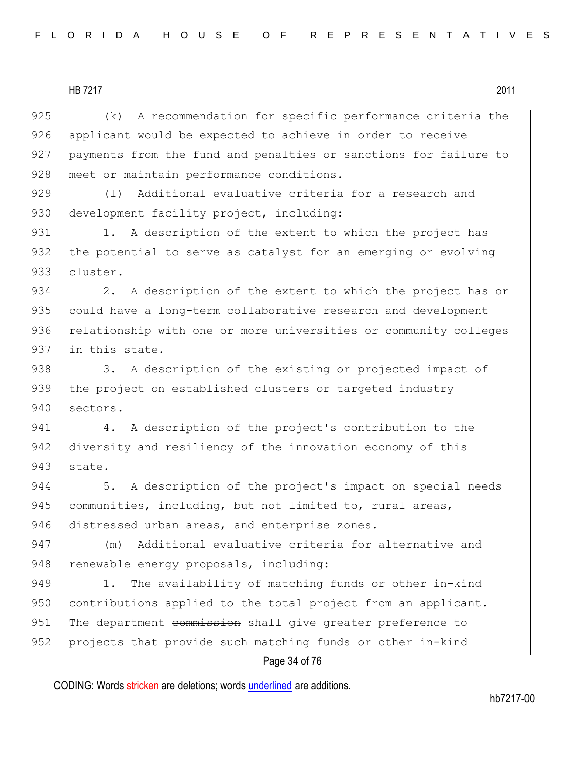(k) A recommendation for specific performance criteria the applicant would be expected to achieve in order to receive payments from the fund and penalties or sanctions for failure to meet or maintain performance conditions.

(l) Additional evaluative criteria for a research and development facility project, including:

1. A description of the extent to which the project has the potential to serve as catalyst for an emerging or evolving cluster.

2. A description of the extent to which the project has or could have a long-term collaborative research and development relationship with one or more universities or community colleges in this state.

3. A description of the existing or projected impact of the project on established clusters or targeted industry sectors.

4. A description of the project's contribution to the diversity and resiliency of the innovation economy of this state.

5. A description of the project's impact on special needs communities, including, but not limited to, rural areas, distressed urban areas, and enterprise zones.

(m) Additional evaluative criteria for alternative and renewable energy proposals, including:

1. The availability of matching funds or other in-kind contributions applied to the total project from an applicant. The <u>department</u> ~~commission~~ shall give greater preference to projects that provide such matching funds or other in-kind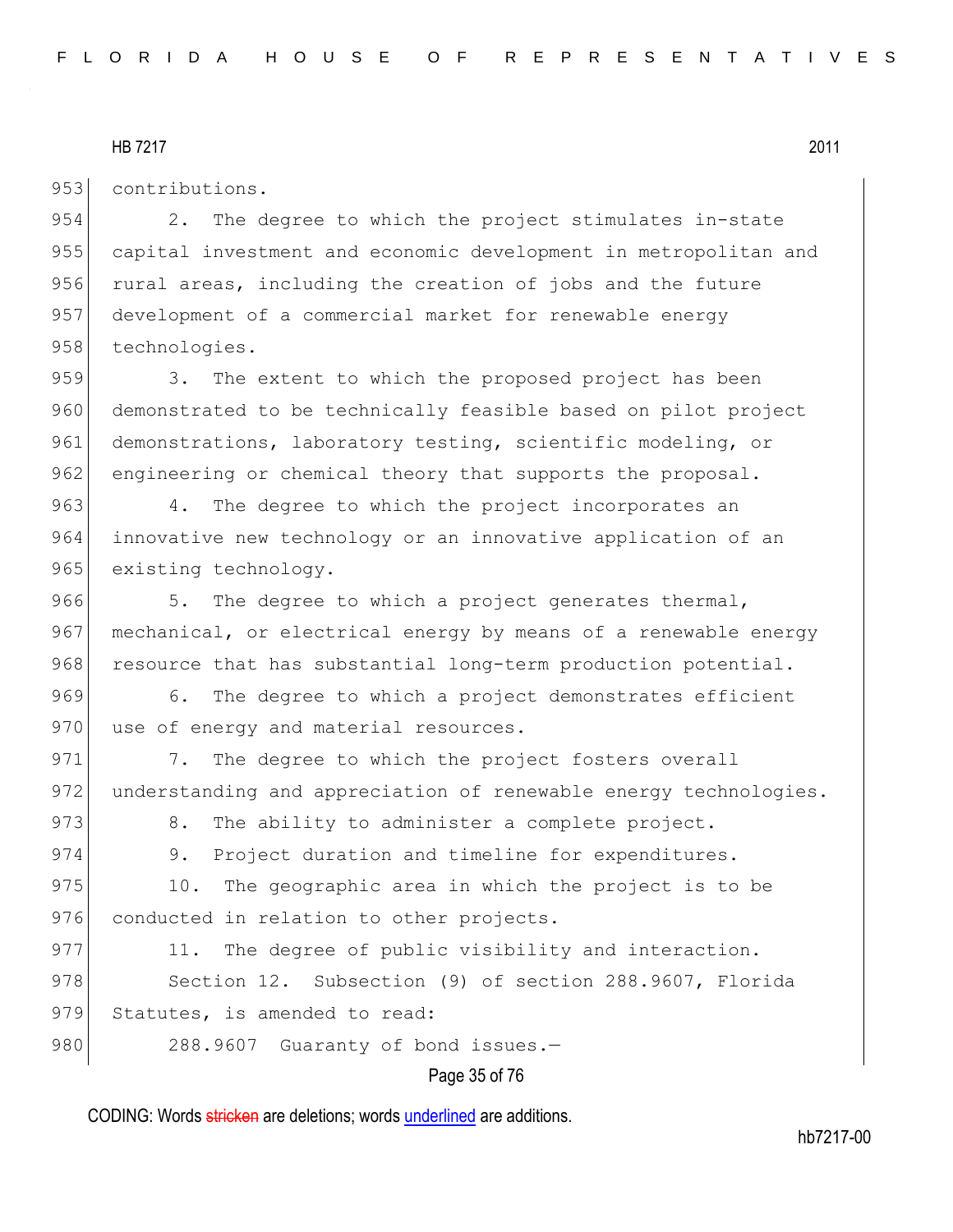contributions.

2. The degree to which the project stimulates in-state capital investment and economic development in metropolitan and rural areas, including the creation of jobs and the future development of a commercial market for renewable energy technologies.

3. The extent to which the proposed project has been demonstrated to be technically feasible based on pilot project demonstrations, laboratory testing, scientific modeling, or engineering or chemical theory that supports the proposal.

4. The degree to which the project incorporates an innovative new technology or an innovative application of an existing technology.

5. The degree to which a project generates thermal, mechanical, or electrical energy by means of a renewable energy resource that has substantial long-term production potential.

6. The degree to which a project demonstrates efficient use of energy and material resources.

7. The degree to which the project fosters overall understanding and appreciation of renewable energy technologies.

8. The ability to administer a complete project.

9. Project duration and timeline for expenditures.

10. The geographic area in which the project is to be conducted in relation to other projects.

11. The degree of public visibility and interaction.

Section 12. Subsection (9) of section 288.9607, Florida Statutes, is amended to read:

288.9607 Guaranty of bond issues.—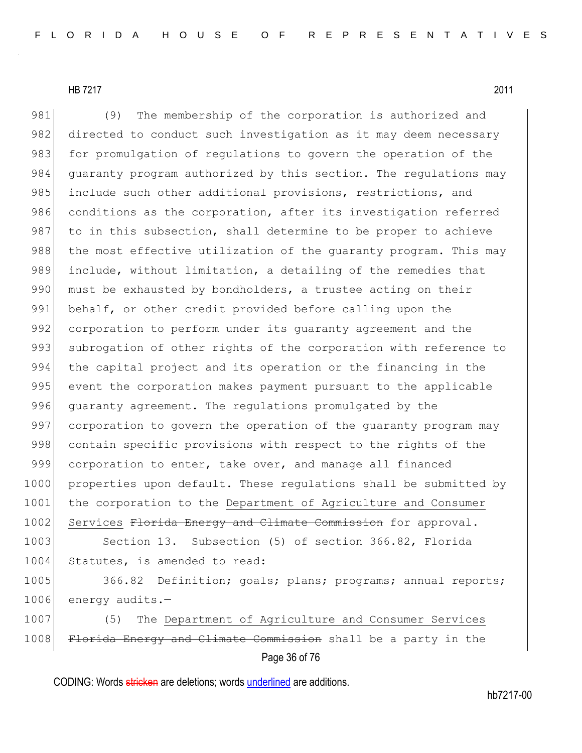(9) The membership of the corporation is authorized and directed to conduct such investigation as it may deem necessary for promulgation of regulations to govern the operation of the guaranty program authorized by this section. The regulations may include such other additional provisions, restrictions, and conditions as the corporation, after its investigation referred to in this subsection, shall determine to be proper to achieve the most effective utilization of the guaranty program. This may include, without limitation, a detailing of the remedies that must be exhausted by bondholders, a trustee acting on their behalf, or other credit provided before calling upon the corporation to perform under its guaranty agreement and the subrogation of other rights of the corporation with reference to the capital project and its operation or the financing in the event the corporation makes payment pursuant to the applicable guaranty agreement. The regulations promulgated by the corporation to govern the operation of the guaranty program may contain specific provisions with respect to the rights of the corporation to enter, take over, and manage all financed properties upon default. These regulations shall be submitted by the corporation to the <u>Department of Agriculture and Consumer Services</u> ~~Florida Energy and Climate Commission~~ for approval.

Section 13. Subsection (5) of section 366.82, Florida Statutes, is amended to read:

366.82 Definition; goals; plans; programs; annual reports; energy audits.—

(5) The <u>Department of Agriculture and Consumer Services</u> ~~Florida Energy and Climate Commission~~ shall be a party in the

CODING: Words ~~stricken~~ are deletions; words <u>underlined</u> are additions.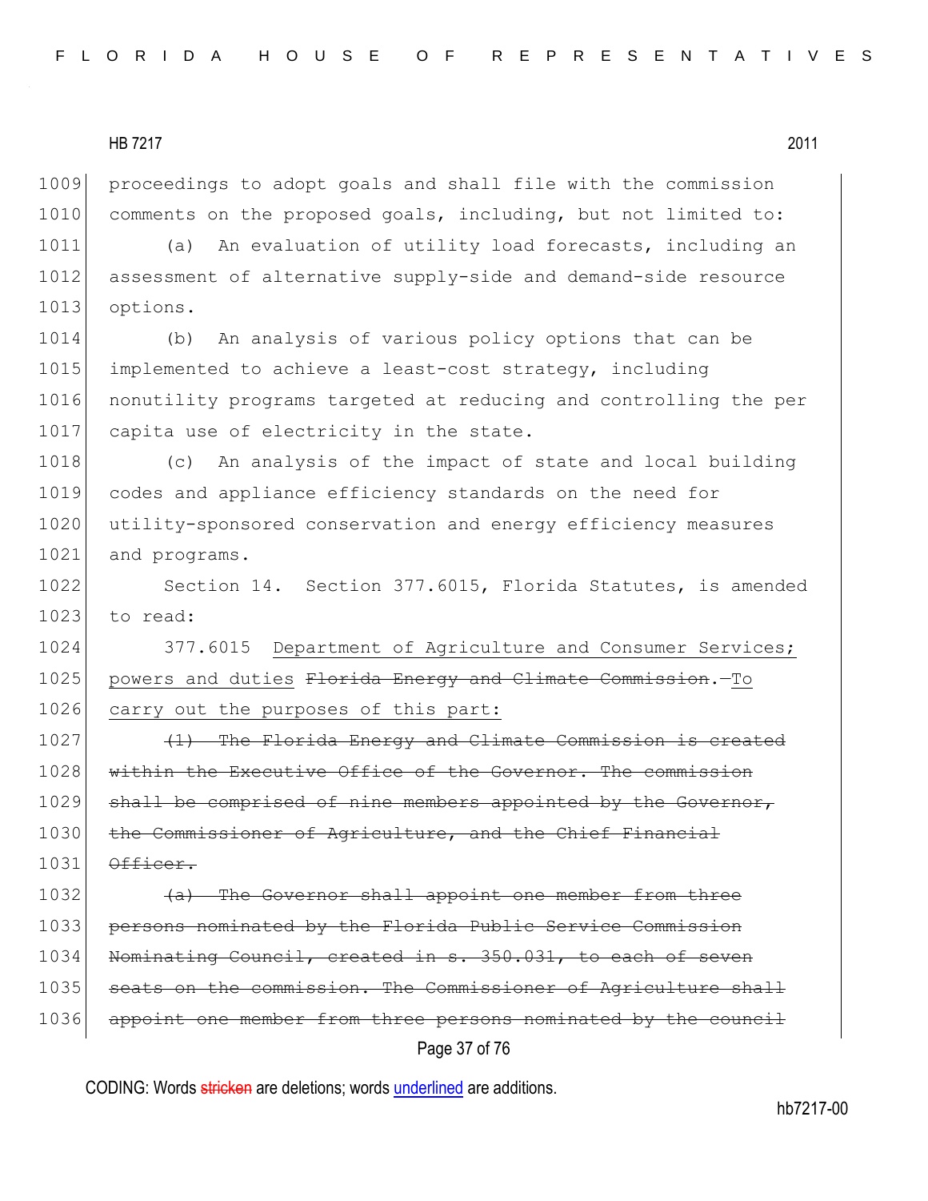proceedings to adopt goals and shall file with the commission comments on the proposed goals, including, but not limited to:

(a) An evaluation of utility load forecasts, including an assessment of alternative supply-side and demand-side resource options.

(b) An analysis of various policy options that can be implemented to achieve a least-cost strategy, including nonutility programs targeted at reducing and controlling the per capita use of electricity in the state.

(c) An analysis of the impact of state and local building codes and appliance efficiency standards on the need for utility-sponsored conservation and energy efficiency measures and programs.

Section 14. Section 377.6015, Florida Statutes, is amended to read:

377.6015 <u>Department of Agriculture and Consumer Services; powers and duties</u> ~~Florida Energy and Climate Commission~~.—<u>To carry out the purposes of this part:</u>

~~(1) The Florida Energy and Climate Commission is created within the Executive Office of the Governor. The commission shall be comprised of nine members appointed by the Governor, the Commissioner of Agriculture, and the Chief Financial Officer.~~

~~(a) The Governor shall appoint one member from three persons nominated by the Florida Public Service Commission Nominating Council, created in s. 350.031, to each of seven seats on the commission. The Commissioner of Agriculture shall appoint one member from three persons nominated by the council~~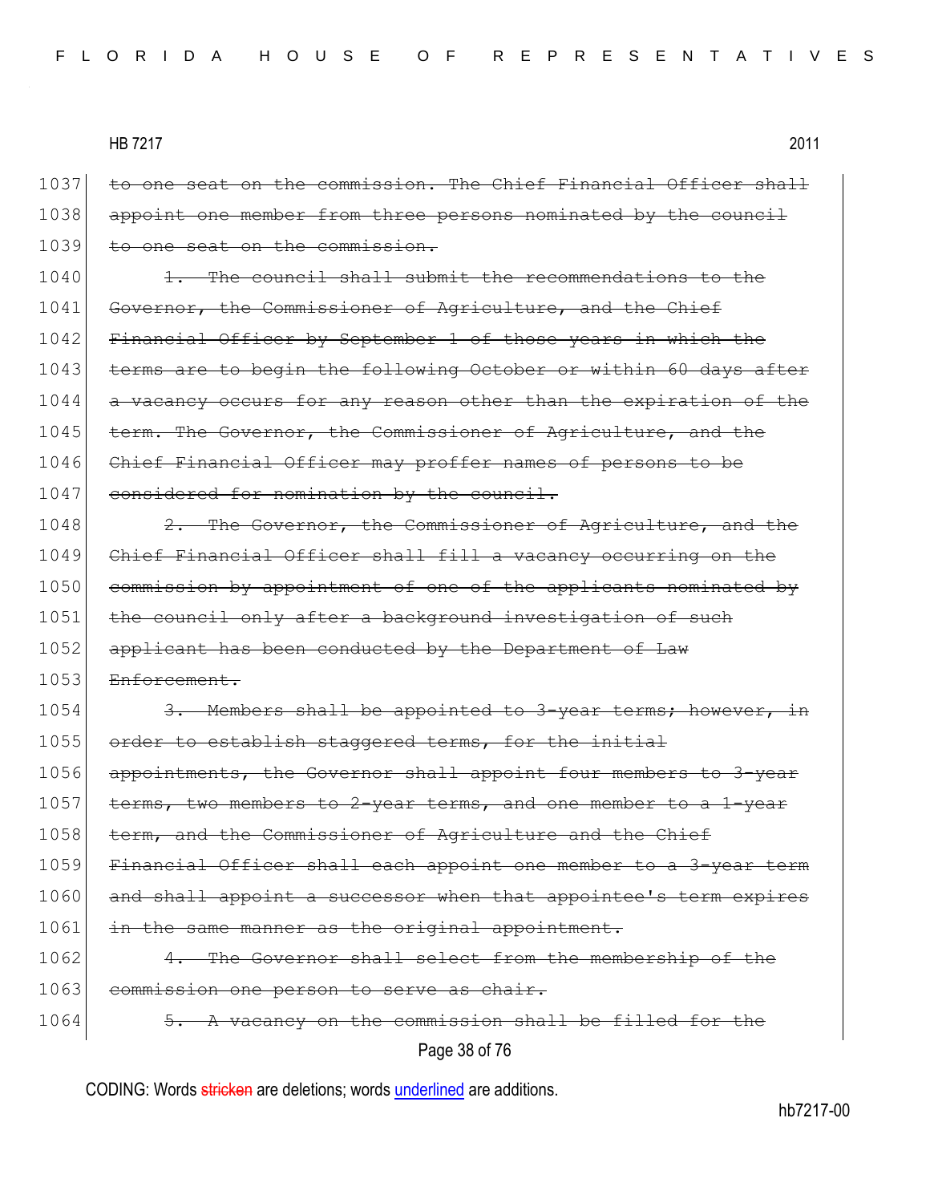1037 ~~to one seat on the commission. The Chief Financial Officer shall~~
1038 ~~appoint one member from three persons nominated by the council~~
1039 ~~to one seat on the commission.~~

1040 ~~1. The council shall submit the recommendations to the~~
1041 ~~Governor, the Commissioner of Agriculture, and the Chief~~
1042 ~~Financial Officer by September 1 of those years in which the~~
1043 ~~terms are to begin the following October or within 60 days after~~
1044 ~~a vacancy occurs for any reason other than the expiration of the~~
1045 ~~term. The Governor, the Commissioner of Agriculture, and the~~
1046 ~~Chief Financial Officer may proffer names of persons to be~~
1047 ~~considered for nomination by the council.~~

1048 ~~2. The Governor, the Commissioner of Agriculture, and the~~
1049 ~~Chief Financial Officer shall fill a vacancy occurring on the~~
1050 ~~commission by appointment of one of the applicants nominated by~~
1051 ~~the council only after a background investigation of such~~
1052 ~~applicant has been conducted by the Department of Law~~
1053 ~~Enforcement.~~

1054 ~~3. Members shall be appointed to 3-year terms; however, in~~
1055 ~~order to establish staggered terms, for the initial~~
1056 ~~appointments, the Governor shall appoint four members to 3-year~~
1057 ~~terms, two members to 2-year terms, and one member to a 1-year~~
1058 ~~term, and the Commissioner of Agriculture and the Chief~~
1059 ~~Financial Officer shall each appoint one member to a 3-year term~~
1060 ~~and shall appoint a successor when that appointee's term expires~~
1061 ~~in the same manner as the original appointment.~~

1062 ~~4. The Governor shall select from the membership of the~~
1063 ~~commission one person to serve as chair.~~

1064 ~~5. A vacancy on the commission shall be filled for the~~

CODING: Words ~~stricken~~ are deletions; words underlined are additions.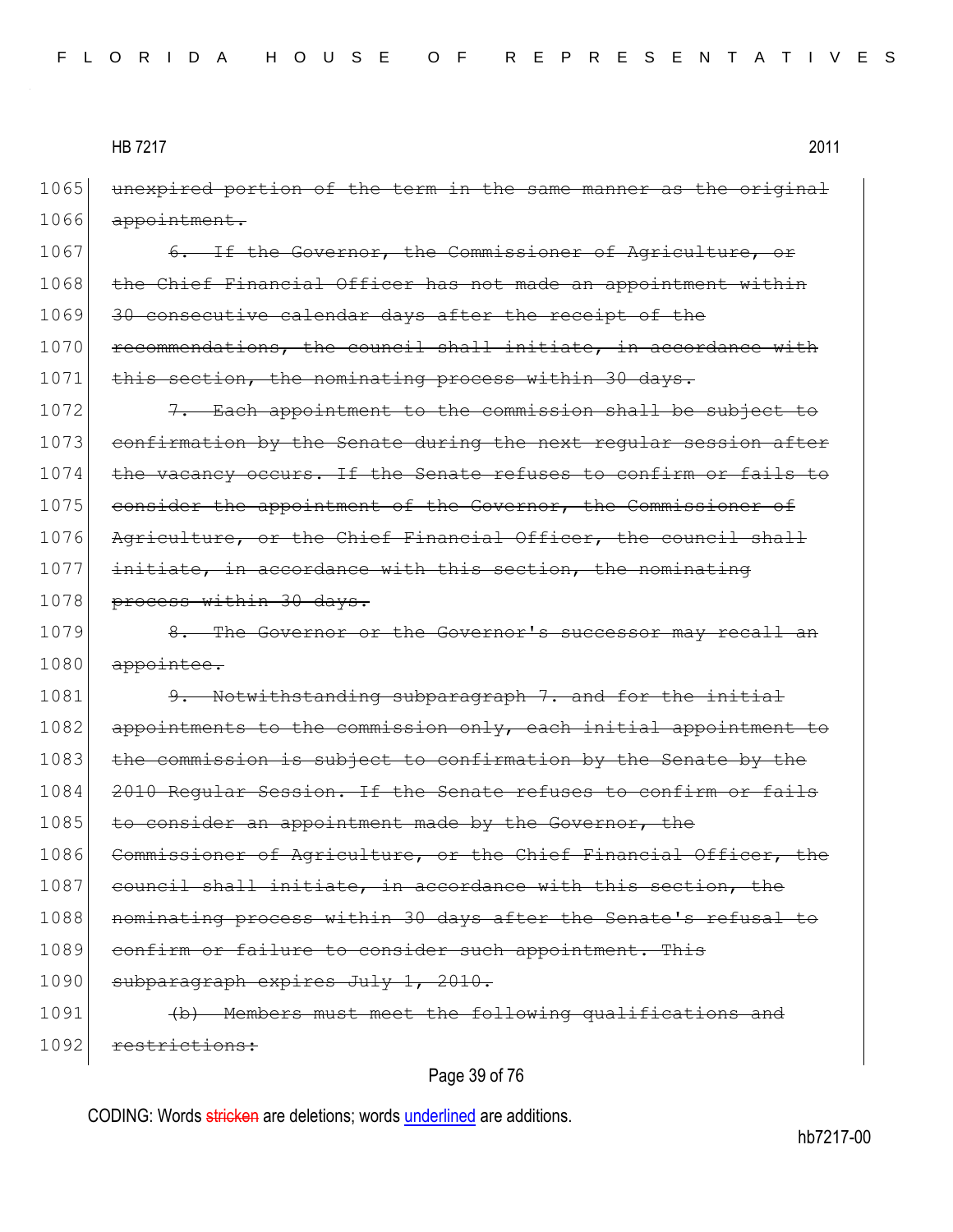1065 ~~unexpired portion of the term in the same manner as the original~~
1066 ~~appointment.~~
1067 ~~6. If the Governor, the Commissioner of Agriculture, or~~
1068 ~~the Chief Financial Officer has not made an appointment within~~
1069 ~~30 consecutive calendar days after the receipt of the~~
1070 ~~recommendations, the council shall initiate, in accordance with~~
1071 ~~this section, the nominating process within 30 days.~~
1072 ~~7. Each appointment to the commission shall be subject to~~
1073 ~~confirmation by the Senate during the next regular session after~~
1074 ~~the vacancy occurs. If the Senate refuses to confirm or fails to~~
1075 ~~consider the appointment of the Governor, the Commissioner of~~
1076 ~~Agriculture, or the Chief Financial Officer, the council shall~~
1077 ~~initiate, in accordance with this section, the nominating~~
1078 ~~process within 30 days.~~
1079 ~~8. The Governor or the Governor's successor may recall an~~
1080 ~~appointee.~~
1081 ~~9. Notwithstanding subparagraph 7. and for the initial~~
1082 ~~appointments to the commission only, each initial appointment to~~
1083 ~~the commission is subject to confirmation by the Senate by the~~
1084 ~~2010 Regular Session. If the Senate refuses to confirm or fails~~
1085 ~~to consider an appointment made by the Governor, the~~
1086 ~~Commissioner of Agriculture, or the Chief Financial Officer, the~~
1087 ~~council shall initiate, in accordance with this section, the~~
1088 ~~nominating process within 30 days after the Senate's refusal to~~
1089 ~~confirm or failure to consider such appointment. This~~
1090 ~~subparagraph expires July 1, 2010.~~
1091 ~~(b) Members must meet the following qualifications and~~
1092 ~~restrictions:~~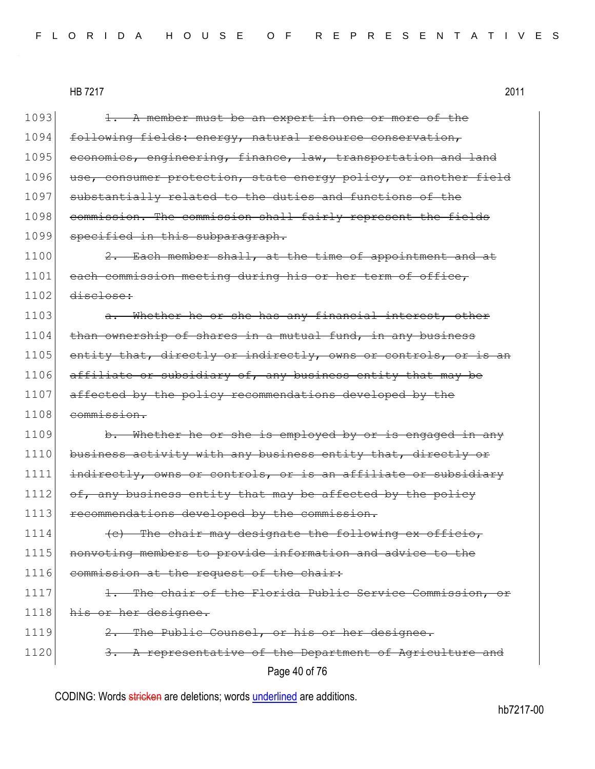1093 ~~1. A member must be an expert in one or more of the~~
1094 ~~following fields: energy, natural resource conservation,~~
1095 ~~economics, engineering, finance, law, transportation and land~~
1096 ~~use, consumer protection, state energy policy, or another field~~
1097 ~~substantially related to the duties and functions of the~~
1098 ~~commission. The commission shall fairly represent the fields~~
1099 ~~specified in this subparagraph.~~
1100 ~~2. Each member shall, at the time of appointment and at~~
1101 ~~each commission meeting during his or her term of office,~~
1102 ~~disclose:~~
1103 ~~a. Whether he or she has any financial interest, other~~
1104 ~~than ownership of shares in a mutual fund, in any business~~
1105 ~~entity that, directly or indirectly, owns or controls, or is an~~
1106 ~~affiliate or subsidiary of, any business entity that may be~~
1107 ~~affected by the policy recommendations developed by the~~
1108 ~~commission.~~
1109 ~~b. Whether he or she is employed by or is engaged in any~~
1110 ~~business activity with any business entity that, directly or~~
1111 ~~indirectly, owns or controls, or is an affiliate or subsidiary~~
1112 ~~of, any business entity that may be affected by the policy~~
1113 ~~recommendations developed by the commission.~~
1114 ~~(c) The chair may designate the following ex officio,~~
1115 ~~nonvoting members to provide information and advice to the~~
1116 ~~commission at the request of the chair:~~
1117 ~~1. The chair of the Florida Public Service Commission, or~~
1118 ~~his or her designee.~~
1119 ~~2. The Public Counsel, or his or her designee.~~
1120 ~~3. A representative of the Department of Agriculture and~~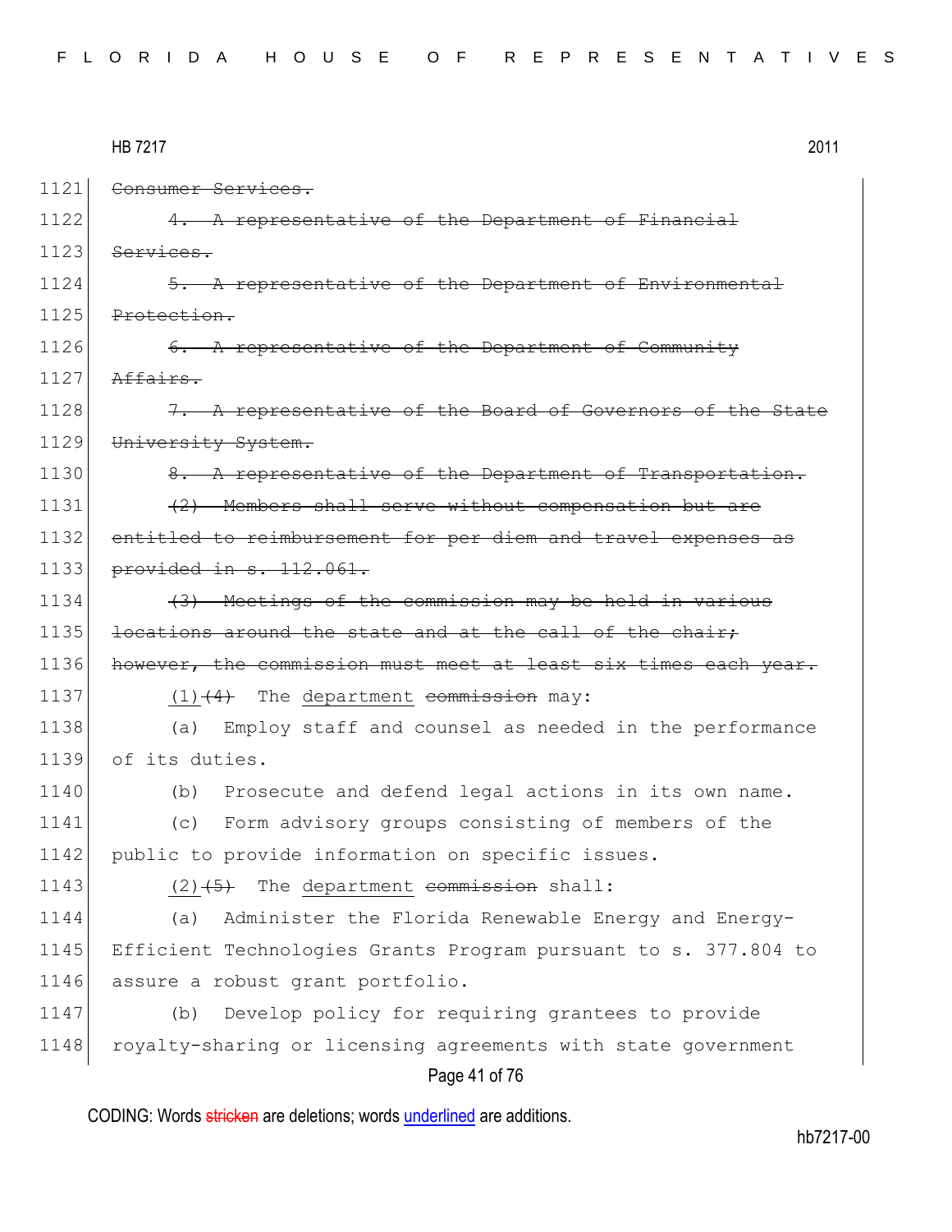1121 ~~Consumer Services.~~

1122 ~~4. A representative of the Department of Financial~~
1123 ~~Services.~~

1124 ~~5. A representative of the Department of Environmental~~
1125 ~~Protection.~~

1126 ~~6. A representative of the Department of Community~~
1127 ~~Affairs.~~

1128 ~~7. A representative of the Board of Governors of the State~~
1129 ~~University System.~~

1130 ~~8. A representative of the Department of Transportation.~~

1131 ~~(2) Members shall serve without compensation but are~~
1132 ~~entitled to reimbursement for per diem and travel expenses as~~
1133 ~~provided in s. 112.061.~~

1134 ~~(3) Meetings of the commission may be held in various~~
1135 ~~locations around the state and at the call of the chair;~~
1136 ~~however, the commission must meet at least six times each year.~~

1137 <u>(1)</u>~~(4)~~ The <u>department</u> ~~commission~~ may:

1138 (a) Employ staff and counsel as needed in the performance
1139 of its duties.

1140 (b) Prosecute and defend legal actions in its own name.

1141 (c) Form advisory groups consisting of members of the
1142 public to provide information on specific issues.

1143 <u>(2)</u>~~(5)~~ The <u>department</u> ~~commission~~ shall:

1144 (a) Administer the Florida Renewable Energy and Energy-
1145 Efficient Technologies Grants Program pursuant to s. 377.804 to
1146 assure a robust grant portfolio.

1147 (b) Develop policy for requiring grantees to provide
1148 royalty-sharing or licensing agreements with state government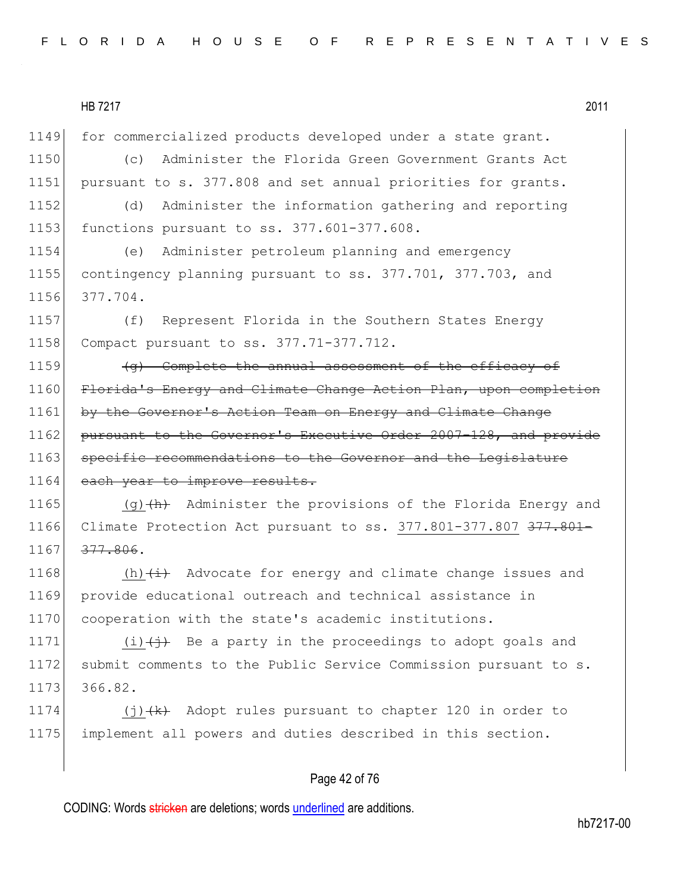1149 for commercialized products developed under a state grant.

1150 (c) Administer the Florida Green Government Grants Act

1151 pursuant to s. 377.808 and set annual priorities for grants.

1152 (d) Administer the information gathering and reporting

1153 functions pursuant to ss. 377.601-377.608.

1154 (e) Administer petroleum planning and emergency

1155 contingency planning pursuant to ss. 377.701, 377.703, and

1156 377.704.

1157 (f) Represent Florida in the Southern States Energy

1158 Compact pursuant to ss. 377.71-377.712.

1159 ~~(g) Complete the annual assessment of the efficacy of~~

1160 ~~Florida's Energy and Climate Change Action Plan, upon completion~~

1161 ~~by the Governor's Action Team on Energy and Climate Change~~

1162 ~~pursuant to the Governor's Executive Order 2007-128, and provide~~

1163 ~~specific recommendations to the Governor and the Legislature~~

1164 ~~each year to improve results.~~

1165 <u>(g)</u>~~(h)~~ Administer the provisions of the Florida Energy and

1166 Climate Protection Act pursuant to ss. <u>377.801-377.807</u> ~~377.801-~~

1167 ~~377.806~~.

1168 <u>(h)</u>~~(i)~~ Advocate for energy and climate change issues and

1169 provide educational outreach and technical assistance in

1170 cooperation with the state's academic institutions.

1171 <u>(i)</u>~~(j)~~ Be a party in the proceedings to adopt goals and

1172 submit comments to the Public Service Commission pursuant to s.

1173 366.82.

1174 <u>(j)</u>~~(k)~~ Adopt rules pursuant to chapter 120 in order to

1175 implement all powers and duties described in this section.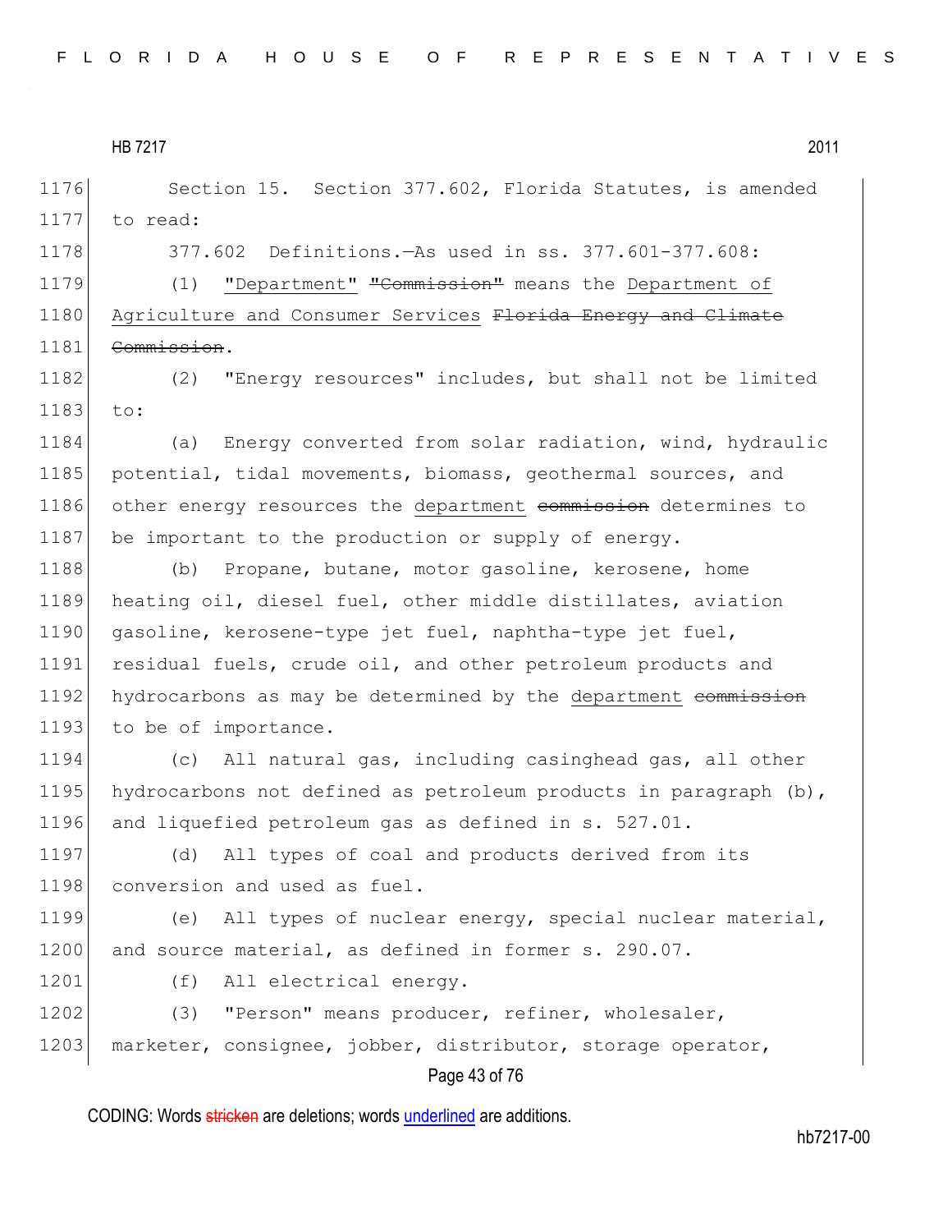Section 15. Section 377.602, Florida Statutes, is amended to read:

377.602 Definitions.—As used in ss. 377.601-377.608:

(1) "Department" ~~"Commission"~~ means the Department of Agriculture and Consumer Services ~~Florida Energy and Climate Commission~~.

(2) "Energy resources" includes, but shall not be limited to:

(a) Energy converted from solar radiation, wind, hydraulic potential, tidal movements, biomass, geothermal sources, and other energy resources the department ~~commission~~ determines to be important to the production or supply of energy.

(b) Propane, butane, motor gasoline, kerosene, home heating oil, diesel fuel, other middle distillates, aviation gasoline, kerosene-type jet fuel, naphtha-type jet fuel, residual fuels, crude oil, and other petroleum products and hydrocarbons as may be determined by the department ~~commission~~ to be of importance.

(c) All natural gas, including casinghead gas, all other hydrocarbons not defined as petroleum products in paragraph (b), and liquefied petroleum gas as defined in s. 527.01.

(d) All types of coal and products derived from its conversion and used as fuel.

(e) All types of nuclear energy, special nuclear material, and source material, as defined in former s. 290.07.

(f) All electrical energy.

(3) "Person" means producer, refiner, wholesaler, marketer, consignee, jobber, distributor, storage operator,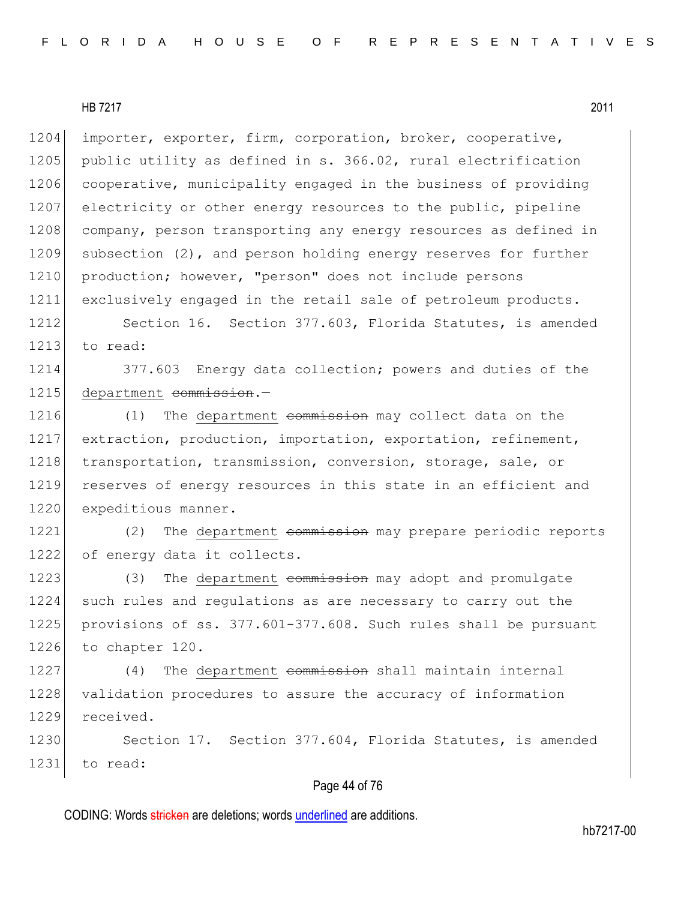importer, exporter, firm, corporation, broker, cooperative, public utility as defined in s. 366.02, rural electrification cooperative, municipality engaged in the business of providing electricity or other energy resources to the public, pipeline company, person transporting any energy resources as defined in subsection (2), and person holding energy reserves for further production; however, "person" does not include persons exclusively engaged in the retail sale of petroleum products.

Section 16. Section 377.603, Florida Statutes, is amended to read:

377.603 Energy data collection; powers and duties of the <u>department</u> ~~commission~~.—

(1) The <u>department</u> ~~commission~~ may collect data on the extraction, production, importation, exportation, refinement, transportation, transmission, conversion, storage, sale, or reserves of energy resources in this state in an efficient and expeditious manner.

(2) The <u>department</u> ~~commission~~ may prepare periodic reports of energy data it collects.

(3) The <u>department</u> ~~commission~~ may adopt and promulgate such rules and regulations as are necessary to carry out the provisions of ss. 377.601-377.608. Such rules shall be pursuant to chapter 120.

(4) The <u>department</u> ~~commission~~ shall maintain internal validation procedures to assure the accuracy of information received.

Section 17. Section 377.604, Florida Statutes, is amended to read: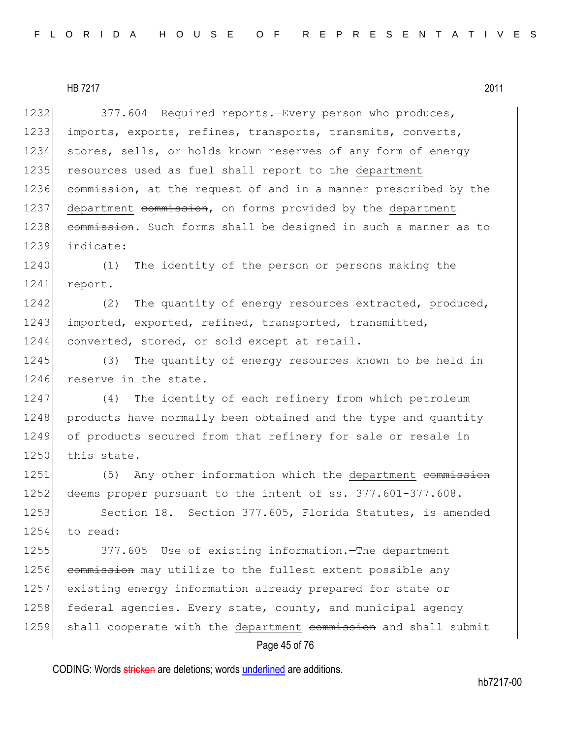377.604 Required reports.—Every person who produces, imports, exports, refines, transports, transmits, converts, stores, sells, or holds known reserves of any form of energy resources used as fuel shall report to the department ~~commission~~, at the request of and in a manner prescribed by the department ~~commission~~, on forms provided by the department ~~commission~~. Such forms shall be designed in such a manner as to indicate:

(1) The identity of the person or persons making the report.

(2) The quantity of energy resources extracted, produced, imported, exported, refined, transported, transmitted, converted, stored, or sold except at retail.

(3) The quantity of energy resources known to be held in reserve in the state.

(4) The identity of each refinery from which petroleum products have normally been obtained and the type and quantity of products secured from that refinery for sale or resale in this state.

(5) Any other information which the department ~~commission~~ deems proper pursuant to the intent of ss. 377.601-377.608.

Section 18. Section 377.605, Florida Statutes, is amended to read:

377.605 Use of existing information.—The department ~~commission~~ may utilize to the fullest extent possible any existing energy information already prepared for state or federal agencies. Every state, county, and municipal agency shall cooperate with the department ~~commission~~ and shall submit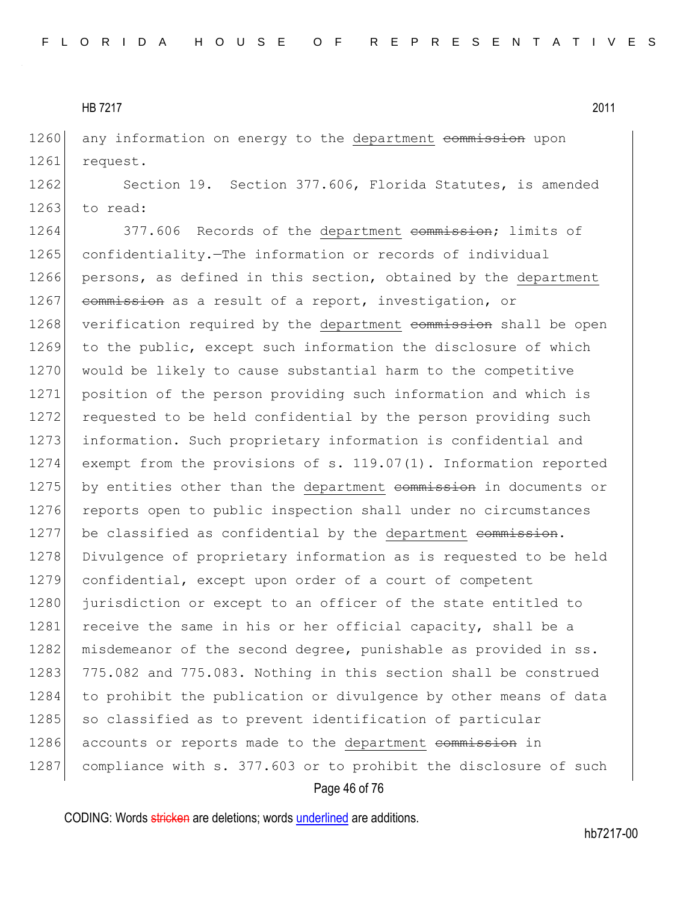any information on energy to the department ~~commission~~ upon request.

Section 19. Section 377.606, Florida Statutes, is amended to read:

377.606 Records of the department ~~commission~~; limits of confidentiality.—The information or records of individual persons, as defined in this section, obtained by the department ~~commission~~ as a result of a report, investigation, or verification required by the department ~~commission~~ shall be open to the public, except such information the disclosure of which would be likely to cause substantial harm to the competitive position of the person providing such information and which is requested to be held confidential by the person providing such information. Such proprietary information is confidential and exempt from the provisions of s. 119.07(1). Information reported by entities other than the department ~~commission~~ in documents or reports open to public inspection shall under no circumstances be classified as confidential by the department ~~commission~~. Divulgence of proprietary information as is requested to be held confidential, except upon order of a court of competent jurisdiction or except to an officer of the state entitled to receive the same in his or her official capacity, shall be a misdemeanor of the second degree, punishable as provided in ss. 775.082 and 775.083. Nothing in this section shall be construed to prohibit the publication or divulgence by other means of data so classified as to prevent identification of particular accounts or reports made to the department ~~commission~~ in compliance with s. 377.603 or to prohibit the disclosure of such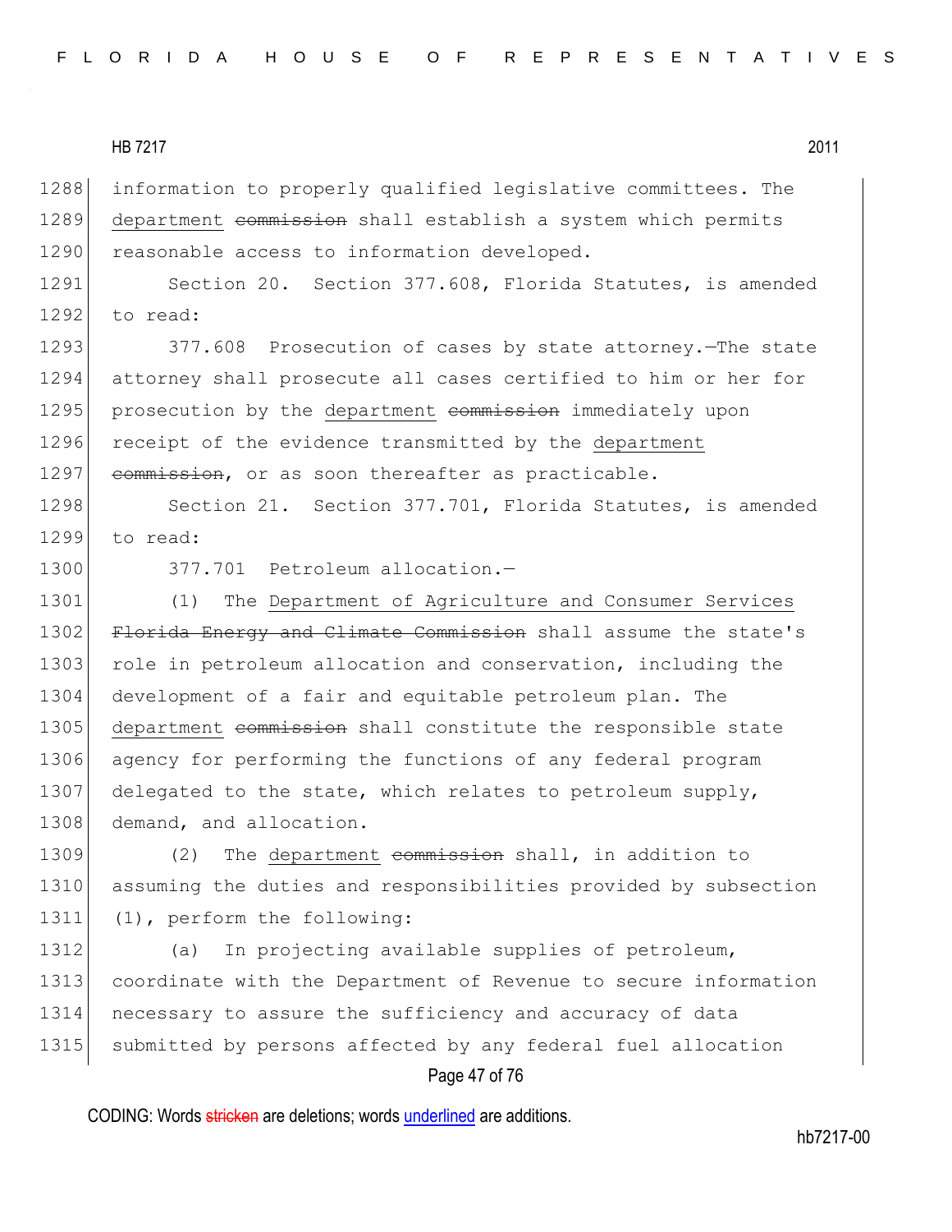information to properly qualified legislative committees. The department ~~commission~~ shall establish a system which permits reasonable access to information developed.

Section 20. Section 377.608, Florida Statutes, is amended to read:

377.608 Prosecution of cases by state attorney.—The state attorney shall prosecute all cases certified to him or her for prosecution by the department ~~commission~~ immediately upon receipt of the evidence transmitted by the department ~~commission~~, or as soon thereafter as practicable.

Section 21. Section 377.701, Florida Statutes, is amended to read:

377.701 Petroleum allocation.—

(1) The Department of Agriculture and Consumer Services ~~Florida Energy and Climate Commission~~ shall assume the state's role in petroleum allocation and conservation, including the development of a fair and equitable petroleum plan. The department ~~commission~~ shall constitute the responsible state agency for performing the functions of any federal program delegated to the state, which relates to petroleum supply, demand, and allocation.

(2) The department ~~commission~~ shall, in addition to assuming the duties and responsibilities provided by subsection (1), perform the following:

(a) In projecting available supplies of petroleum, coordinate with the Department of Revenue to secure information necessary to assure the sufficiency and accuracy of data submitted by persons affected by any federal fuel allocation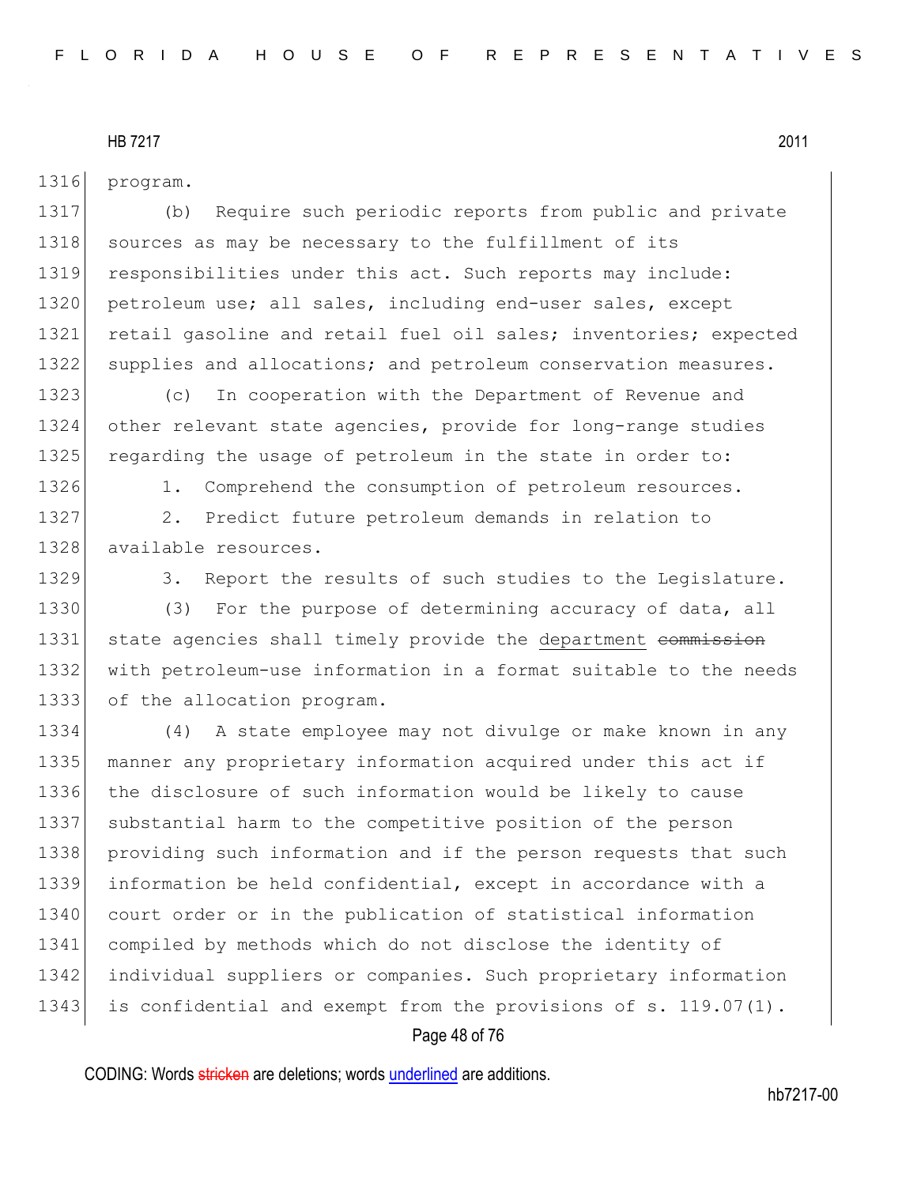program.

(b) Require such periodic reports from public and private sources as may be necessary to the fulfillment of its responsibilities under this act. Such reports may include: petroleum use; all sales, including end-user sales, except retail gasoline and retail fuel oil sales; inventories; expected supplies and allocations; and petroleum conservation measures.

(c) In cooperation with the Department of Revenue and other relevant state agencies, provide for long-range studies regarding the usage of petroleum in the state in order to:

1. Comprehend the consumption of petroleum resources.

2. Predict future petroleum demands in relation to available resources.

3. Report the results of such studies to the Legislature.

(3) For the purpose of determining accuracy of data, all state agencies shall timely provide the department ~~commission~~ with petroleum-use information in a format suitable to the needs of the allocation program.

(4) A state employee may not divulge or make known in any manner any proprietary information acquired under this act if the disclosure of such information would be likely to cause substantial harm to the competitive position of the person providing such information and if the person requests that such information be held confidential, except in accordance with a court order or in the publication of statistical information compiled by methods which do not disclose the identity of individual suppliers or companies. Such proprietary information is confidential and exempt from the provisions of s. 119.07(1).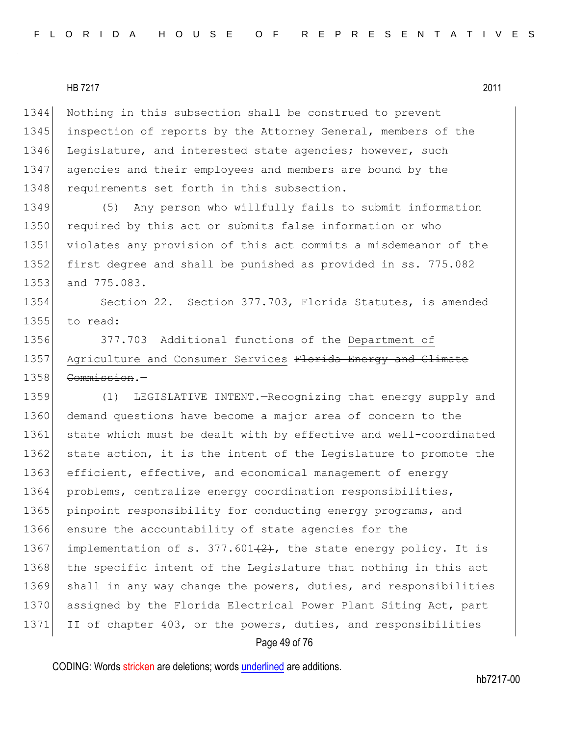Nothing in this subsection shall be construed to prevent inspection of reports by the Attorney General, members of the Legislature, and interested state agencies; however, such agencies and their employees and members are bound by the requirements set forth in this subsection.

(5) Any person who willfully fails to submit information required by this act or submits false information or who violates any provision of this act commits a misdemeanor of the first degree and shall be punished as provided in ss. 775.082 and 775.083.

Section 22. Section 377.703, Florida Statutes, is amended to read:

377.703 Additional functions of the <u>Department of Agriculture and Consumer Services</u> ~~Florida Energy and Climate Commission~~.—

(1) LEGISLATIVE INTENT.—Recognizing that energy supply and demand questions have become a major area of concern to the state which must be dealt with by effective and well-coordinated state action, it is the intent of the Legislature to promote the efficient, effective, and economical management of energy problems, centralize energy coordination responsibilities, pinpoint responsibility for conducting energy programs, and ensure the accountability of state agencies for the implementation of s. 377.601~~(2)~~, the state energy policy. It is the specific intent of the Legislature that nothing in this act shall in any way change the powers, duties, and responsibilities assigned by the Florida Electrical Power Plant Siting Act, part II of chapter 403, or the powers, duties, and responsibilities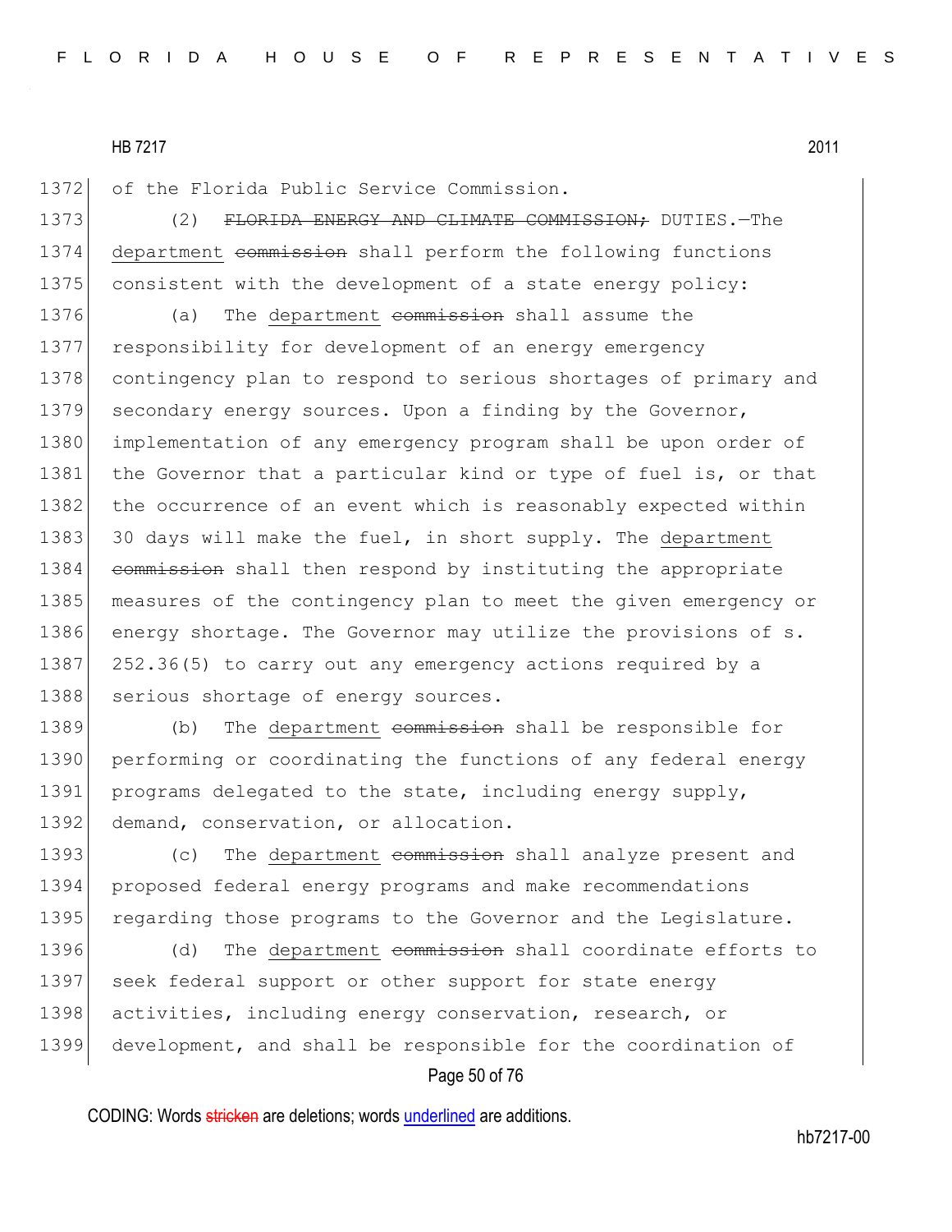1372 of the Florida Public Service Commission.

1373 (2) ~~FLORIDA ENERGY AND CLIMATE COMMISSION;~~ DUTIES.—The
1374 department ~~commission~~ shall perform the following functions
1375 consistent with the development of a state energy policy:

1376 (a) The department ~~commission~~ shall assume the
1377 responsibility for development of an energy emergency
1378 contingency plan to respond to serious shortages of primary and
1379 secondary energy sources. Upon a finding by the Governor,
1380 implementation of any emergency program shall be upon order of
1381 the Governor that a particular kind or type of fuel is, or that
1382 the occurrence of an event which is reasonably expected within
1383 30 days will make the fuel, in short supply. The department
1384 ~~commission~~ shall then respond by instituting the appropriate
1385 measures of the contingency plan to meet the given emergency or
1386 energy shortage. The Governor may utilize the provisions of s.
1387 252.36(5) to carry out any emergency actions required by a
1388 serious shortage of energy sources.

1389 (b) The department ~~commission~~ shall be responsible for
1390 performing or coordinating the functions of any federal energy
1391 programs delegated to the state, including energy supply,
1392 demand, conservation, or allocation.

1393 (c) The department ~~commission~~ shall analyze present and
1394 proposed federal energy programs and make recommendations
1395 regarding those programs to the Governor and the Legislature.

1396 (d) The department ~~commission~~ shall coordinate efforts to
1397 seek federal support or other support for state energy
1398 activities, including energy conservation, research, or
1399 development, and shall be responsible for the coordination of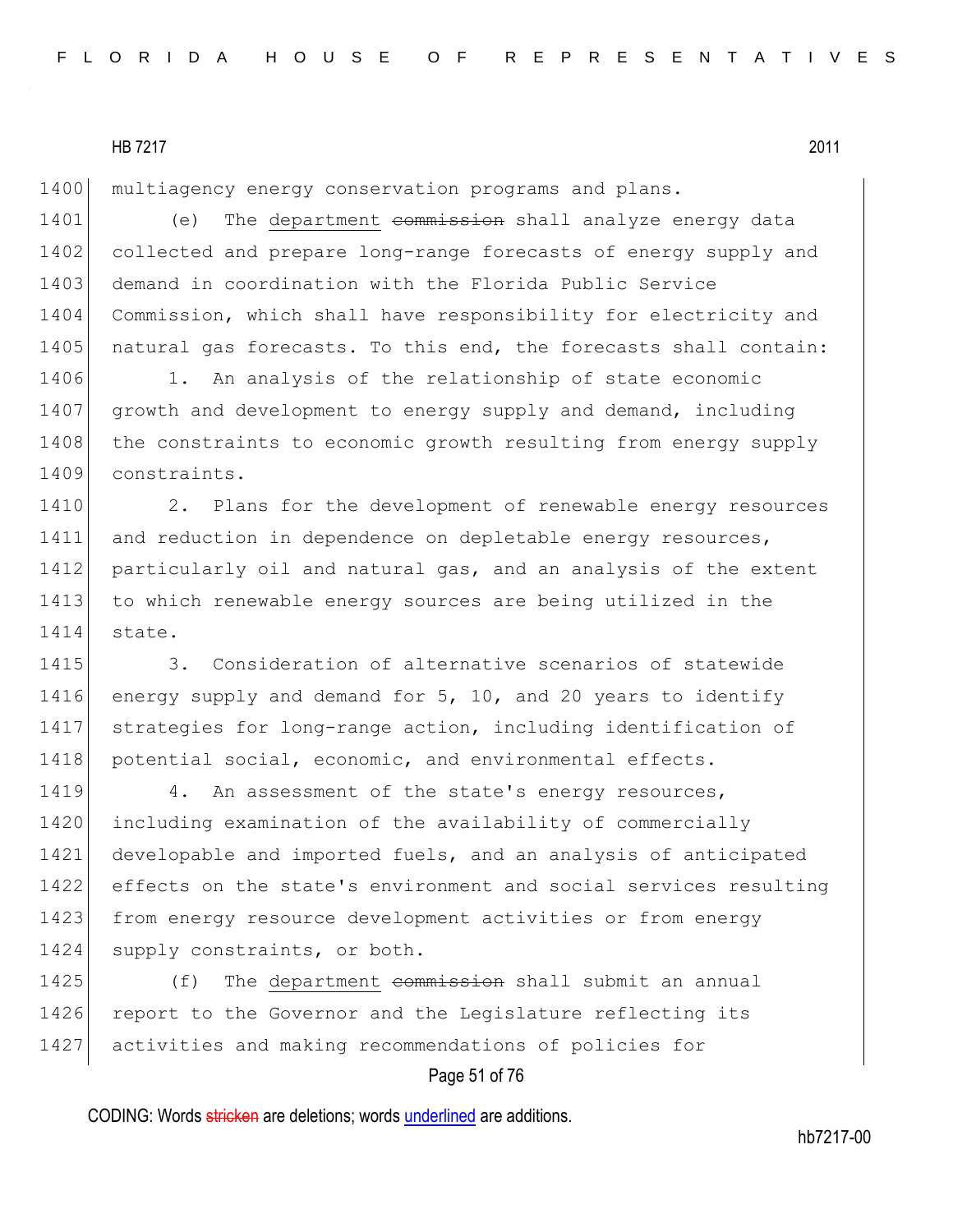1400 multiagency energy conservation programs and plans.

1401 (e) The department ~~commission~~ shall analyze energy data
1402 collected and prepare long-range forecasts of energy supply and
1403 demand in coordination with the Florida Public Service
1404 Commission, which shall have responsibility for electricity and
1405 natural gas forecasts. To this end, the forecasts shall contain:

1406 1. An analysis of the relationship of state economic
1407 growth and development to energy supply and demand, including
1408 the constraints to economic growth resulting from energy supply
1409 constraints.

1410 2. Plans for the development of renewable energy resources
1411 and reduction in dependence on depletable energy resources,
1412 particularly oil and natural gas, and an analysis of the extent
1413 to which renewable energy sources are being utilized in the
1414 state.

1415 3. Consideration of alternative scenarios of statewide
1416 energy supply and demand for 5, 10, and 20 years to identify
1417 strategies for long-range action, including identification of
1418 potential social, economic, and environmental effects.

1419 4. An assessment of the state's energy resources,
1420 including examination of the availability of commercially
1421 developable and imported fuels, and an analysis of anticipated
1422 effects on the state's environment and social services resulting
1423 from energy resource development activities or from energy
1424 supply constraints, or both.

1425 (f) The department ~~commission~~ shall submit an annual
1426 report to the Governor and the Legislature reflecting its
1427 activities and making recommendations of policies for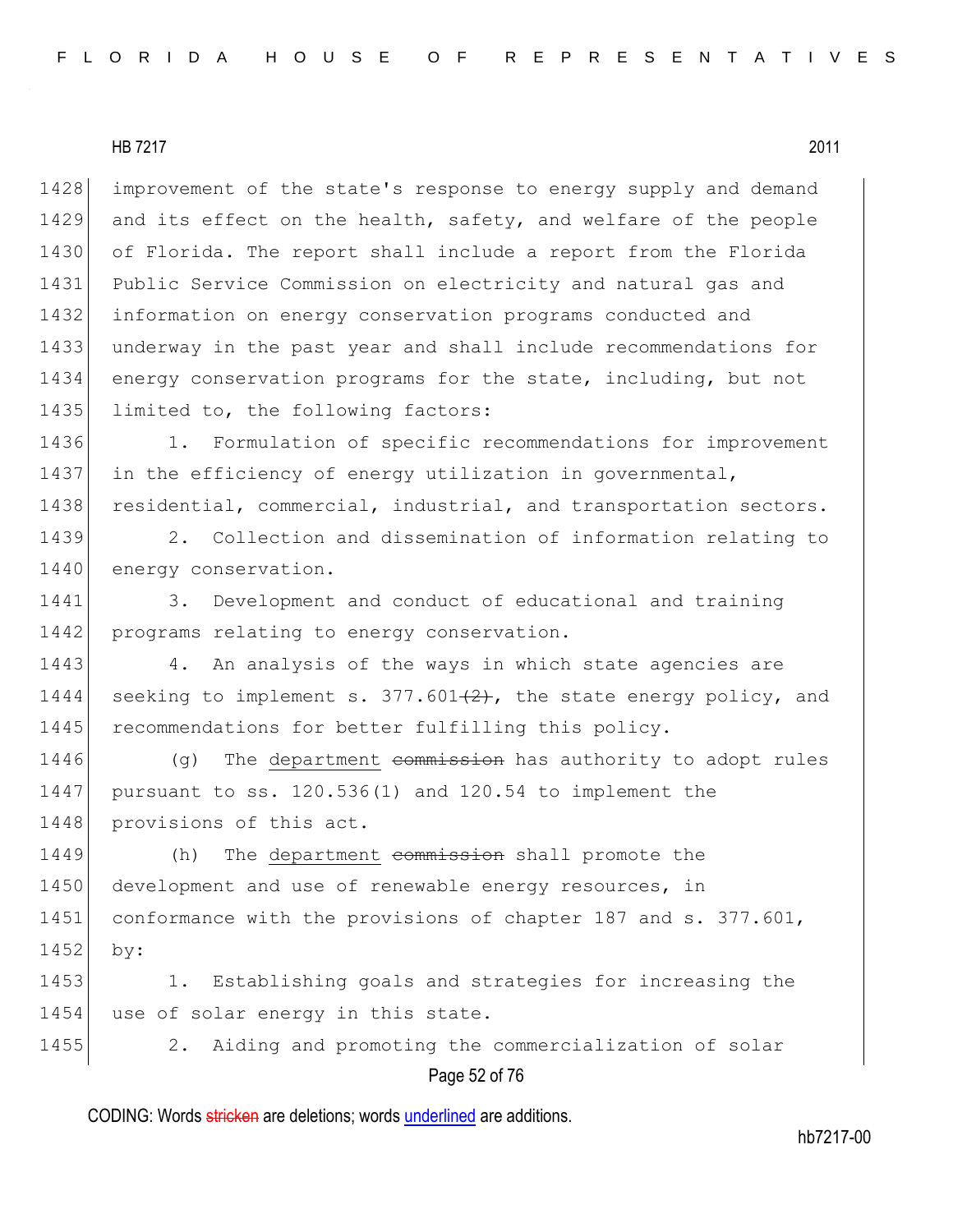improvement of the state's response to energy supply and demand and its effect on the health, safety, and welfare of the people of Florida. The report shall include a report from the Florida Public Service Commission on electricity and natural gas and information on energy conservation programs conducted and underway in the past year and shall include recommendations for energy conservation programs for the state, including, but not limited to, the following factors:

1. Formulation of specific recommendations for improvement in the efficiency of energy utilization in governmental, residential, commercial, industrial, and transportation sectors.

2. Collection and dissemination of information relating to energy conservation.

3. Development and conduct of educational and training programs relating to energy conservation.

4. An analysis of the ways in which state agencies are seeking to implement s. 377.601~~(2)~~, the state energy policy, and recommendations for better fulfilling this policy.

(g) The <u>department</u> ~~commission~~ has authority to adopt rules pursuant to ss. 120.536(1) and 120.54 to implement the provisions of this act.

(h) The <u>department</u> ~~commission~~ shall promote the development and use of renewable energy resources, in conformance with the provisions of chapter 187 and s. 377.601, by:

1. Establishing goals and strategies for increasing the use of solar energy in this state.

2. Aiding and promoting the commercialization of solar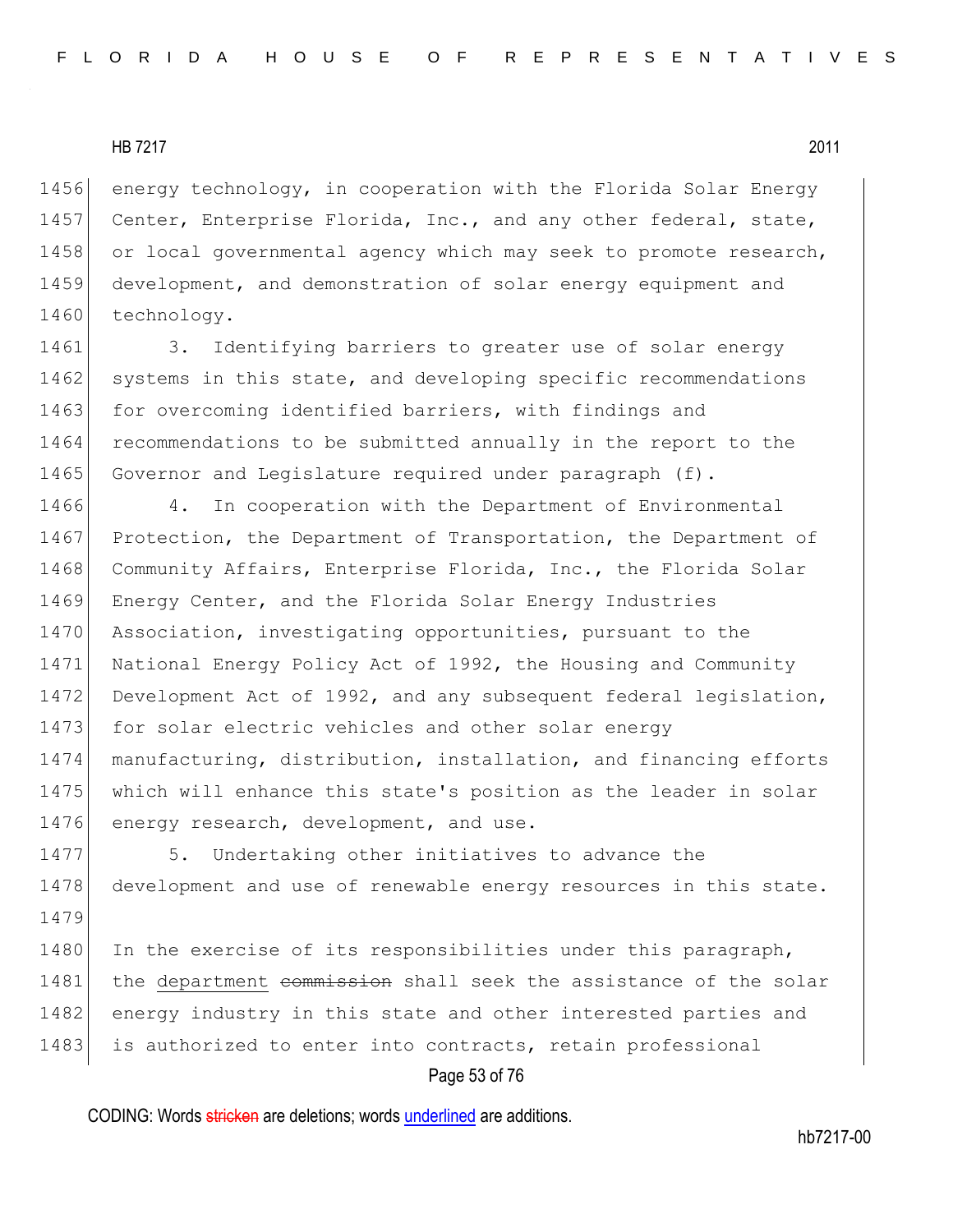energy technology, in cooperation with the Florida Solar Energy Center, Enterprise Florida, Inc., and any other federal, state, or local governmental agency which may seek to promote research, development, and demonstration of solar energy equipment and technology.

3. Identifying barriers to greater use of solar energy systems in this state, and developing specific recommendations for overcoming identified barriers, with findings and recommendations to be submitted annually in the report to the Governor and Legislature required under paragraph (f).

4. In cooperation with the Department of Environmental Protection, the Department of Transportation, the Department of Community Affairs, Enterprise Florida, Inc., the Florida Solar Energy Center, and the Florida Solar Energy Industries Association, investigating opportunities, pursuant to the National Energy Policy Act of 1992, the Housing and Community Development Act of 1992, and any subsequent federal legislation, for solar electric vehicles and other solar energy manufacturing, distribution, installation, and financing efforts which will enhance this state's position as the leader in solar energy research, development, and use.

5. Undertaking other initiatives to advance the development and use of renewable energy resources in this state.

In the exercise of its responsibilities under this paragraph, the <u>department</u> ~~commission~~ shall seek the assistance of the solar energy industry in this state and other interested parties and is authorized to enter into contracts, retain professional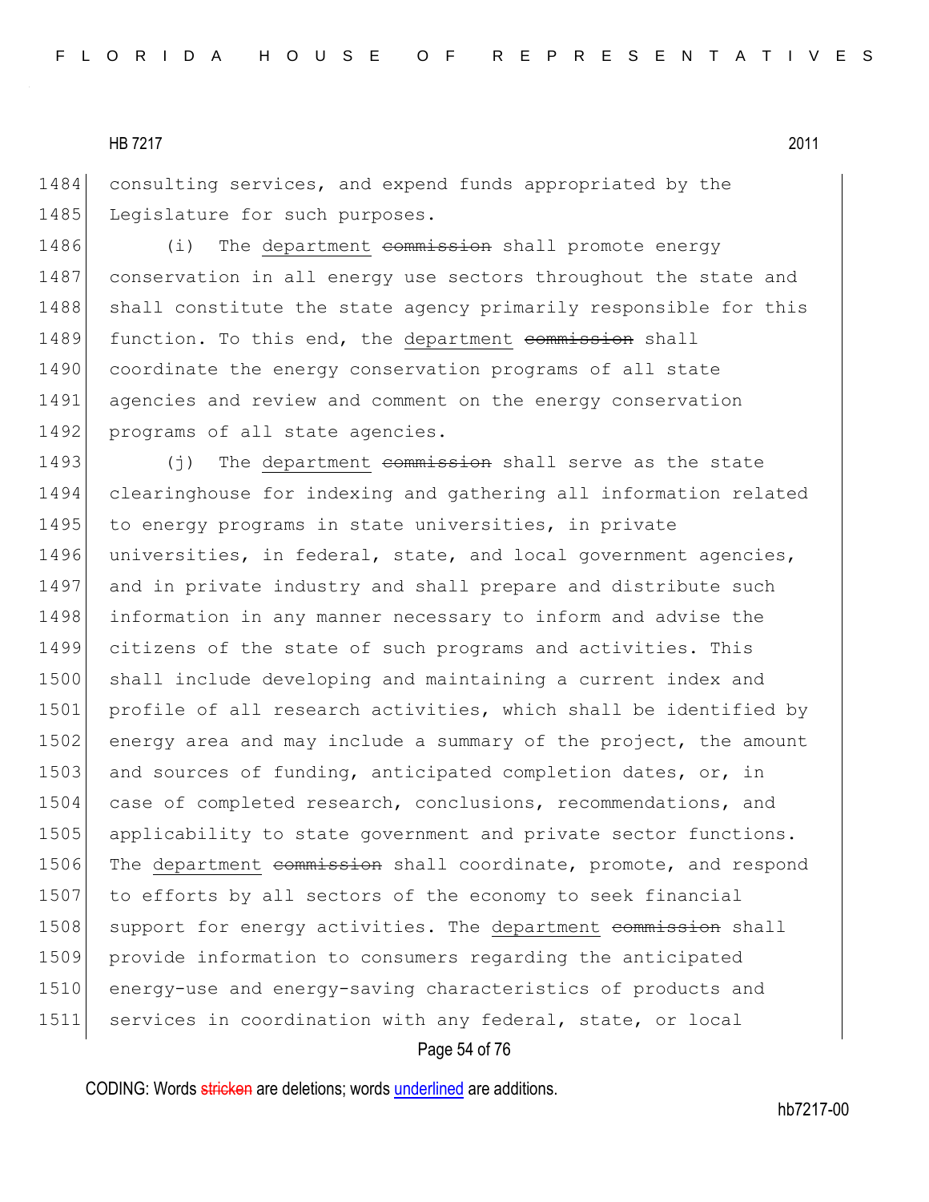consulting services, and expend funds appropriated by the Legislature for such purposes.

(i) The <u>department</u> ~~commission~~ shall promote energy conservation in all energy use sectors throughout the state and shall constitute the state agency primarily responsible for this function. To this end, the <u>department</u> ~~commission~~ shall coordinate the energy conservation programs of all state agencies and review and comment on the energy conservation programs of all state agencies.

(j) The <u>department</u> ~~commission~~ shall serve as the state clearinghouse for indexing and gathering all information related to energy programs in state universities, in private universities, in federal, state, and local government agencies, and in private industry and shall prepare and distribute such information in any manner necessary to inform and advise the citizens of the state of such programs and activities. This shall include developing and maintaining a current index and profile of all research activities, which shall be identified by energy area and may include a summary of the project, the amount and sources of funding, anticipated completion dates, or, in case of completed research, conclusions, recommendations, and applicability to state government and private sector functions. The <u>department</u> ~~commission~~ shall coordinate, promote, and respond to efforts by all sectors of the economy to seek financial support for energy activities. The <u>department</u> ~~commission~~ shall provide information to consumers regarding the anticipated energy-use and energy-saving characteristics of products and services in coordination with any federal, state, or local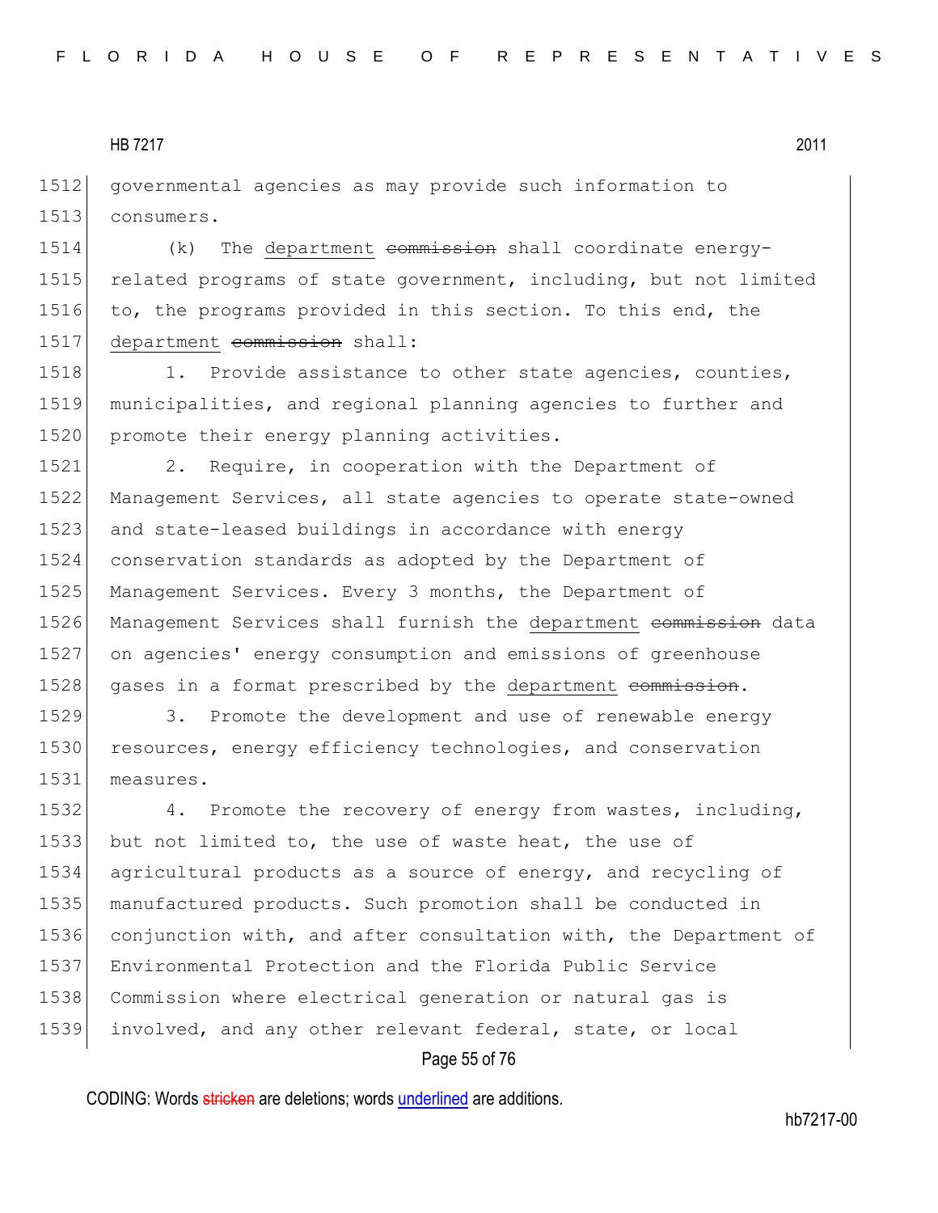governmental agencies as may provide such information to consumers.

(k) The <u>department</u> ~~commission~~ shall coordinate energy-related programs of state government, including, but not limited to, the programs provided in this section. To this end, the <u>department</u> ~~commission~~ shall:

1. Provide assistance to other state agencies, counties, municipalities, and regional planning agencies to further and promote their energy planning activities.

2. Require, in cooperation with the Department of Management Services, all state agencies to operate state-owned and state-leased buildings in accordance with energy conservation standards as adopted by the Department of Management Services. Every 3 months, the Department of Management Services shall furnish the <u>department</u> ~~commission~~ data on agencies' energy consumption and emissions of greenhouse gases in a format prescribed by the <u>department</u> ~~commission~~.

3. Promote the development and use of renewable energy resources, energy efficiency technologies, and conservation measures.

4. Promote the recovery of energy from wastes, including, but not limited to, the use of waste heat, the use of agricultural products as a source of energy, and recycling of manufactured products. Such promotion shall be conducted in conjunction with, and after consultation with, the Department of Environmental Protection and the Florida Public Service Commission where electrical generation or natural gas is involved, and any other relevant federal, state, or local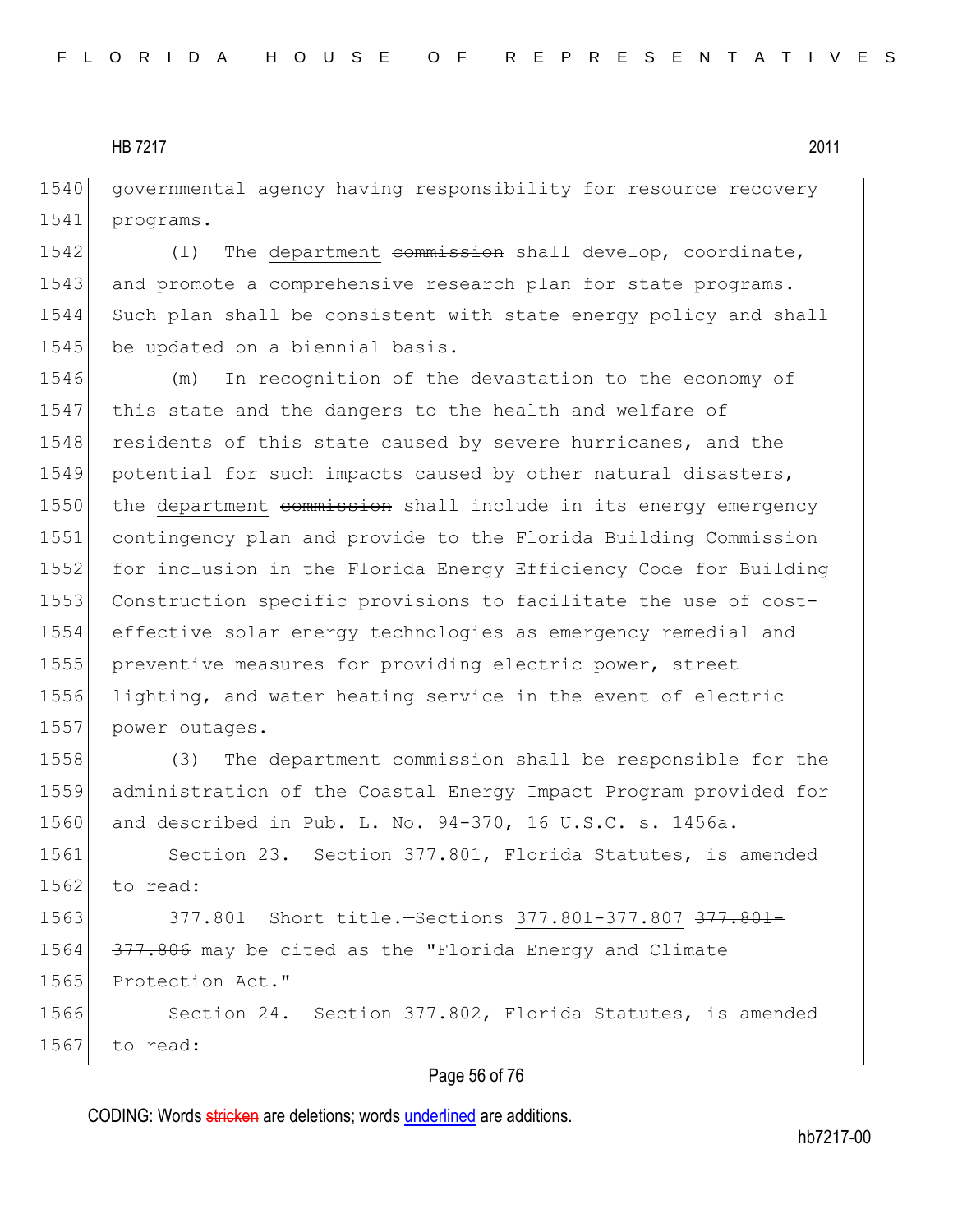governmental agency having responsibility for resource recovery programs.

(l) The department ~~commission~~ shall develop, coordinate, and promote a comprehensive research plan for state programs. Such plan shall be consistent with state energy policy and shall be updated on a biennial basis.

(m) In recognition of the devastation to the economy of this state and the dangers to the health and welfare of residents of this state caused by severe hurricanes, and the potential for such impacts caused by other natural disasters, the department ~~commission~~ shall include in its energy emergency contingency plan and provide to the Florida Building Commission for inclusion in the Florida Energy Efficiency Code for Building Construction specific provisions to facilitate the use of cost-effective solar energy technologies as emergency remedial and preventive measures for providing electric power, street lighting, and water heating service in the event of electric power outages.

(3) The department ~~commission~~ shall be responsible for the administration of the Coastal Energy Impact Program provided for and described in Pub. L. No. 94-370, 16 U.S.C. s. 1456a.

Section 23. Section 377.801, Florida Statutes, is amended to read:

377.801 Short title.—Sections 377.801-377.807 ~~377.801-377.806~~ may be cited as the "Florida Energy and Climate Protection Act."

Section 24. Section 377.802, Florida Statutes, is amended to read: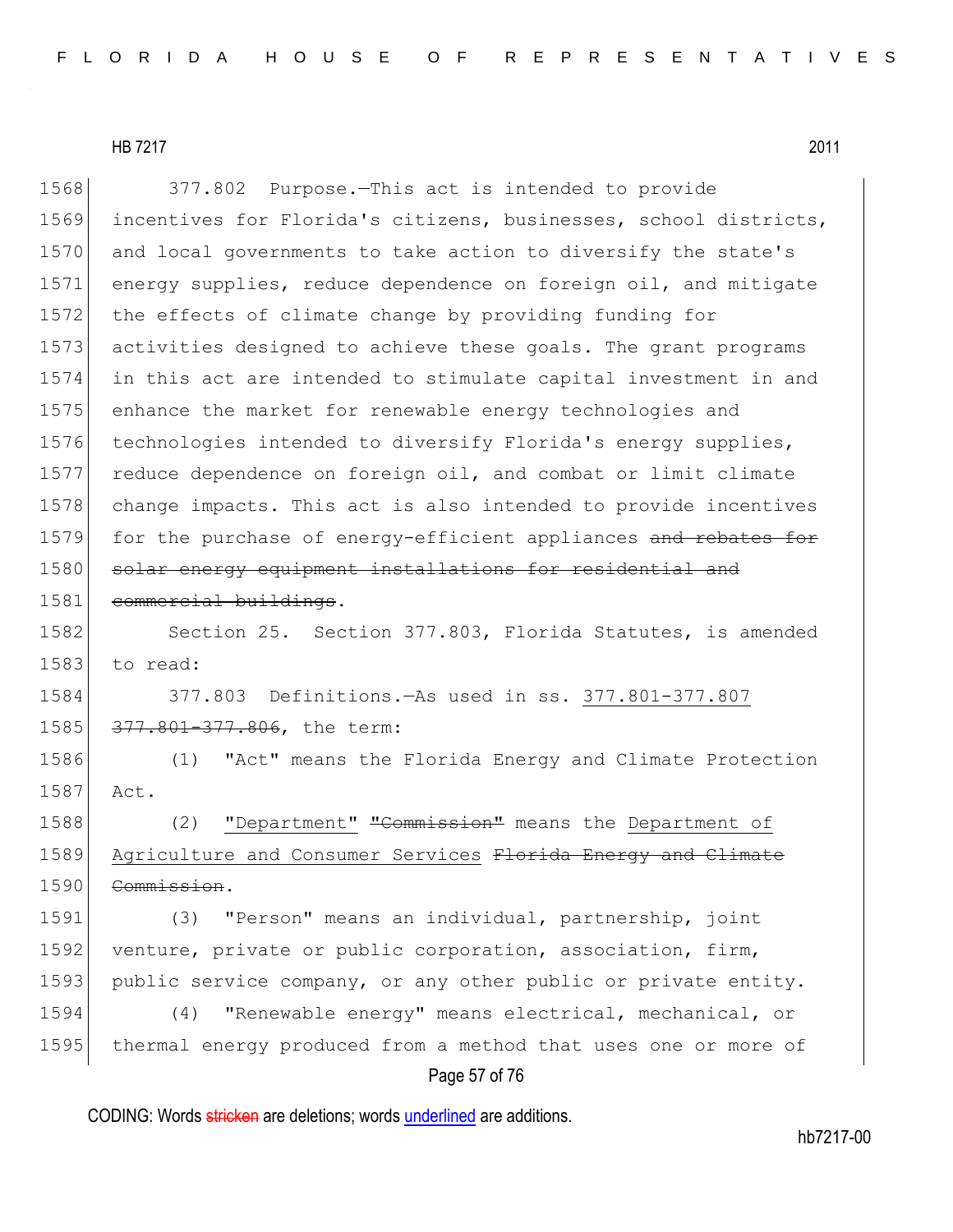377.802 Purpose.—This act is intended to provide incentives for Florida's citizens, businesses, school districts, and local governments to take action to diversify the state's energy supplies, reduce dependence on foreign oil, and mitigate the effects of climate change by providing funding for activities designed to achieve these goals. The grant programs in this act are intended to stimulate capital investment in and enhance the market for renewable energy technologies and technologies intended to diversify Florida's energy supplies, reduce dependence on foreign oil, and combat or limit climate change impacts. This act is also intended to provide incentives for the purchase of energy-efficient appliances ~~and rebates for solar energy equipment installations for residential and commercial buildings~~.

Section 25. Section 377.803, Florida Statutes, is amended to read:

377.803 Definitions.—As used in ss. <u>377.801-377.807</u> ~~377.801-377.806~~, the term:

(1) "Act" means the Florida Energy and Climate Protection Act.

(2) <u>"Department"</u> ~~"Commission"~~ means the <u>Department of Agriculture and Consumer Services</u> ~~Florida Energy and Climate Commission~~.

(3) "Person" means an individual, partnership, joint venture, private or public corporation, association, firm, public service company, or any other public or private entity.

(4) "Renewable energy" means electrical, mechanical, or thermal energy produced from a method that uses one or more of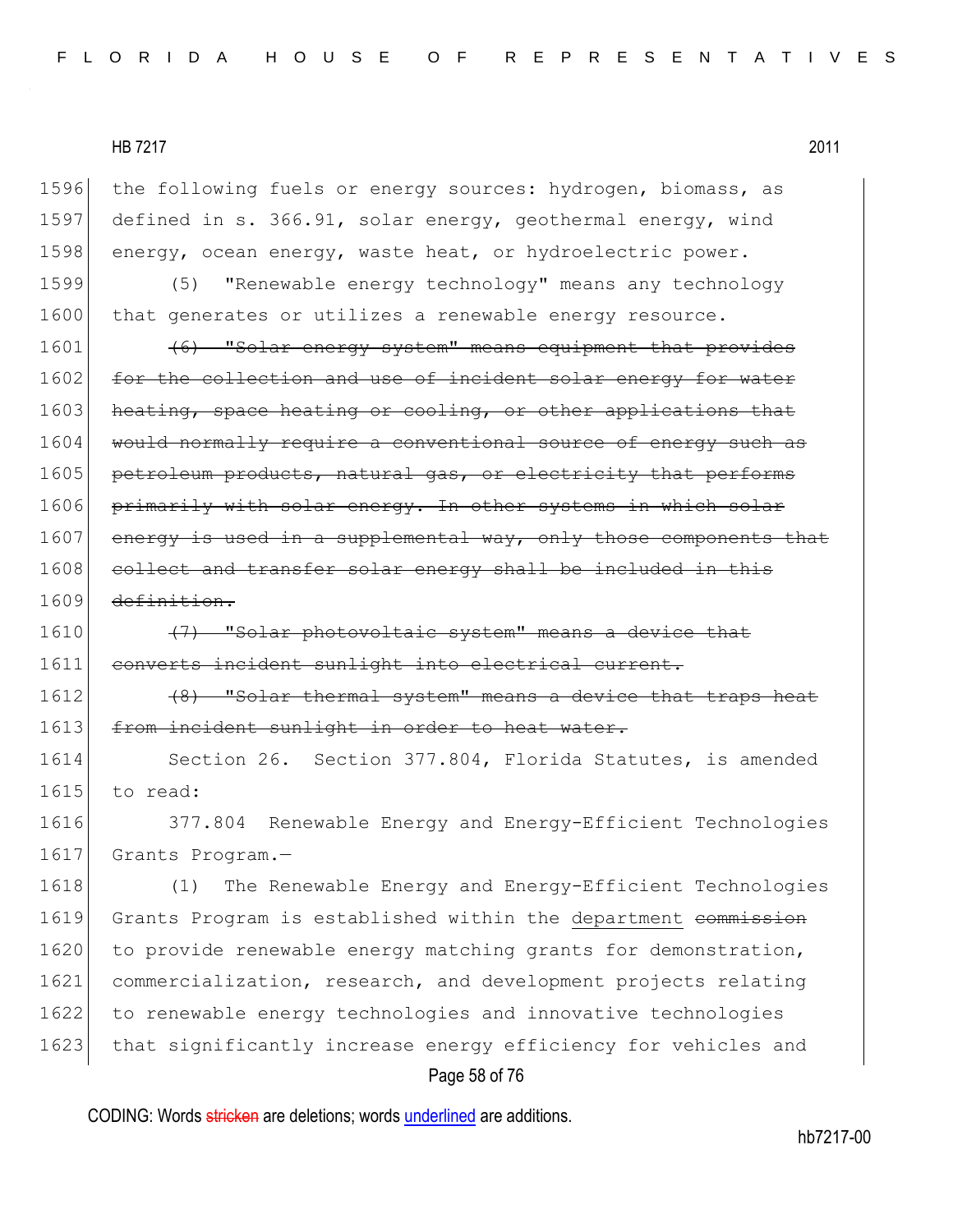the following fuels or energy sources: hydrogen, biomass, as defined in s. 366.91, solar energy, geothermal energy, wind energy, ocean energy, waste heat, or hydroelectric power.

(5) "Renewable energy technology" means any technology that generates or utilizes a renewable energy resource.

~~(6) "Solar energy system" means equipment that provides for the collection and use of incident solar energy for water heating, space heating or cooling, or other applications that would normally require a conventional source of energy such as petroleum products, natural gas, or electricity that performs primarily with solar energy. In other systems in which solar energy is used in a supplemental way, only those components that collect and transfer solar energy shall be included in this definition.~~

~~(7) "Solar photovoltaic system" means a device that converts incident sunlight into electrical current.~~

~~(8) "Solar thermal system" means a device that traps heat from incident sunlight in order to heat water.~~

Section 26. Section 377.804, Florida Statutes, is amended to read:

377.804 Renewable Energy and Energy-Efficient Technologies Grants Program.—

(1) The Renewable Energy and Energy-Efficient Technologies Grants Program is established within the <u>department</u> ~~commission~~ to provide renewable energy matching grants for demonstration, commercialization, research, and development projects relating to renewable energy technologies and innovative technologies that significantly increase energy efficiency for vehicles and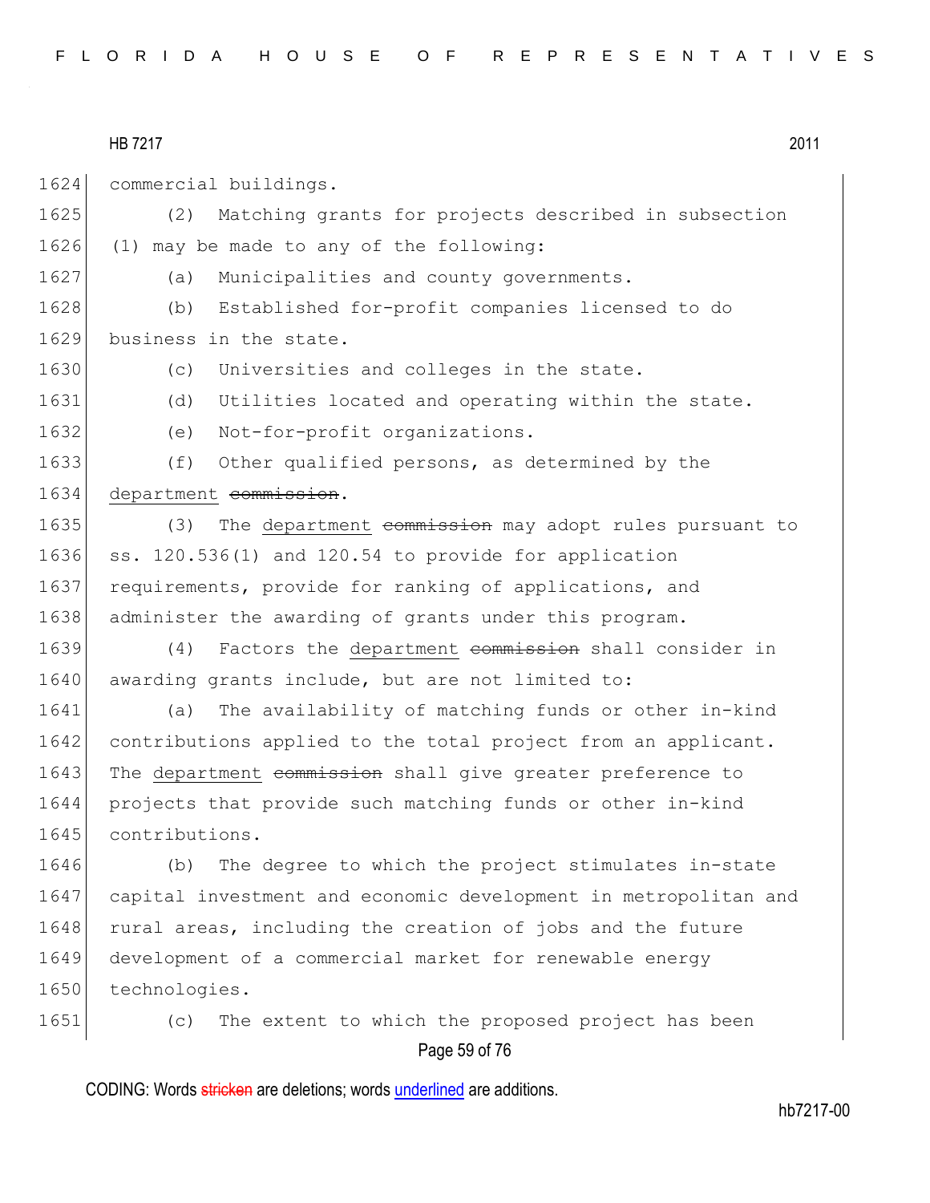commercial buildings.

(2) Matching grants for projects described in subsection (1) may be made to any of the following:

(a) Municipalities and county governments.

(b) Established for-profit companies licensed to do business in the state.

(c) Universities and colleges in the state.

(d) Utilities located and operating within the state.

(e) Not-for-profit organizations.

(f) Other qualified persons, as determined by the <u>department</u> ~~commission~~.

(3) The <u>department</u> ~~commission~~ may adopt rules pursuant to ss. 120.536(1) and 120.54 to provide for application requirements, provide for ranking of applications, and administer the awarding of grants under this program.

(4) Factors the <u>department</u> ~~commission~~ shall consider in awarding grants include, but are not limited to:

(a) The availability of matching funds or other in-kind contributions applied to the total project from an applicant. The <u>department</u> ~~commission~~ shall give greater preference to projects that provide such matching funds or other in-kind contributions.

(b) The degree to which the project stimulates in-state capital investment and economic development in metropolitan and rural areas, including the creation of jobs and the future development of a commercial market for renewable energy technologies.

(c) The extent to which the proposed project has been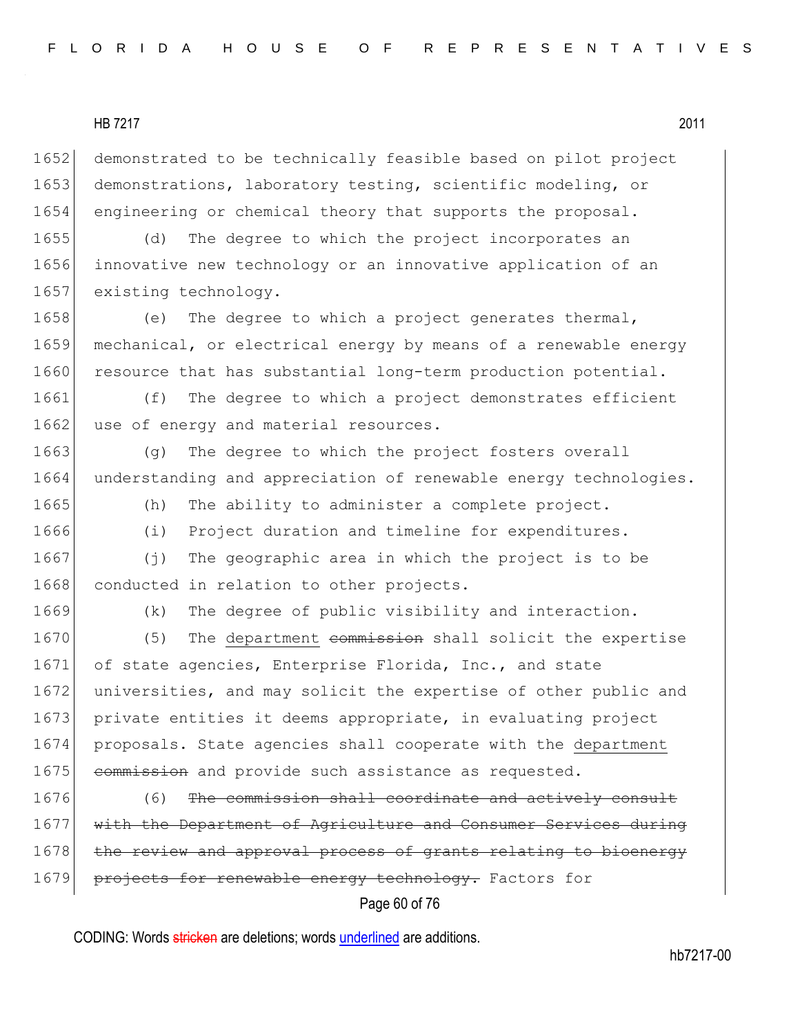1652 demonstrated to be technically feasible based on pilot project
1653 demonstrations, laboratory testing, scientific modeling, or
1654 engineering or chemical theory that supports the proposal.

1655 (d) The degree to which the project incorporates an
1656 innovative new technology or an innovative application of an
1657 existing technology.

1658 (e) The degree to which a project generates thermal,
1659 mechanical, or electrical energy by means of a renewable energy
1660 resource that has substantial long-term production potential.

1661 (f) The degree to which a project demonstrates efficient
1662 use of energy and material resources.

1663 (g) The degree to which the project fosters overall
1664 understanding and appreciation of renewable energy technologies.

1665 (h) The ability to administer a complete project.

1666 (i) Project duration and timeline for expenditures.

1667 (j) The geographic area in which the project is to be
1668 conducted in relation to other projects.

1669 (k) The degree of public visibility and interaction.

1670 (5) The <u>department</u> ~~commission~~ shall solicit the expertise
1671 of state agencies, Enterprise Florida, Inc., and state
1672 universities, and may solicit the expertise of other public and
1673 private entities it deems appropriate, in evaluating project
1674 proposals. State agencies shall cooperate with the <u>department</u>
1675 ~~commission~~ and provide such assistance as requested.

1676 (6) ~~The commission shall coordinate and actively consult~~
1677 ~~with the Department of Agriculture and Consumer Services during~~
1678 ~~the review and approval process of grants relating to bioenergy~~
1679 ~~projects for renewable energy technology.~~ Factors for

CODING: Words ~~stricken~~ are deletions; words <u>underlined</u> are additions.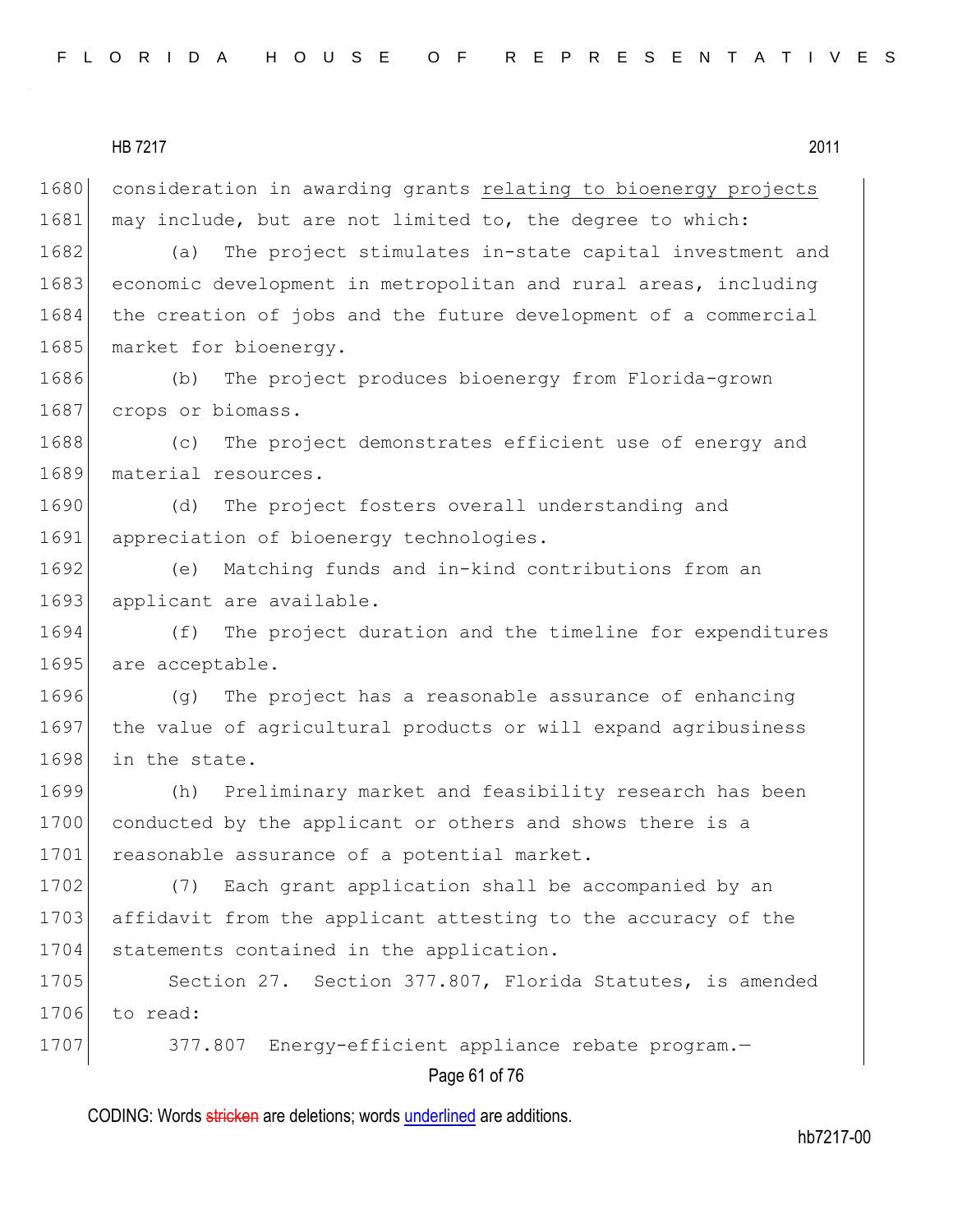consideration in awarding grants <u>relating to bioenergy projects</u> may include, but are not limited to, the degree to which:

(a) The project stimulates in-state capital investment and economic development in metropolitan and rural areas, including the creation of jobs and the future development of a commercial market for bioenergy.

(b) The project produces bioenergy from Florida-grown crops or biomass.

(c) The project demonstrates efficient use of energy and material resources.

(d) The project fosters overall understanding and appreciation of bioenergy technologies.

(e) Matching funds and in-kind contributions from an applicant are available.

(f) The project duration and the timeline for expenditures are acceptable.

(g) The project has a reasonable assurance of enhancing the value of agricultural products or will expand agribusiness in the state.

(h) Preliminary market and feasibility research has been conducted by the applicant or others and shows there is a reasonable assurance of a potential market.

(7) Each grant application shall be accompanied by an affidavit from the applicant attesting to the accuracy of the statements contained in the application.

Section 27. Section 377.807, Florida Statutes, is amended to read:

377.807 Energy-efficient appliance rebate program.—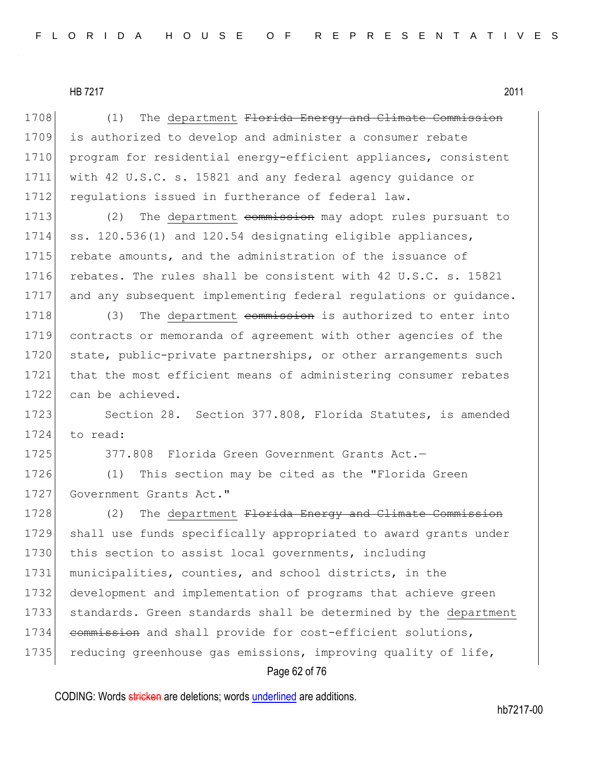1708 (1) The <u>department</u> ~~Florida Energy and Climate Commission~~
1709 is authorized to develop and administer a consumer rebate
1710 program for residential energy-efficient appliances, consistent
1711 with 42 U.S.C. s. 15821 and any federal agency guidance or
1712 regulations issued in furtherance of federal law.

1713 (2) The <u>department</u> ~~commission~~ may adopt rules pursuant to
1714 ss. 120.536(1) and 120.54 designating eligible appliances,
1715 rebate amounts, and the administration of the issuance of
1716 rebates. The rules shall be consistent with 42 U.S.C. s. 15821
1717 and any subsequent implementing federal regulations or guidance.

1718 (3) The <u>department</u> ~~commission~~ is authorized to enter into
1719 contracts or memoranda of agreement with other agencies of the
1720 state, public-private partnerships, or other arrangements such
1721 that the most efficient means of administering consumer rebates
1722 can be achieved.

1723 Section 28. Section 377.808, Florida Statutes, is amended
1724 to read:

1725 377.808 Florida Green Government Grants Act.—

1726 (1) This section may be cited as the "Florida Green
1727 Government Grants Act."

1728 (2) The <u>department</u> ~~Florida Energy and Climate Commission~~
1729 shall use funds specifically appropriated to award grants under
1730 this section to assist local governments, including
1731 municipalities, counties, and school districts, in the
1732 development and implementation of programs that achieve green
1733 standards. Green standards shall be determined by the <u>department</u>
1734 ~~commission~~ and shall provide for cost-efficient solutions,
1735 reducing greenhouse gas emissions, improving quality of life,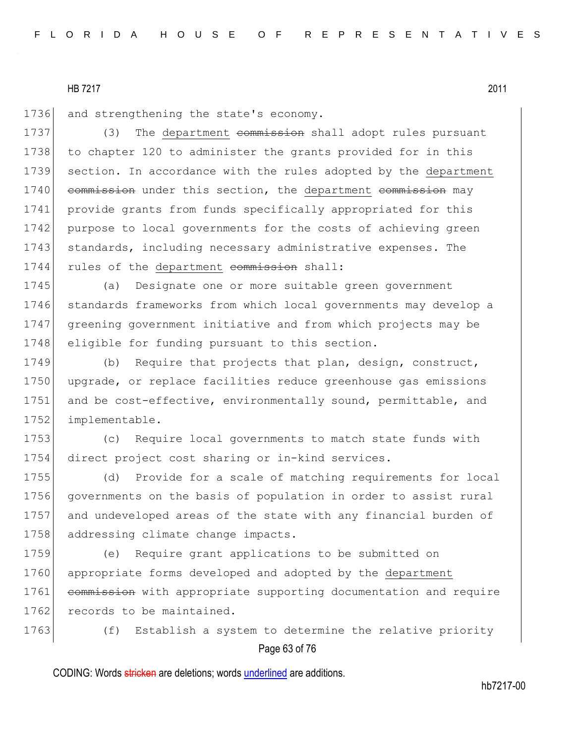and strengthening the state's economy.

(3) The department ~~commission~~ shall adopt rules pursuant to chapter 120 to administer the grants provided for in this section. In accordance with the rules adopted by the department ~~commission~~ under this section, the department ~~commission~~ may provide grants from funds specifically appropriated for this purpose to local governments for the costs of achieving green standards, including necessary administrative expenses. The rules of the department ~~commission~~ shall:

(a) Designate one or more suitable green government standards frameworks from which local governments may develop a greening government initiative and from which projects may be eligible for funding pursuant to this section.

(b) Require that projects that plan, design, construct, upgrade, or replace facilities reduce greenhouse gas emissions and be cost-effective, environmentally sound, permittable, and implementable.

(c) Require local governments to match state funds with direct project cost sharing or in-kind services.

(d) Provide for a scale of matching requirements for local governments on the basis of population in order to assist rural and undeveloped areas of the state with any financial burden of addressing climate change impacts.

(e) Require grant applications to be submitted on appropriate forms developed and adopted by the department ~~commission~~ with appropriate supporting documentation and require records to be maintained.

(f) Establish a system to determine the relative priority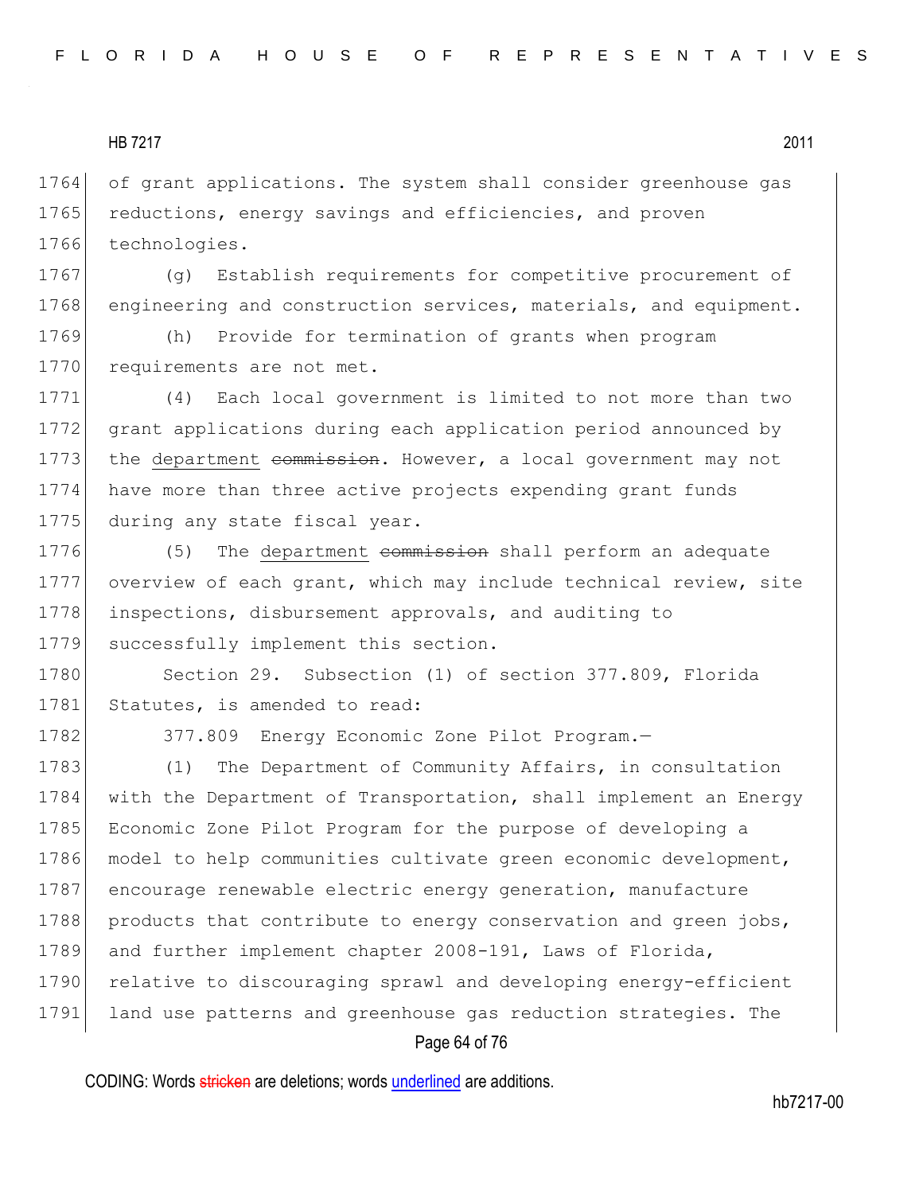of grant applications. The system shall consider greenhouse gas reductions, energy savings and efficiencies, and proven technologies.

(g) Establish requirements for competitive procurement of engineering and construction services, materials, and equipment.

(h) Provide for termination of grants when program requirements are not met.

(4) Each local government is limited to not more than two grant applications during each application period announced by the <u>department</u> ~~commission~~. However, a local government may not have more than three active projects expending grant funds during any state fiscal year.

(5) The <u>department</u> ~~commission~~ shall perform an adequate overview of each grant, which may include technical review, site inspections, disbursement approvals, and auditing to successfully implement this section.

Section 29. Subsection (1) of section 377.809, Florida Statutes, is amended to read:

377.809 Energy Economic Zone Pilot Program.—

(1) The Department of Community Affairs, in consultation with the Department of Transportation, shall implement an Energy Economic Zone Pilot Program for the purpose of developing a model to help communities cultivate green economic development, encourage renewable electric energy generation, manufacture products that contribute to energy conservation and green jobs, and further implement chapter 2008-191, Laws of Florida, relative to discouraging sprawl and developing energy-efficient land use patterns and greenhouse gas reduction strategies. The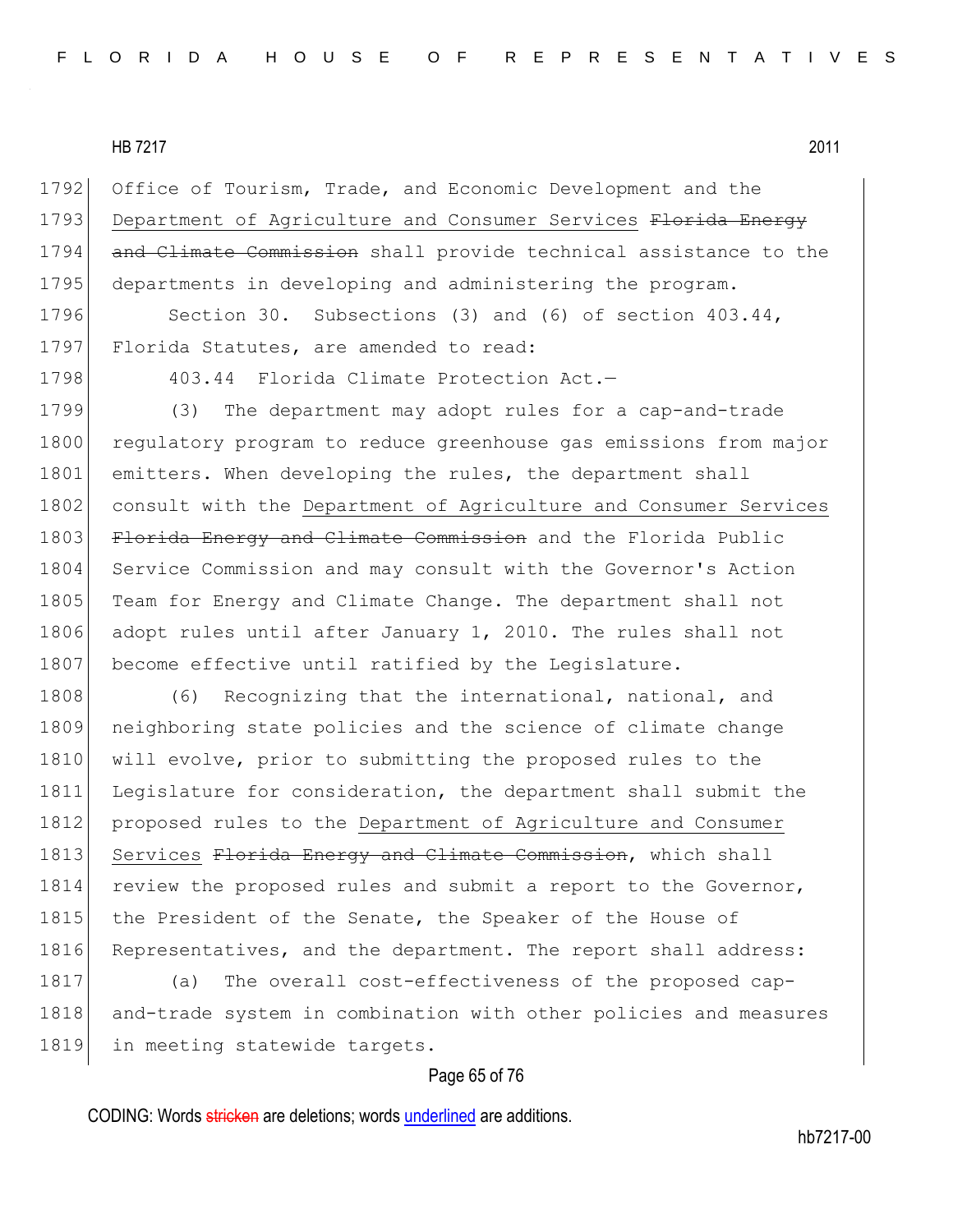Office of Tourism, Trade, and Economic Development and the Department of Agriculture and Consumer Services ~~Florida Energy and Climate Commission~~ shall provide technical assistance to the departments in developing and administering the program.

Section 30. Subsections (3) and (6) of section 403.44, Florida Statutes, are amended to read:

403.44 Florida Climate Protection Act.—

(3) The department may adopt rules for a cap-and-trade regulatory program to reduce greenhouse gas emissions from major emitters. When developing the rules, the department shall consult with the Department of Agriculture and Consumer Services ~~Florida Energy and Climate Commission~~ and the Florida Public Service Commission and may consult with the Governor's Action Team for Energy and Climate Change. The department shall not adopt rules until after January 1, 2010. The rules shall not become effective until ratified by the Legislature.

(6) Recognizing that the international, national, and neighboring state policies and the science of climate change will evolve, prior to submitting the proposed rules to the Legislature for consideration, the department shall submit the proposed rules to the Department of Agriculture and Consumer Services ~~Florida Energy and Climate Commission~~, which shall review the proposed rules and submit a report to the Governor, the President of the Senate, the Speaker of the House of Representatives, and the department. The report shall address:

(a) The overall cost-effectiveness of the proposed cap-and-trade system in combination with other policies and measures in meeting statewide targets.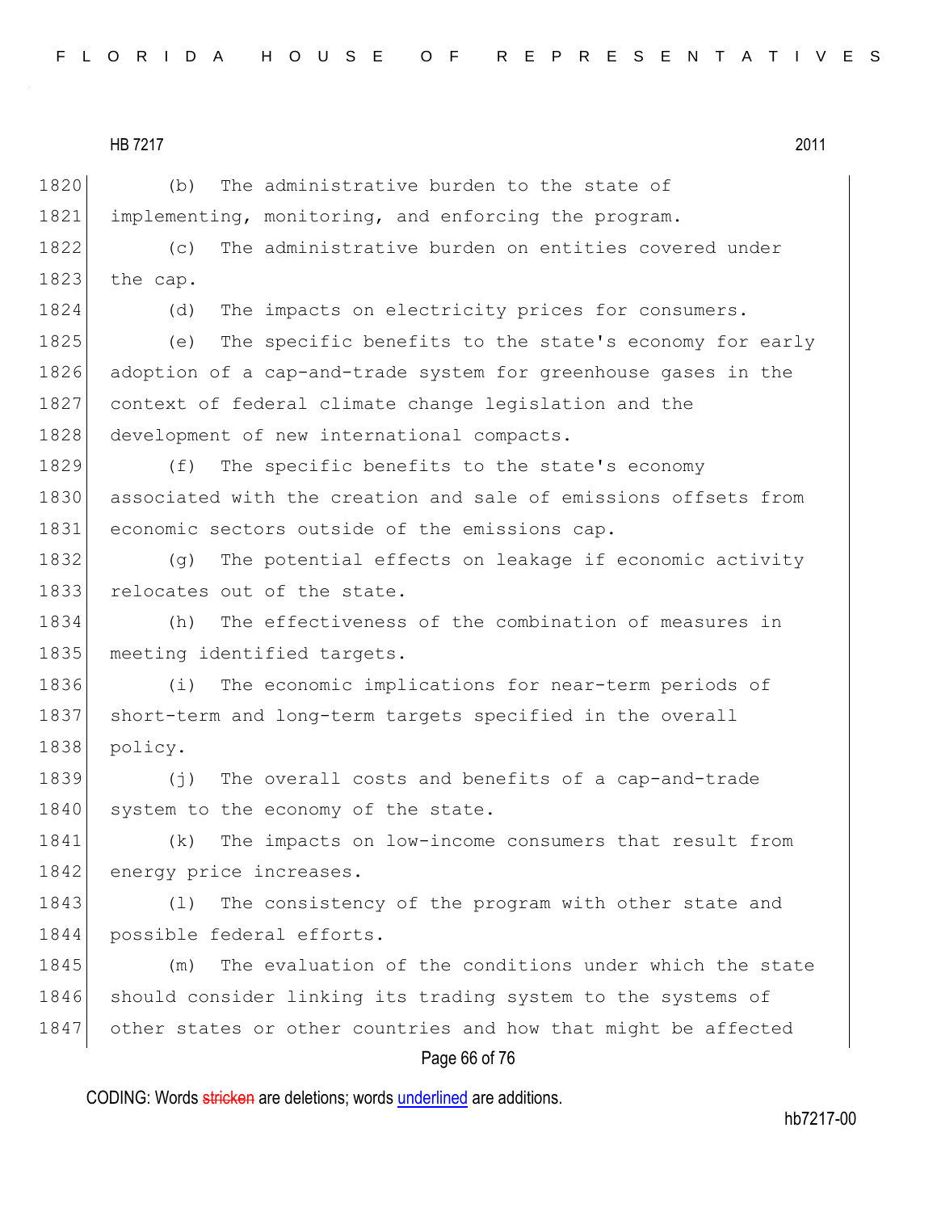(b) The administrative burden to the state of implementing, monitoring, and enforcing the program.

(c) The administrative burden on entities covered under the cap.

(d) The impacts on electricity prices for consumers.

(e) The specific benefits to the state's economy for early adoption of a cap-and-trade system for greenhouse gases in the context of federal climate change legislation and the development of new international compacts.

(f) The specific benefits to the state's economy associated with the creation and sale of emissions offsets from economic sectors outside of the emissions cap.

(g) The potential effects on leakage if economic activity relocates out of the state.

(h) The effectiveness of the combination of measures in meeting identified targets.

(i) The economic implications for near-term periods of short-term and long-term targets specified in the overall policy.

(j) The overall costs and benefits of a cap-and-trade system to the economy of the state.

(k) The impacts on low-income consumers that result from energy price increases.

(l) The consistency of the program with other state and possible federal efforts.

(m) The evaluation of the conditions under which the state should consider linking its trading system to the systems of other states or other countries and how that might be affected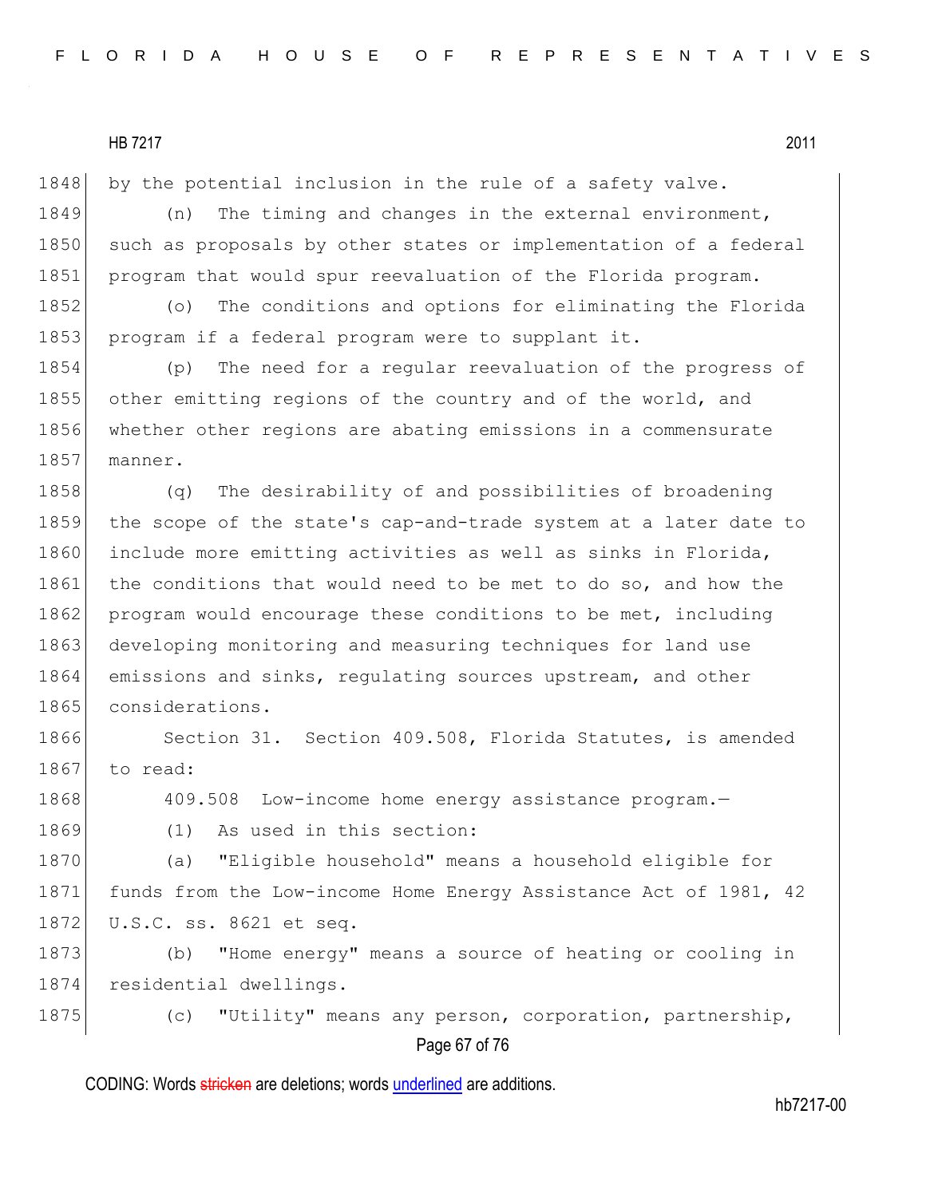by the potential inclusion in the rule of a safety valve.

(n) The timing and changes in the external environment, such as proposals by other states or implementation of a federal program that would spur reevaluation of the Florida program.

(o) The conditions and options for eliminating the Florida program if a federal program were to supplant it.

(p) The need for a regular reevaluation of the progress of other emitting regions of the country and of the world, and whether other regions are abating emissions in a commensurate manner.

(q) The desirability of and possibilities of broadening the scope of the state's cap-and-trade system at a later date to include more emitting activities as well as sinks in Florida, the conditions that would need to be met to do so, and how the program would encourage these conditions to be met, including developing monitoring and measuring techniques for land use emissions and sinks, regulating sources upstream, and other considerations.

Section 31. Section 409.508, Florida Statutes, is amended to read:

409.508 Low-income home energy assistance program.—

(1) As used in this section:

(a) "Eligible household" means a household eligible for funds from the Low-income Home Energy Assistance Act of 1981, 42 U.S.C. ss. 8621 et seq.

(b) "Home energy" means a source of heating or cooling in residential dwellings.

(c) "Utility" means any person, corporation, partnership,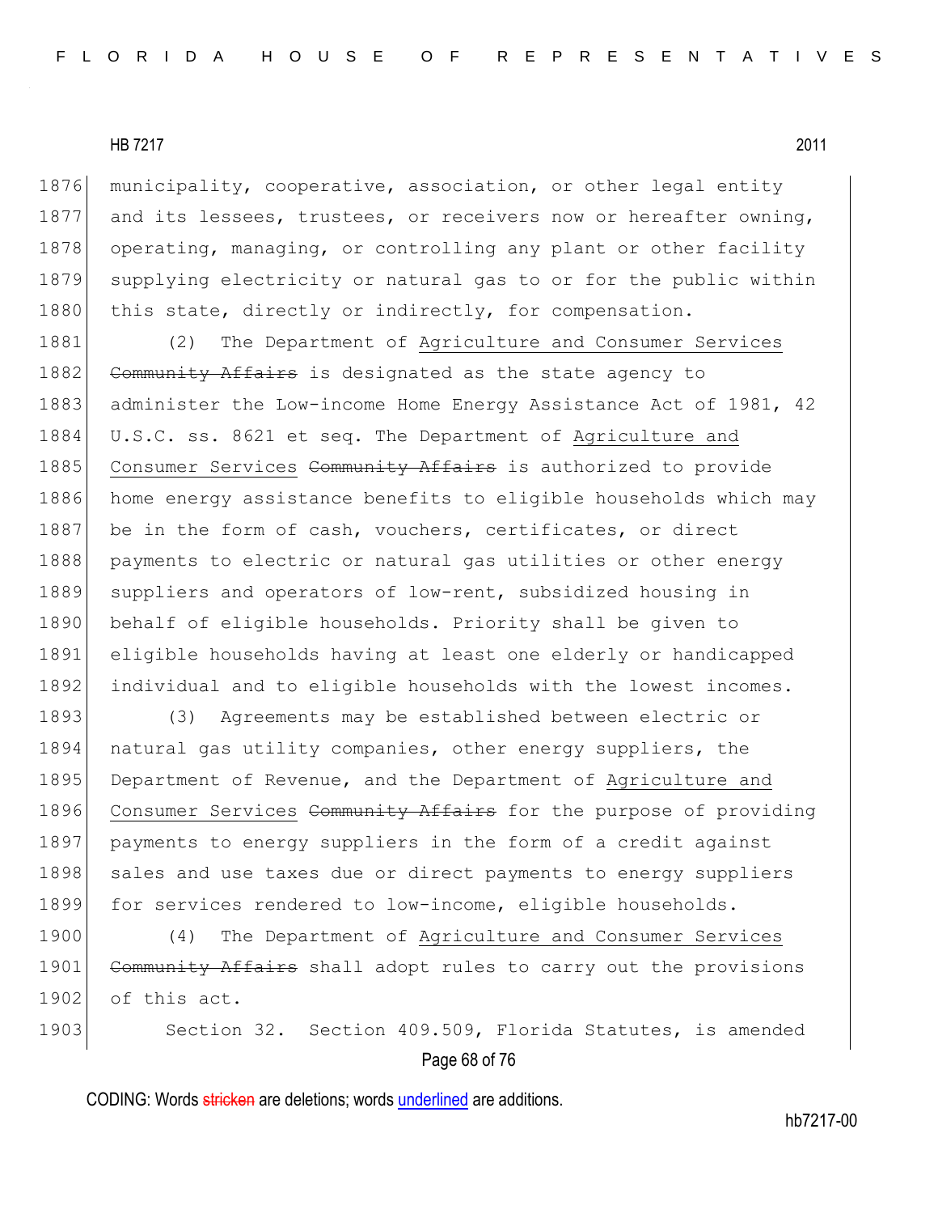municipality, cooperative, association, or other legal entity and its lessees, trustees, or receivers now or hereafter owning, operating, managing, or controlling any plant or other facility supplying electricity or natural gas to or for the public within this state, directly or indirectly, for compensation.

(2) The Department of Agriculture and Consumer Services ~~Community Affairs~~ is designated as the state agency to administer the Low-income Home Energy Assistance Act of 1981, 42 U.S.C. ss. 8621 et seq. The Department of Agriculture and Consumer Services ~~Community Affairs~~ is authorized to provide home energy assistance benefits to eligible households which may be in the form of cash, vouchers, certificates, or direct payments to electric or natural gas utilities or other energy suppliers and operators of low-rent, subsidized housing in behalf of eligible households. Priority shall be given to eligible households having at least one elderly or handicapped individual and to eligible households with the lowest incomes.

(3) Agreements may be established between electric or natural gas utility companies, other energy suppliers, the Department of Revenue, and the Department of Agriculture and Consumer Services ~~Community Affairs~~ for the purpose of providing payments to energy suppliers in the form of a credit against sales and use taxes due or direct payments to energy suppliers for services rendered to low-income, eligible households.

(4) The Department of Agriculture and Consumer Services ~~Community Affairs~~ shall adopt rules to carry out the provisions of this act.

Section 32. Section 409.509, Florida Statutes, is amended

CODING: Words ~~stricken~~ are deletions; words underlined are additions.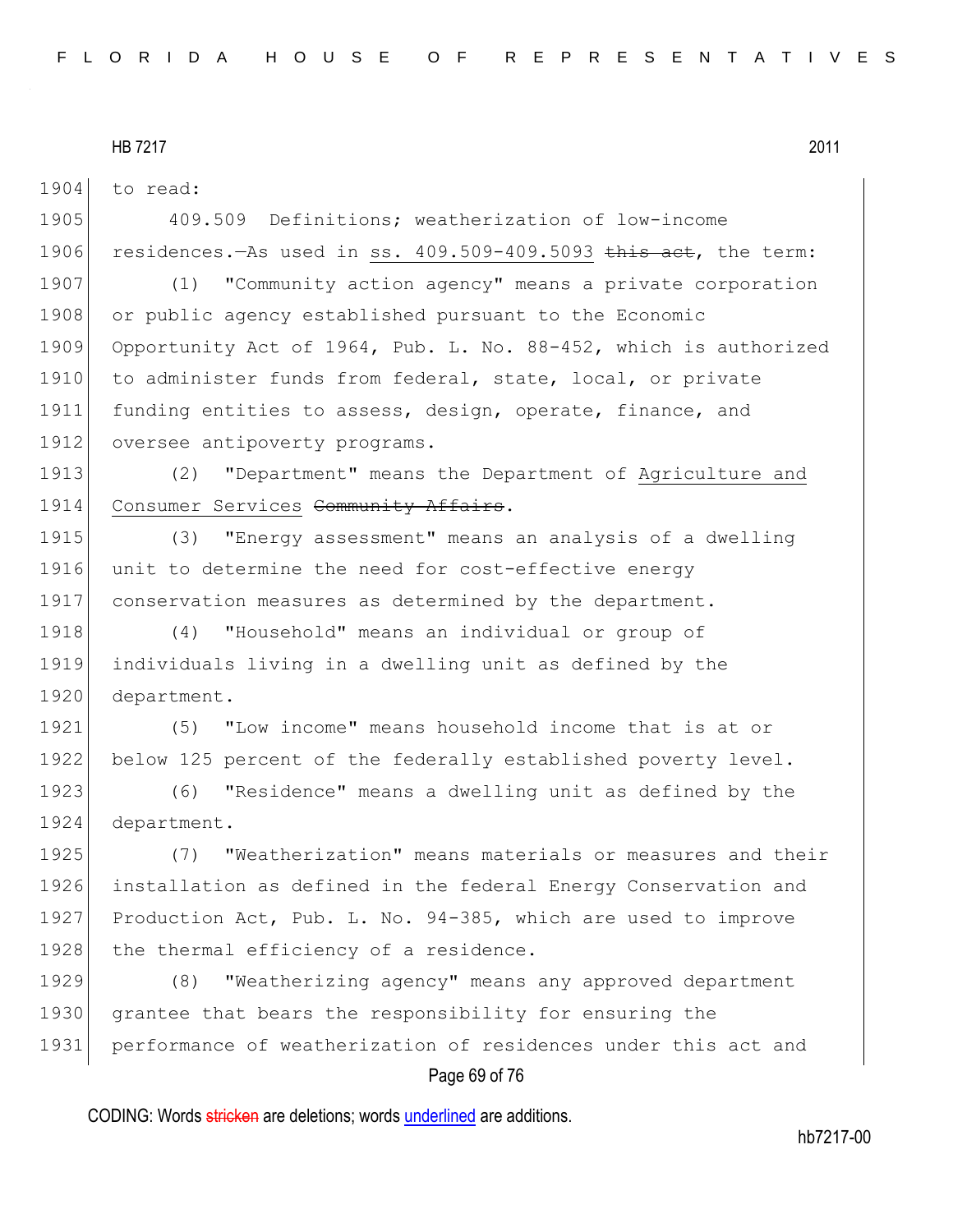to read:

409.509 Definitions; weatherization of low-income residences.—As used in ss. 409.509-409.5093 ~~this act~~, the term:

(1) "Community action agency" means a private corporation or public agency established pursuant to the Economic Opportunity Act of 1964, Pub. L. No. 88-452, which is authorized to administer funds from federal, state, local, or private funding entities to assess, design, operate, finance, and oversee antipoverty programs.

(2) "Department" means the Department of Agriculture and Consumer Services ~~Community Affairs~~.

(3) "Energy assessment" means an analysis of a dwelling unit to determine the need for cost-effective energy conservation measures as determined by the department.

(4) "Household" means an individual or group of individuals living in a dwelling unit as defined by the department.

(5) "Low income" means household income that is at or below 125 percent of the federally established poverty level.

(6) "Residence" means a dwelling unit as defined by the department.

(7) "Weatherization" means materials or measures and their installation as defined in the federal Energy Conservation and Production Act, Pub. L. No. 94-385, which are used to improve the thermal efficiency of a residence.

(8) "Weatherizing agency" means any approved department grantee that bears the responsibility for ensuring the performance of weatherization of residences under this act and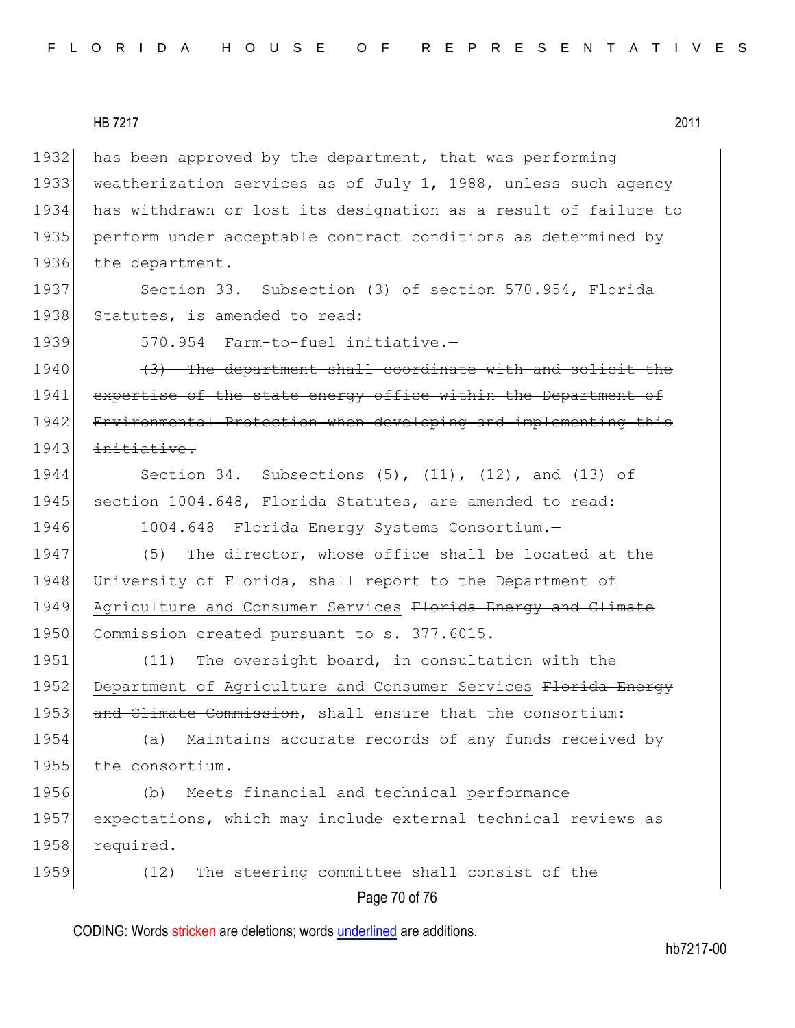has been approved by the department, that was performing weatherization services as of July 1, 1988, unless such agency has withdrawn or lost its designation as a result of failure to perform under acceptable contract conditions as determined by the department.

Section 33. Subsection (3) of section 570.954, Florida Statutes, is amended to read:

570.954 Farm-to-fuel initiative.—

~~(3) The department shall coordinate with and solicit the expertise of the state energy office within the Department of Environmental Protection when developing and implementing this initiative.~~

Section 34. Subsections (5), (11), (12), and (13) of section 1004.648, Florida Statutes, are amended to read:

1004.648 Florida Energy Systems Consortium.—

(5) The director, whose office shall be located at the University of Florida, shall report to the <u>Department of Agriculture and Consumer Services</u> ~~Florida Energy and Climate Commission created pursuant to s. 377.6015~~.

(11) The oversight board, in consultation with the <u>Department of Agriculture and Consumer Services</u> ~~Florida Energy and Climate Commission~~, shall ensure that the consortium:

(a) Maintains accurate records of any funds received by the consortium.

(b) Meets financial and technical performance expectations, which may include external technical reviews as required.

(12) The steering committee shall consist of the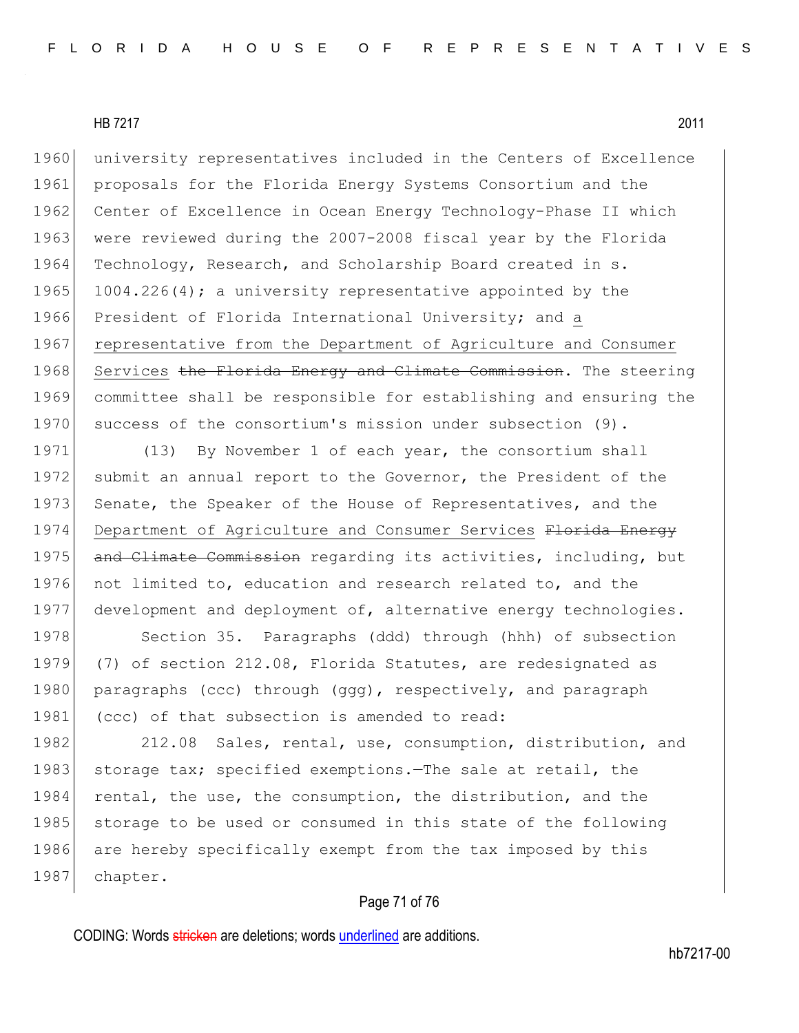university representatives included in the Centers of Excellence proposals for the Florida Energy Systems Consortium and the Center of Excellence in Ocean Energy Technology-Phase II which were reviewed during the 2007-2008 fiscal year by the Florida Technology, Research, and Scholarship Board created in s. 1004.226(4); a university representative appointed by the President of Florida International University; and <u>a representative from the Department of Agriculture and Consumer Services</u> ~~the Florida Energy and Climate Commission~~. The steering committee shall be responsible for establishing and ensuring the success of the consortium's mission under subsection (9).

(13) By November 1 of each year, the consortium shall submit an annual report to the Governor, the President of the Senate, the Speaker of the House of Representatives, and the <u>Department of Agriculture and Consumer Services</u> ~~Florida Energy and Climate Commission~~ regarding its activities, including, but not limited to, education and research related to, and the development and deployment of, alternative energy technologies.

Section 35. Paragraphs (ddd) through (hhh) of subsection (7) of section 212.08, Florida Statutes, are redesignated as paragraphs (ccc) through (ggg), respectively, and paragraph (ccc) of that subsection is amended to read:

212.08 Sales, rental, use, consumption, distribution, and storage tax; specified exemptions.—The sale at retail, the rental, the use, the consumption, the distribution, and the storage to be used or consumed in this state of the following are hereby specifically exempt from the tax imposed by this chapter.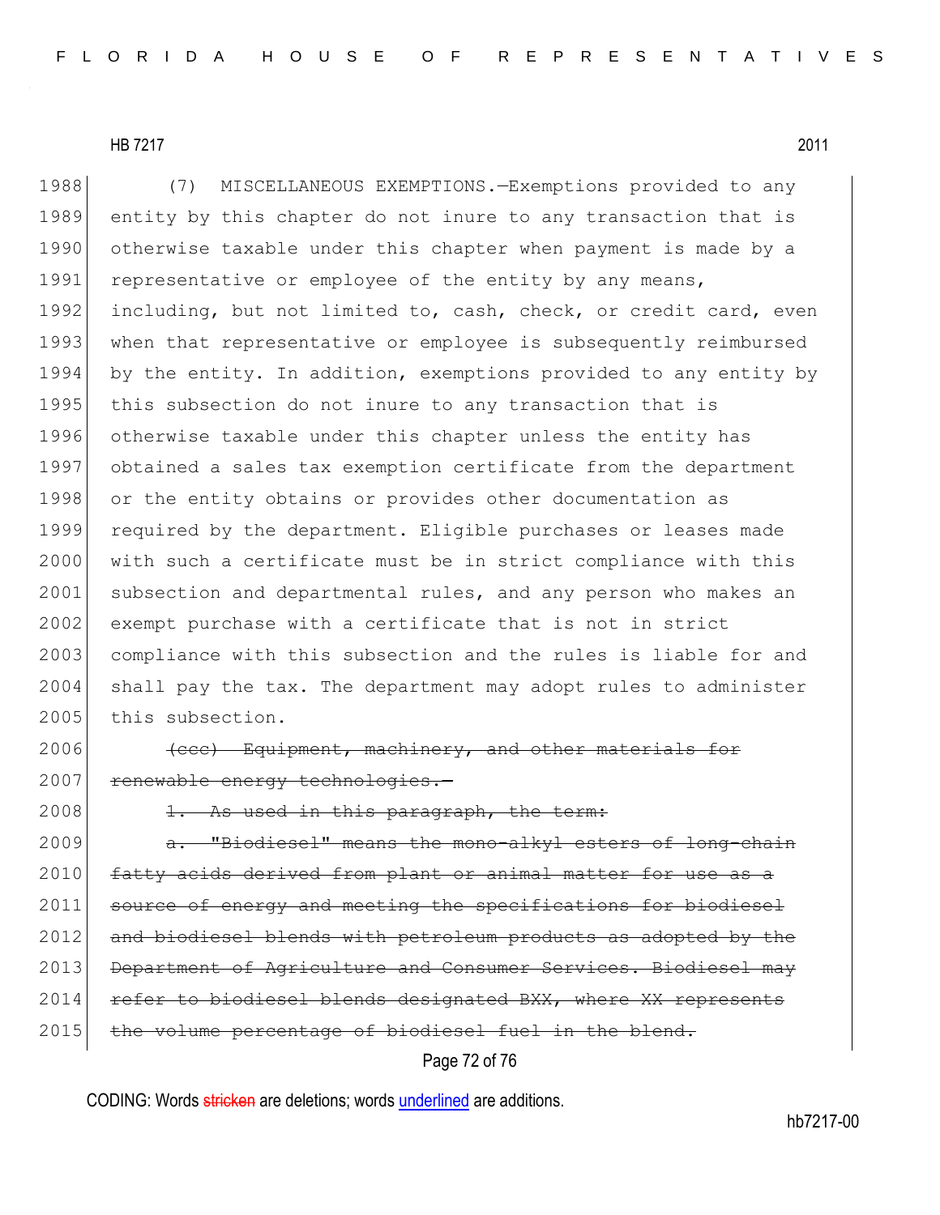(7) MISCELLANEOUS EXEMPTIONS.—Exemptions provided to any entity by this chapter do not inure to any transaction that is otherwise taxable under this chapter when payment is made by a representative or employee of the entity by any means, including, but not limited to, cash, check, or credit card, even when that representative or employee is subsequently reimbursed by the entity. In addition, exemptions provided to any entity by this subsection do not inure to any transaction that is otherwise taxable under this chapter unless the entity has obtained a sales tax exemption certificate from the department or the entity obtains or provides other documentation as required by the department. Eligible purchases or leases made with such a certificate must be in strict compliance with this subsection and departmental rules, and any person who makes an exempt purchase with a certificate that is not in strict compliance with this subsection and the rules is liable for and shall pay the tax. The department may adopt rules to administer this subsection.

~~(ccc) Equipment, machinery, and other materials for renewable energy technologies.—~~

~~1. As used in this paragraph, the term:~~

~~a. "Biodiesel" means the mono-alkyl esters of long-chain fatty acids derived from plant or animal matter for use as a source of energy and meeting the specifications for biodiesel and biodiesel blends with petroleum products as adopted by the Department of Agriculture and Consumer Services. Biodiesel may refer to biodiesel blends designated BXX, where XX represents the volume percentage of biodiesel fuel in the blend.~~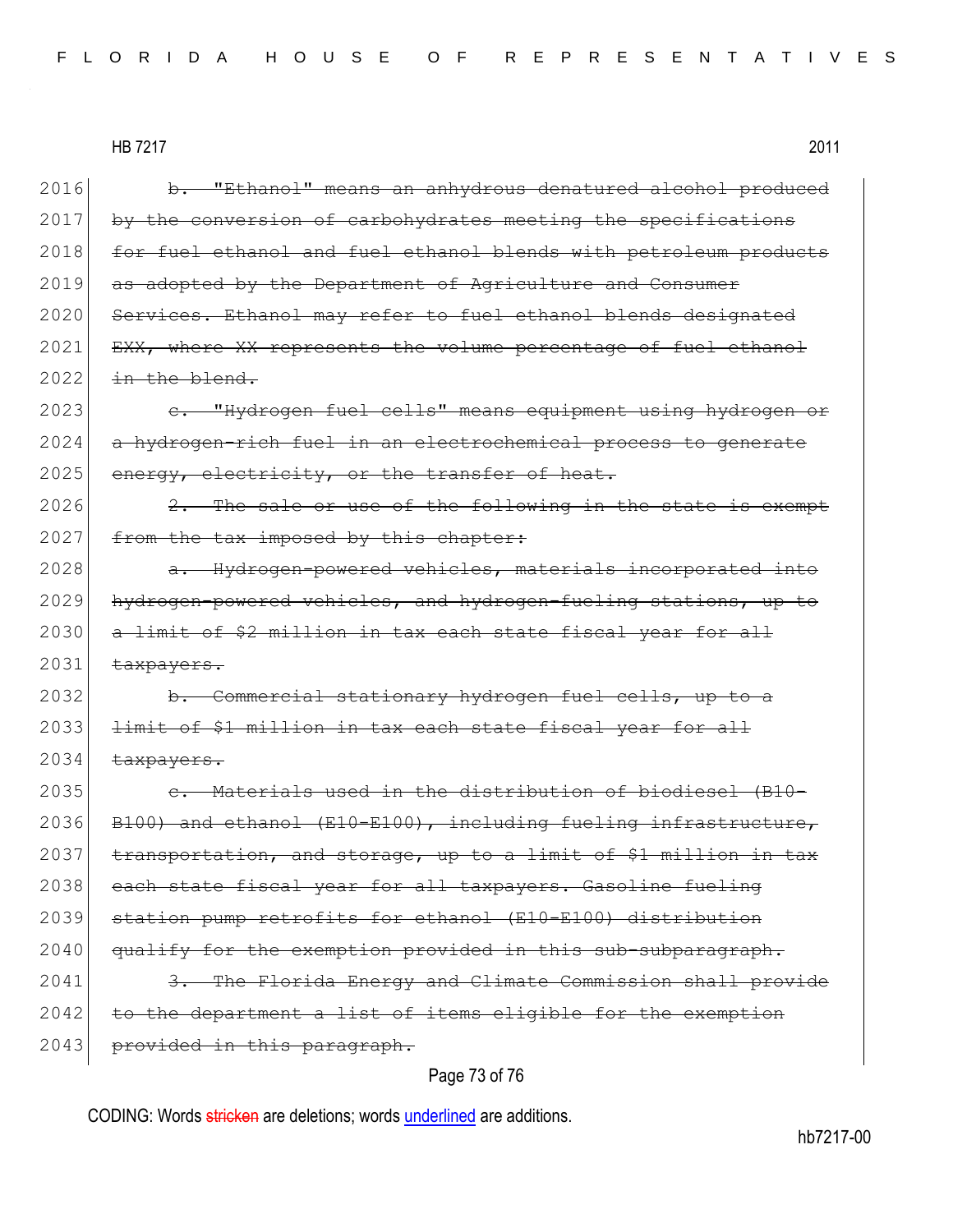~~b. "Ethanol" means an anhydrous denatured alcohol produced by the conversion of carbohydrates meeting the specifications for fuel ethanol and fuel ethanol blends with petroleum products as adopted by the Department of Agriculture and Consumer Services. Ethanol may refer to fuel ethanol blends designated EXX, where XX represents the volume percentage of fuel ethanol in the blend.~~

~~c. "Hydrogen fuel cells" means equipment using hydrogen or a hydrogen-rich fuel in an electrochemical process to generate energy, electricity, or the transfer of heat.~~

~~2. The sale or use of the following in the state is exempt from the tax imposed by this chapter:~~

~~a. Hydrogen-powered vehicles, materials incorporated into hydrogen-powered vehicles, and hydrogen-fueling stations, up to a limit of $2 million in tax each state fiscal year for all taxpayers.~~

~~b. Commercial stationary hydrogen fuel cells, up to a limit of $1 million in tax each state fiscal year for all taxpayers.~~

~~c. Materials used in the distribution of biodiesel (B10-B100) and ethanol (E10-E100), including fueling infrastructure, transportation, and storage, up to a limit of $1 million in tax each state fiscal year for all taxpayers. Gasoline fueling station pump retrofits for ethanol (E10-E100) distribution qualify for the exemption provided in this sub-subparagraph.~~

~~3. The Florida Energy and Climate Commission shall provide to the department a list of items eligible for the exemption provided in this paragraph.~~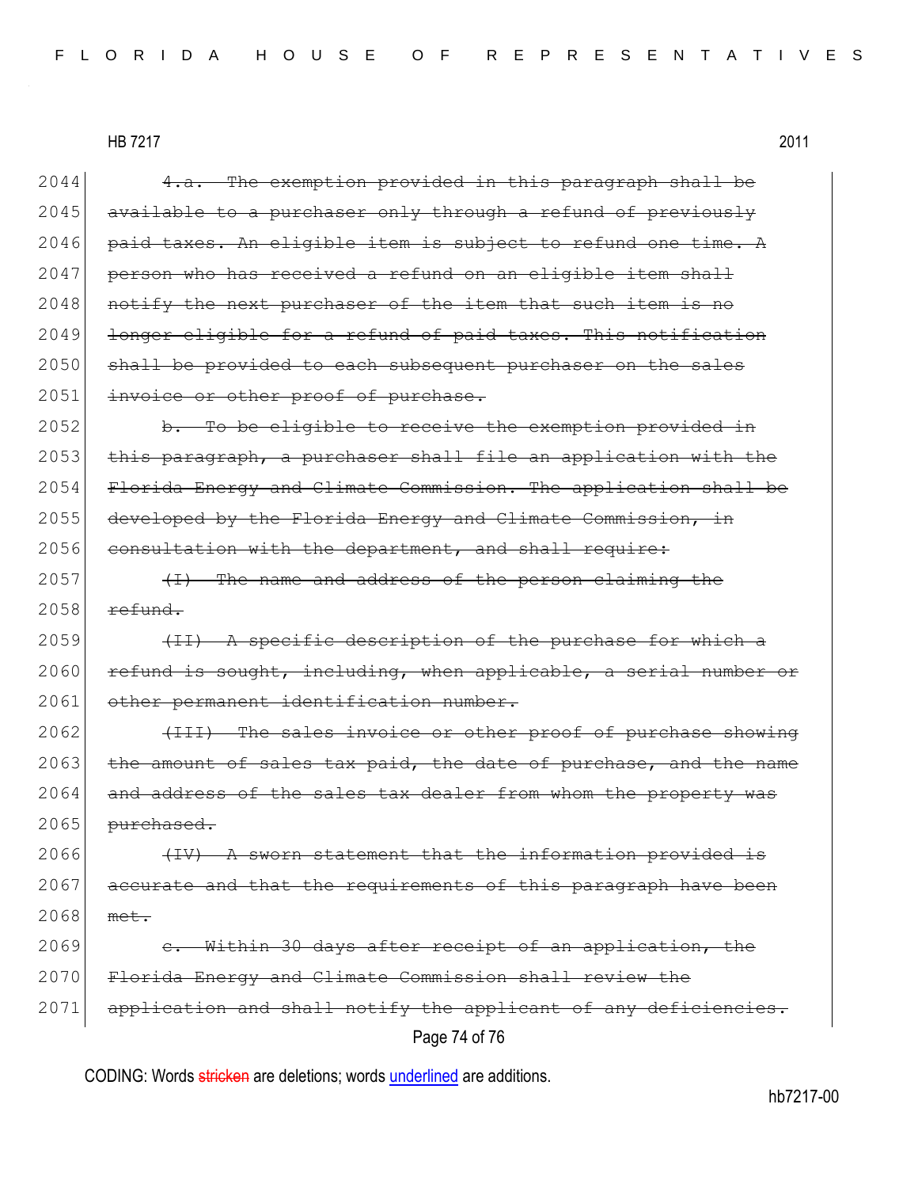2044 ~~4.a. The exemption provided in this paragraph shall be~~
2045 ~~available to a purchaser only through a refund of previously~~
2046 ~~paid taxes. An eligible item is subject to refund one time. A~~
2047 ~~person who has received a refund on an eligible item shall~~
2048 ~~notify the next purchaser of the item that such item is no~~
2049 ~~longer eligible for a refund of paid taxes. This notification~~
2050 ~~shall be provided to each subsequent purchaser on the sales~~
2051 ~~invoice or other proof of purchase.~~
2052 ~~b. To be eligible to receive the exemption provided in~~
2053 ~~this paragraph, a purchaser shall file an application with the~~
2054 ~~Florida Energy and Climate Commission. The application shall be~~
2055 ~~developed by the Florida Energy and Climate Commission, in~~
2056 ~~consultation with the department, and shall require:~~
2057 ~~(I) The name and address of the person claiming the~~
2058 ~~refund.~~
2059 ~~(II) A specific description of the purchase for which a~~
2060 ~~refund is sought, including, when applicable, a serial number or~~
2061 ~~other permanent identification number.~~
2062 ~~(III) The sales invoice or other proof of purchase showing~~
2063 ~~the amount of sales tax paid, the date of purchase, and the name~~
2064 ~~and address of the sales tax dealer from whom the property was~~
2065 ~~purchased.~~
2066 ~~(IV) A sworn statement that the information provided is~~
2067 ~~accurate and that the requirements of this paragraph have been~~
2068 ~~met.~~
2069 ~~c. Within 30 days after receipt of an application, the~~
2070 ~~Florida Energy and Climate Commission shall review the~~
2071 ~~application and shall notify the applicant of any deficiencies.~~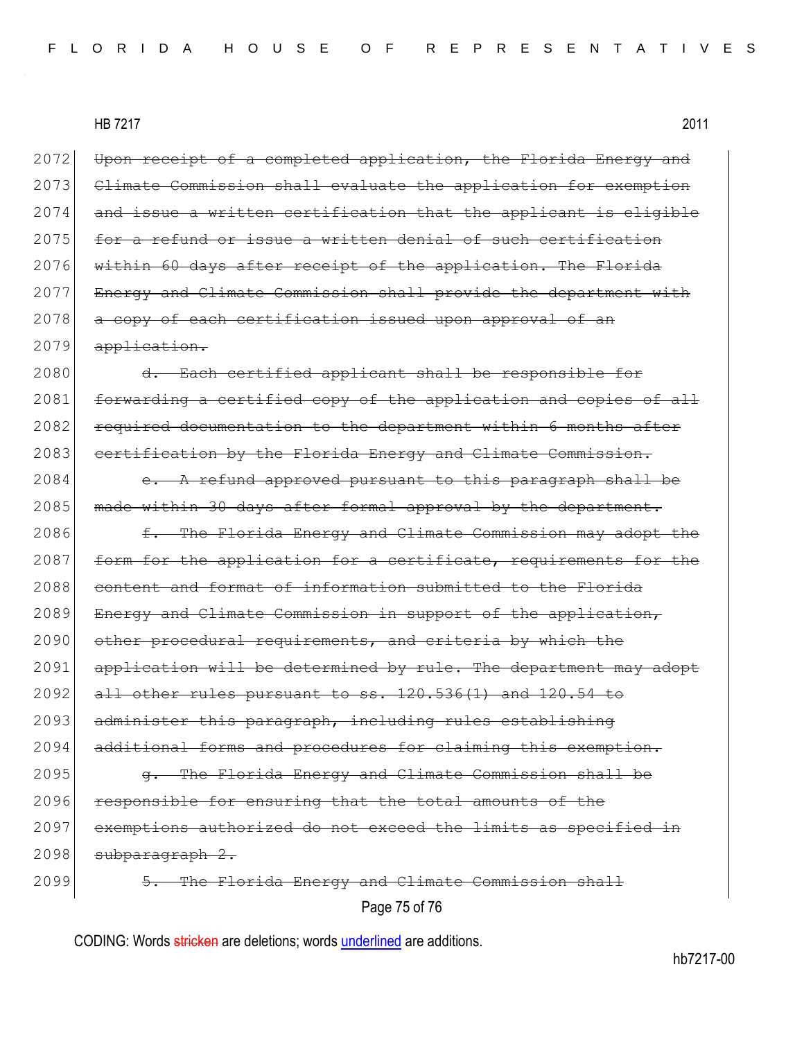2072 ~~Upon receipt of a completed application, the Florida Energy and~~
2073 ~~Climate Commission shall evaluate the application for exemption~~
2074 ~~and issue a written certification that the applicant is eligible~~
2075 ~~for a refund or issue a written denial of such certification~~
2076 ~~within 60 days after receipt of the application. The Florida~~
2077 ~~Energy and Climate Commission shall provide the department with~~
2078 ~~a copy of each certification issued upon approval of an~~
2079 ~~application.~~

2080 ~~d. Each certified applicant shall be responsible for~~
2081 ~~forwarding a certified copy of the application and copies of all~~
2082 ~~required documentation to the department within 6 months after~~
2083 ~~certification by the Florida Energy and Climate Commission.~~

2084 ~~e. A refund approved pursuant to this paragraph shall be~~
2085 ~~made within 30 days after formal approval by the department.~~

2086 ~~f. The Florida Energy and Climate Commission may adopt the~~
2087 ~~form for the application for a certificate, requirements for the~~
2088 ~~content and format of information submitted to the Florida~~
2089 ~~Energy and Climate Commission in support of the application,~~
2090 ~~other procedural requirements, and criteria by which the~~
2091 ~~application will be determined by rule. The department may adopt~~
2092 ~~all other rules pursuant to ss. 120.536(1) and 120.54 to~~
2093 ~~administer this paragraph, including rules establishing~~
2094 ~~additional forms and procedures for claiming this exemption.~~

2095 ~~g. The Florida Energy and Climate Commission shall be~~
2096 ~~responsible for ensuring that the total amounts of the~~
2097 ~~exemptions authorized do not exceed the limits as specified in~~
2098 ~~subparagraph 2.~~

2099 ~~5. The Florida Energy and Climate Commission shall~~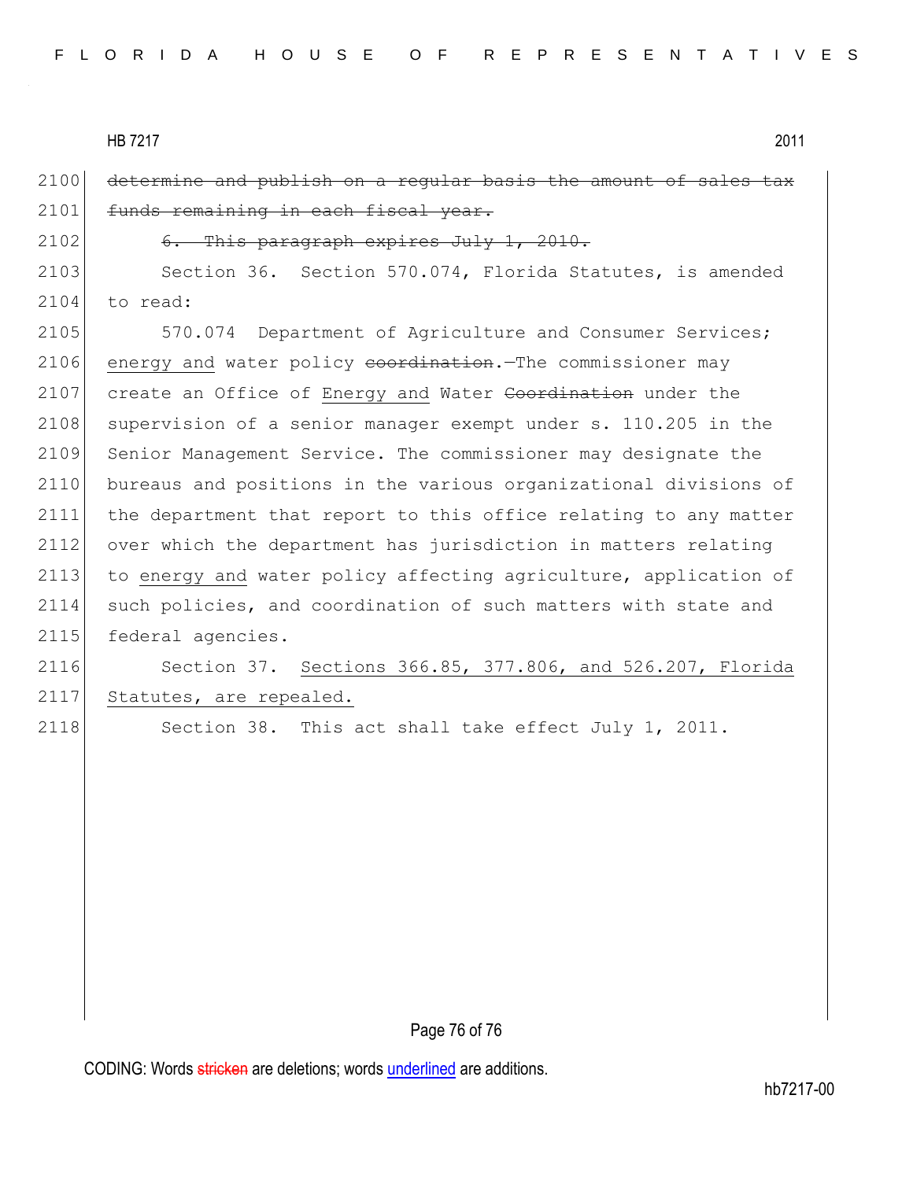~~determine and publish on a regular basis the amount of sales tax funds remaining in each fiscal year.~~

~~6. This paragraph expires July 1, 2010.~~

Section 36. Section 570.074, Florida Statutes, is amended to read:

570.074 Department of Agriculture and Consumer Services; energy and water policy ~~coordination~~.—The commissioner may create an Office of Energy and Water ~~Coordination~~ under the supervision of a senior manager exempt under s. 110.205 in the Senior Management Service. The commissioner may designate the bureaus and positions in the various organizational divisions of the department that report to this office relating to any matter over which the department has jurisdiction in matters relating to energy and water policy affecting agriculture, application of such policies, and coordination of such matters with state and federal agencies.

Section 37. Sections 366.85, 377.806, and 526.207, Florida Statutes, are repealed.

Section 38. This act shall take effect July 1, 2011.